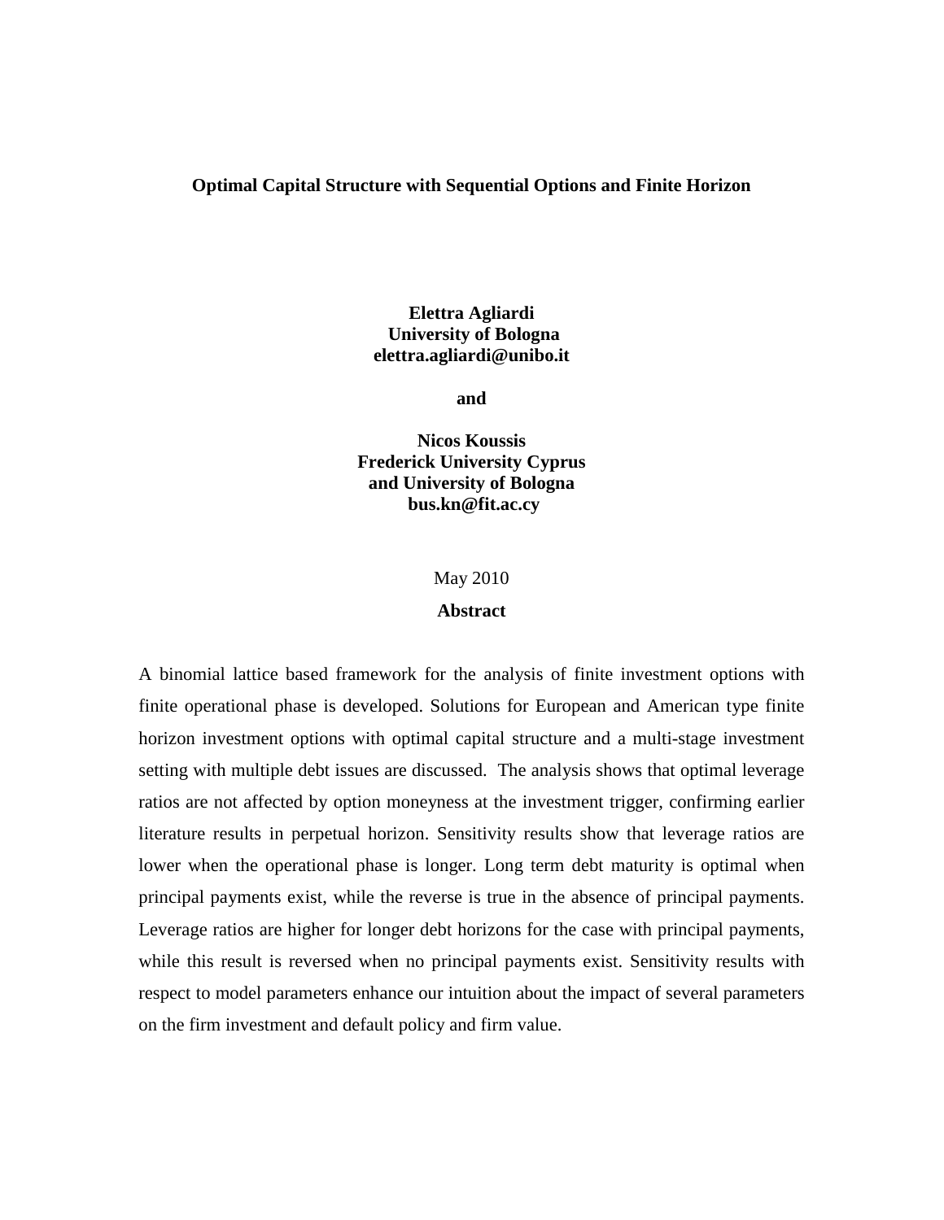# Optimal Capital Structure with Sequential Options and Finite Horizon

**Elettra Agliardi**
**University of Bologna**
**elettra.agliardi@unibo.it**

**and**

**Nicos Koussis**
**Frederick University Cyprus**
**and University of Bologna**
**bus.kn@fit.ac.cy**

May 2010

**Abstract**

A binomial lattice based framework for the analysis of finite investment options with finite operational phase is developed. Solutions for European and American type finite horizon investment options with optimal capital structure and a multi-stage investment setting with multiple debt issues are discussed. The analysis shows that optimal leverage ratios are not affected by option moneyness at the investment trigger, confirming earlier literature results in perpetual horizon. Sensitivity results show that leverage ratios are lower when the operational phase is longer. Long term debt maturity is optimal when principal payments exist, while the reverse is true in the absence of principal payments. Leverage ratios are higher for longer debt horizons for the case with principal payments, while this result is reversed when no principal payments exist. Sensitivity results with respect to model parameters enhance our intuition about the impact of several parameters on the firm investment and default policy and firm value.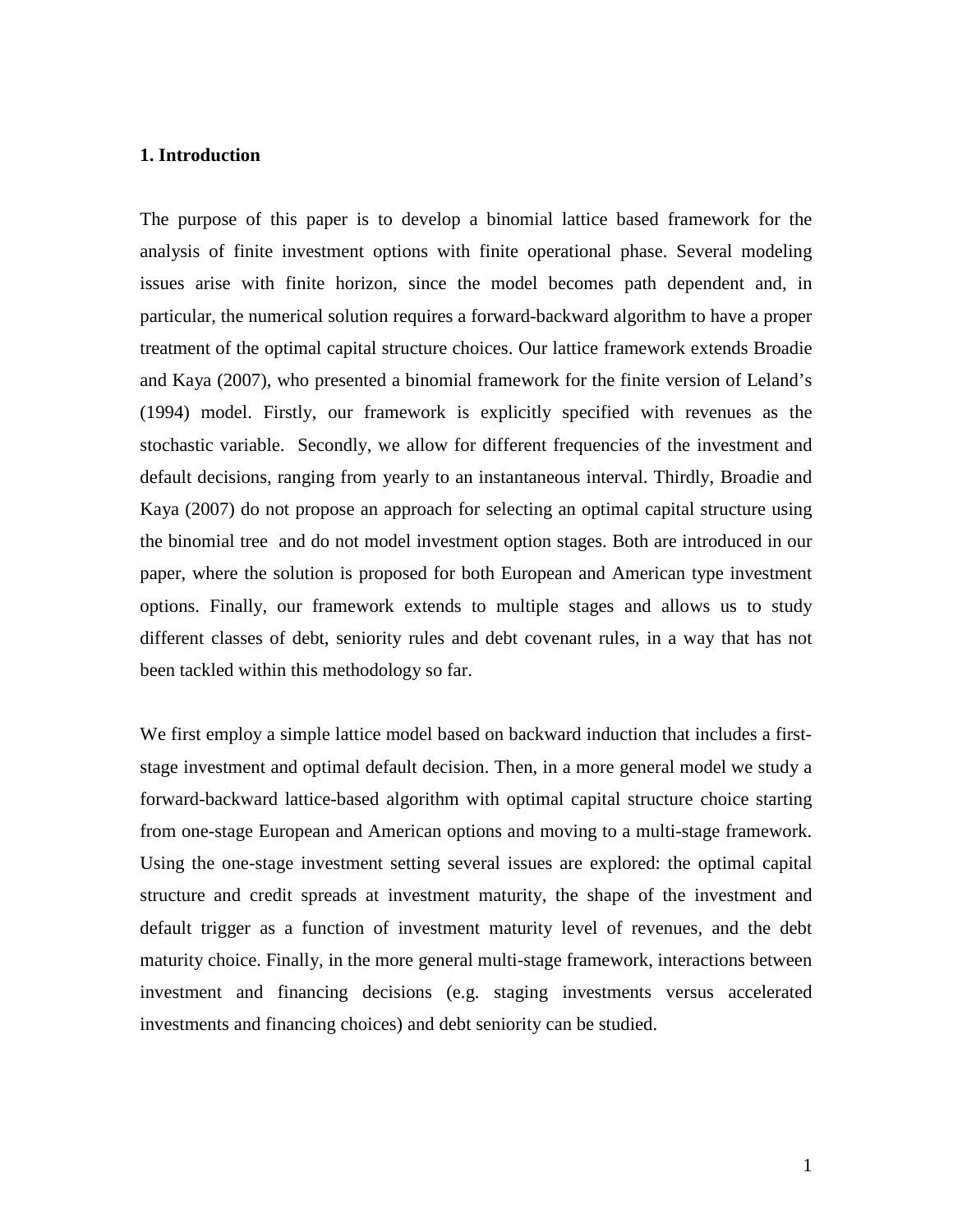## 1. Introduction

The purpose of this paper is to develop a binomial lattice based framework for the analysis of finite investment options with finite operational phase. Several modeling issues arise with finite horizon, since the model becomes path dependent and, in particular, the numerical solution requires a forward-backward algorithm to have a proper treatment of the optimal capital structure choices. Our lattice framework extends Broadie and Kaya (2007), who presented a binomial framework for the finite version of Leland's (1994) model. Firstly, our framework is explicitly specified with revenues as the stochastic variable. Secondly, we allow for different frequencies of the investment and default decisions, ranging from yearly to an instantaneous interval. Thirdly, Broadie and Kaya (2007) do not propose an approach for selecting an optimal capital structure using the binomial tree and do not model investment option stages. Both are introduced in our paper, where the solution is proposed for both European and American type investment options. Finally, our framework extends to multiple stages and allows us to study different classes of debt, seniority rules and debt covenant rules, in a way that has not been tackled within this methodology so far.

We first employ a simple lattice model based on backward induction that includes a first-stage investment and optimal default decision. Then, in a more general model we study a forward-backward lattice-based algorithm with optimal capital structure choice starting from one-stage European and American options and moving to a multi-stage framework. Using the one-stage investment setting several issues are explored: the optimal capital structure and credit spreads at investment maturity, the shape of the investment and default trigger as a function of investment maturity level of revenues, and the debt maturity choice. Finally, in the more general multi-stage framework, interactions between investment and financing decisions (e.g. staging investments versus accelerated investments and financing choices) and debt seniority can be studied.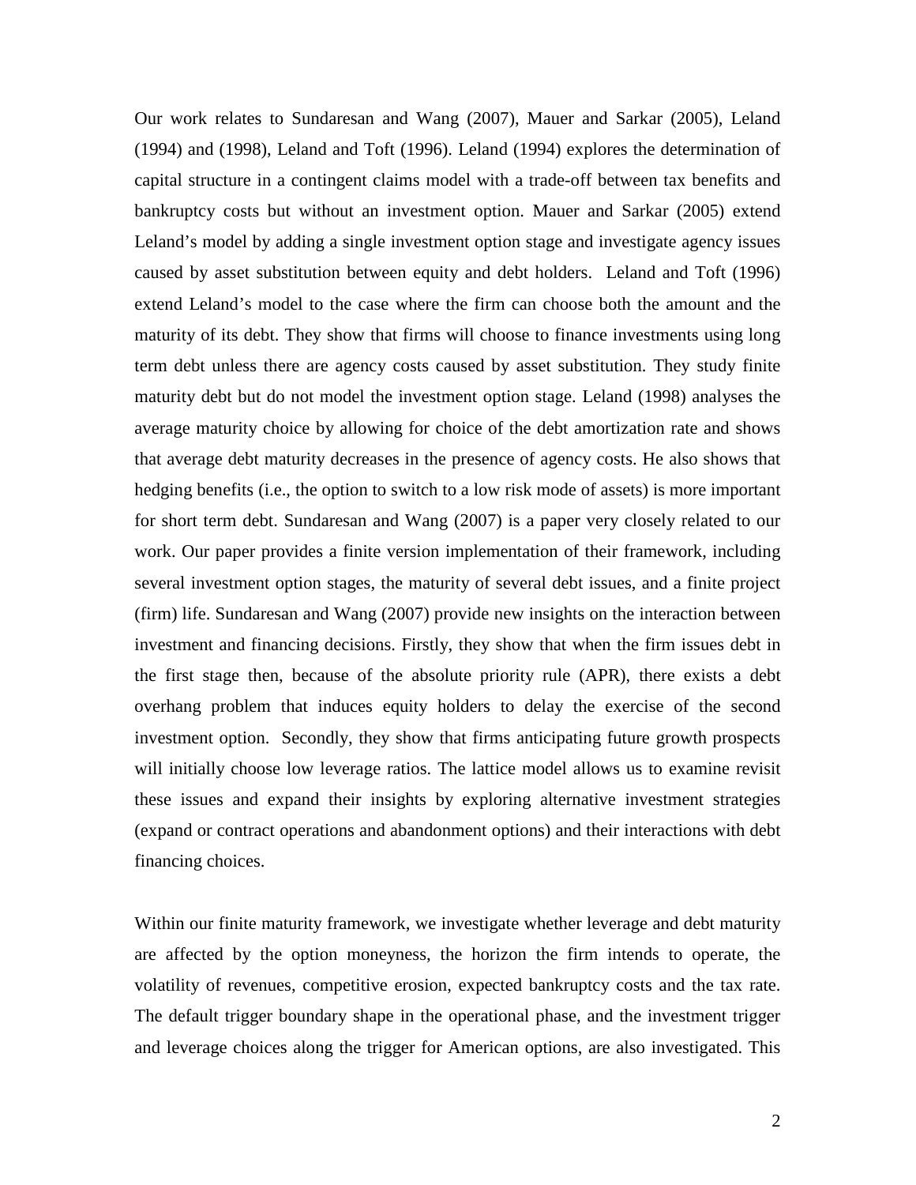Our work relates to Sundaresan and Wang (2007), Mauer and Sarkar (2005), Leland (1994) and (1998), Leland and Toft (1996). Leland (1994) explores the determination of capital structure in a contingent claims model with a trade-off between tax benefits and bankruptcy costs but without an investment option. Mauer and Sarkar (2005) extend Leland's model by adding a single investment option stage and investigate agency issues caused by asset substitution between equity and debt holders. Leland and Toft (1996) extend Leland's model to the case where the firm can choose both the amount and the maturity of its debt. They show that firms will choose to finance investments using long term debt unless there are agency costs caused by asset substitution. They study finite maturity debt but do not model the investment option stage. Leland (1998) analyses the average maturity choice by allowing for choice of the debt amortization rate and shows that average debt maturity decreases in the presence of agency costs. He also shows that hedging benefits (i.e., the option to switch to a low risk mode of assets) is more important for short term debt. Sundaresan and Wang (2007) is a paper very closely related to our work. Our paper provides a finite version implementation of their framework, including several investment option stages, the maturity of several debt issues, and a finite project (firm) life. Sundaresan and Wang (2007) provide new insights on the interaction between investment and financing decisions. Firstly, they show that when the firm issues debt in the first stage then, because of the absolute priority rule (APR), there exists a debt overhang problem that induces equity holders to delay the exercise of the second investment option. Secondly, they show that firms anticipating future growth prospects will initially choose low leverage ratios. The lattice model allows us to examine revisit these issues and expand their insights by exploring alternative investment strategies (expand or contract operations and abandonment options) and their interactions with debt financing choices.

Within our finite maturity framework, we investigate whether leverage and debt maturity are affected by the option moneyness, the horizon the firm intends to operate, the volatility of revenues, competitive erosion, expected bankruptcy costs and the tax rate. The default trigger boundary shape in the operational phase, and the investment trigger and leverage choices along the trigger for American options, are also investigated. This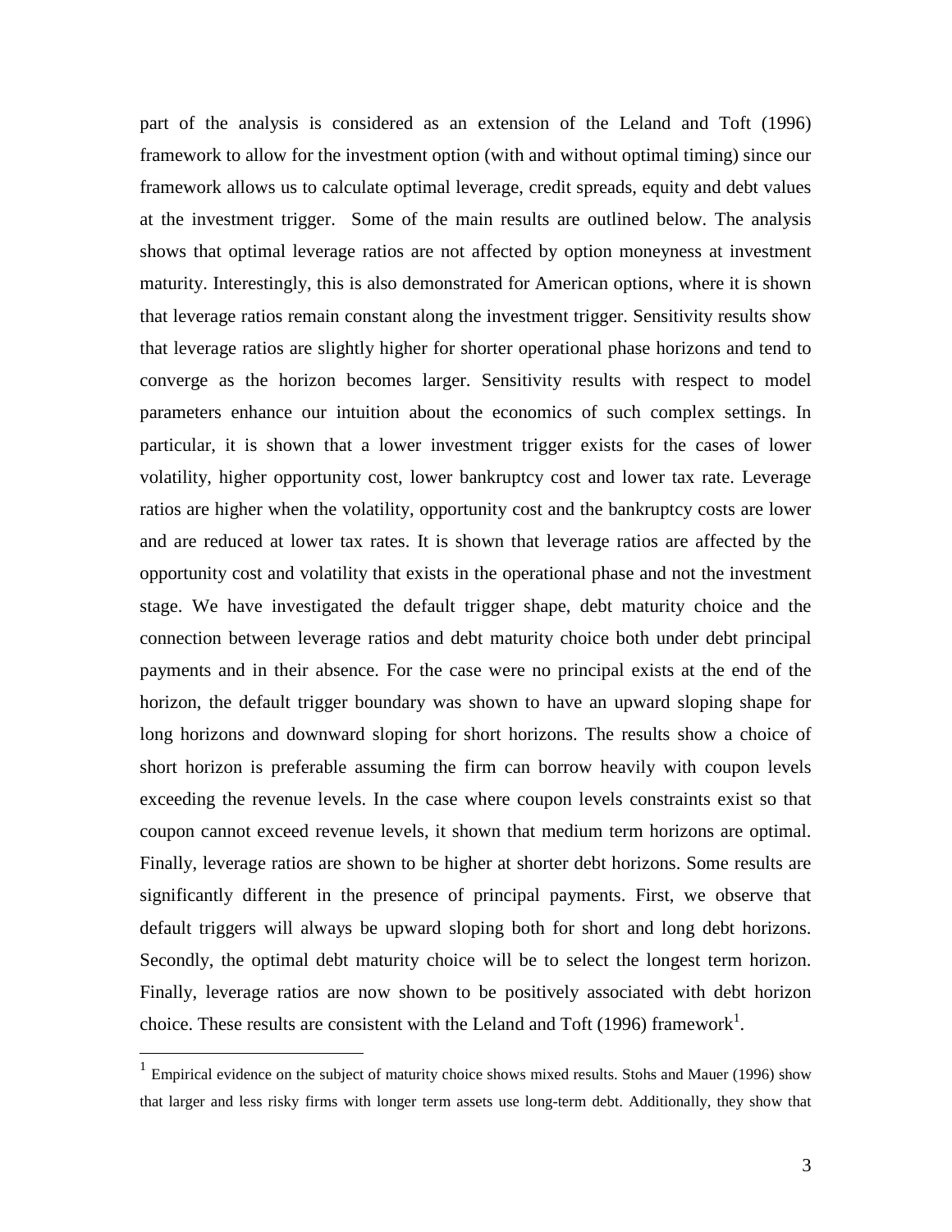part of the analysis is considered as an extension of the Leland and Toft (1996) framework to allow for the investment option (with and without optimal timing) since our framework allows us to calculate optimal leverage, credit spreads, equity and debt values at the investment trigger. Some of the main results are outlined below. The analysis shows that optimal leverage ratios are not affected by option moneyness at investment maturity. Interestingly, this is also demonstrated for American options, where it is shown that leverage ratios remain constant along the investment trigger. Sensitivity results show that leverage ratios are slightly higher for shorter operational phase horizons and tend to converge as the horizon becomes larger. Sensitivity results with respect to model parameters enhance our intuition about the economics of such complex settings. In particular, it is shown that a lower investment trigger exists for the cases of lower volatility, higher opportunity cost, lower bankruptcy cost and lower tax rate. Leverage ratios are higher when the volatility, opportunity cost and the bankruptcy costs are lower and are reduced at lower tax rates. It is shown that leverage ratios are affected by the opportunity cost and volatility that exists in the operational phase and not the investment stage. We have investigated the default trigger shape, debt maturity choice and the connection between leverage ratios and debt maturity choice both under debt principal payments and in their absence. For the case were no principal exists at the end of the horizon, the default trigger boundary was shown to have an upward sloping shape for long horizons and downward sloping for short horizons. The results show a choice of short horizon is preferable assuming the firm can borrow heavily with coupon levels exceeding the revenue levels. In the case where coupon levels constraints exist so that coupon cannot exceed revenue levels, it shown that medium term horizons are optimal. Finally, leverage ratios are shown to be higher at shorter debt horizons. Some results are significantly different in the presence of principal payments. First, we observe that default triggers will always be upward sloping both for short and long debt horizons. Secondly, the optimal debt maturity choice will be to select the longest term horizon. Finally, leverage ratios are now shown to be positively associated with debt horizon choice. These results are consistent with the Leland and Toft (1996) framework[1].

[1] Empirical evidence on the subject of maturity choice shows mixed results. Stohs and Mauer (1996) show that larger and less risky firms with longer term assets use long-term debt. Additionally, they show that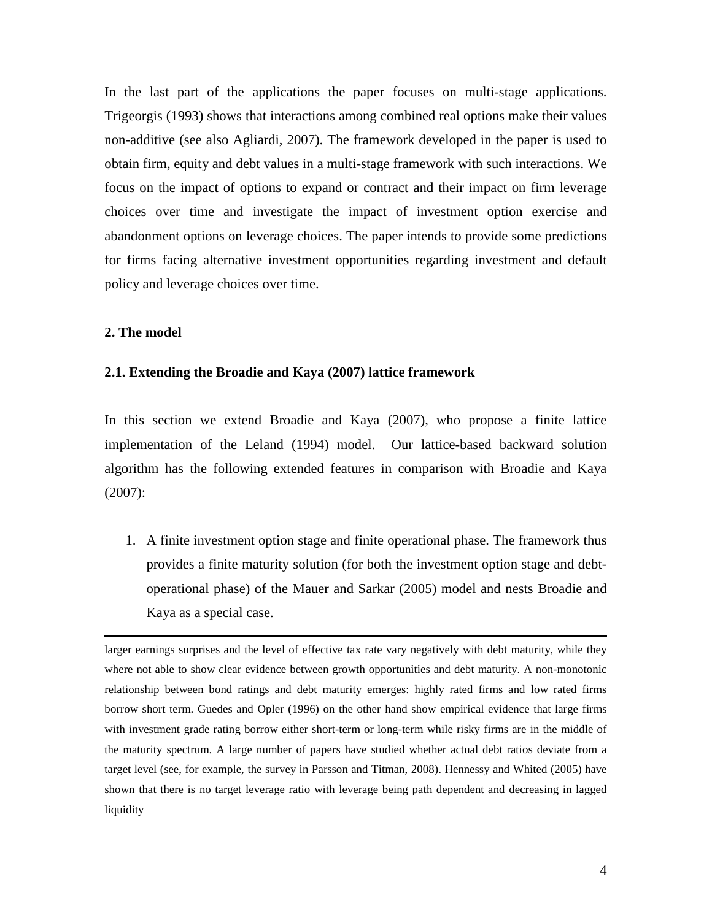In the last part of the applications the paper focuses on multi-stage applications. Trigeorgis (1993) shows that interactions among combined real options make their values non-additive (see also Agliardi, 2007). The framework developed in the paper is used to obtain firm, equity and debt values in a multi-stage framework with such interactions. We focus on the impact of options to expand or contract and their impact on firm leverage choices over time and investigate the impact of investment option exercise and abandonment options on leverage choices. The paper intends to provide some predictions for firms facing alternative investment opportunities regarding investment and default policy and leverage choices over time.

## 2. The model

### 2.1. Extending the Broadie and Kaya (2007) lattice framework

In this section we extend Broadie and Kaya (2007), who propose a finite lattice implementation of the Leland (1994) model. Our lattice-based backward solution algorithm has the following extended features in comparison with Broadie and Kaya (2007):

1. A finite investment option stage and finite operational phase. The framework thus provides a finite maturity solution (for both the investment option stage and debt-operational phase) of the Mauer and Sarkar (2005) model and nests Broadie and Kaya as a special case.

---

larger earnings surprises and the level of effective tax rate vary negatively with debt maturity, while they where not able to show clear evidence between growth opportunities and debt maturity. A non-monotonic relationship between bond ratings and debt maturity emerges: highly rated firms and low rated firms borrow short term. Guedes and Opler (1996) on the other hand show empirical evidence that large firms with investment grade rating borrow either short-term or long-term while risky firms are in the middle of the maturity spectrum. A large number of papers have studied whether actual debt ratios deviate from a target level (see, for example, the survey in Parsson and Titman, 2008). Hennessy and Whited (2005) have shown that there is no target leverage ratio with leverage being path dependent and decreasing in lagged liquidity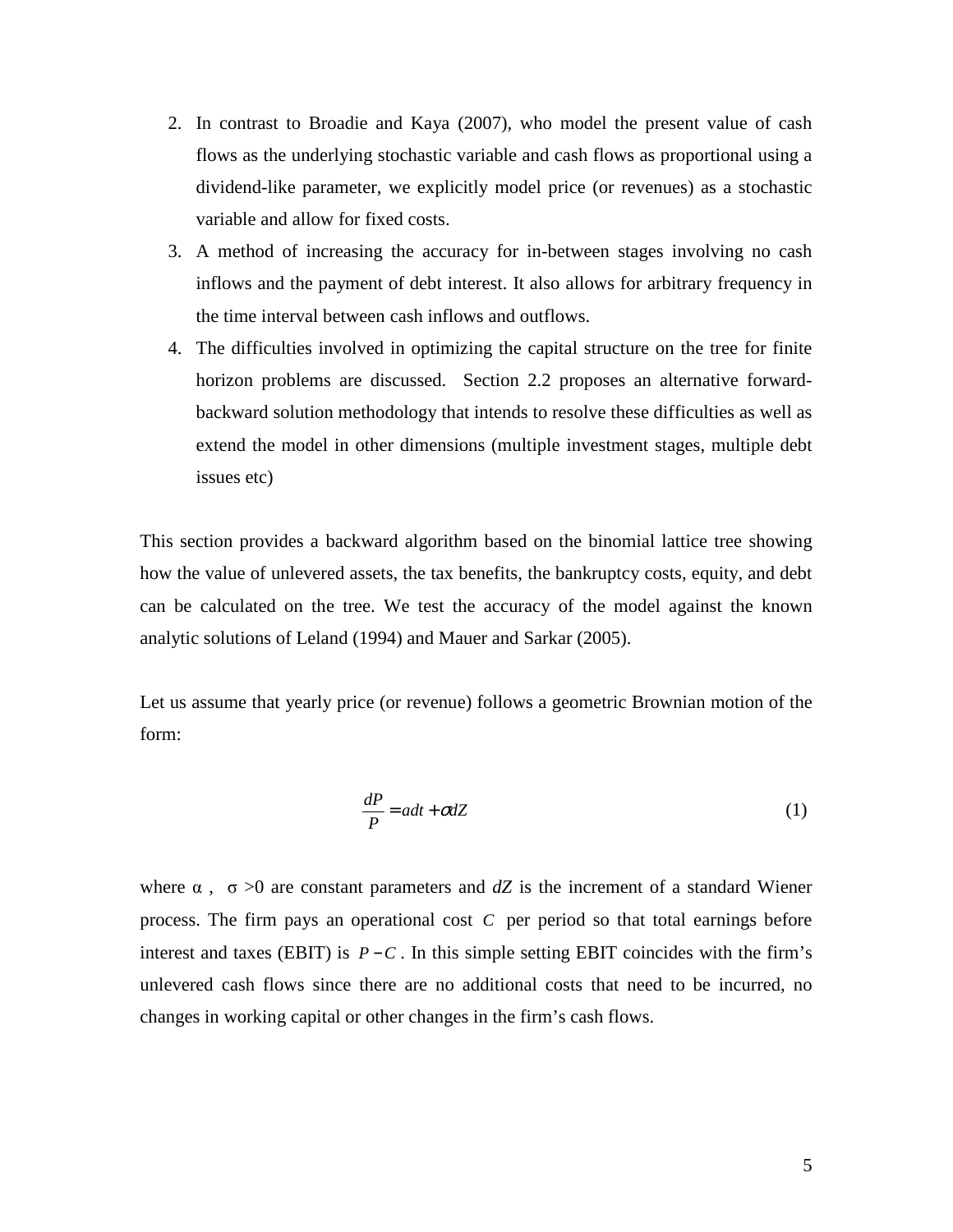2. In contrast to Broadie and Kaya (2007), who model the present value of cash flows as the underlying stochastic variable and cash flows as proportional using a dividend-like parameter, we explicitly model price (or revenues) as a stochastic variable and allow for fixed costs.
3. A method of increasing the accuracy for in-between stages involving no cash inflows and the payment of debt interest. It also allows for arbitrary frequency in the time interval between cash inflows and outflows.
4. The difficulties involved in optimizing the capital structure on the tree for finite horizon problems are discussed. Section 2.2 proposes an alternative forward-backward solution methodology that intends to resolve these difficulties as well as extend the model in other dimensions (multiple investment stages, multiple debt issues etc)

This section provides a backward algorithm based on the binomial lattice tree showing how the value of unlevered assets, the tax benefits, the bankruptcy costs, equity, and debt can be calculated on the tree. We test the accuracy of the model against the known analytic solutions of Leland (1994) and Mauer and Sarkar (2005).

Let us assume that yearly price (or revenue) follows a geometric Brownian motion of the form:

$$\frac{dP}{P} = a dt + \sigma dZ \tag{1}$$

where $\alpha$ , $\sigma > 0$ are constant parameters and $dZ$ is the increment of a standard Wiener process. The firm pays an operational cost $C$ per period so that total earnings before interest and taxes (EBIT) is $P - C$. In this simple setting EBIT coincides with the firm's unlevered cash flows since there are no additional costs that need to be incurred, no changes in working capital or other changes in the firm's cash flows.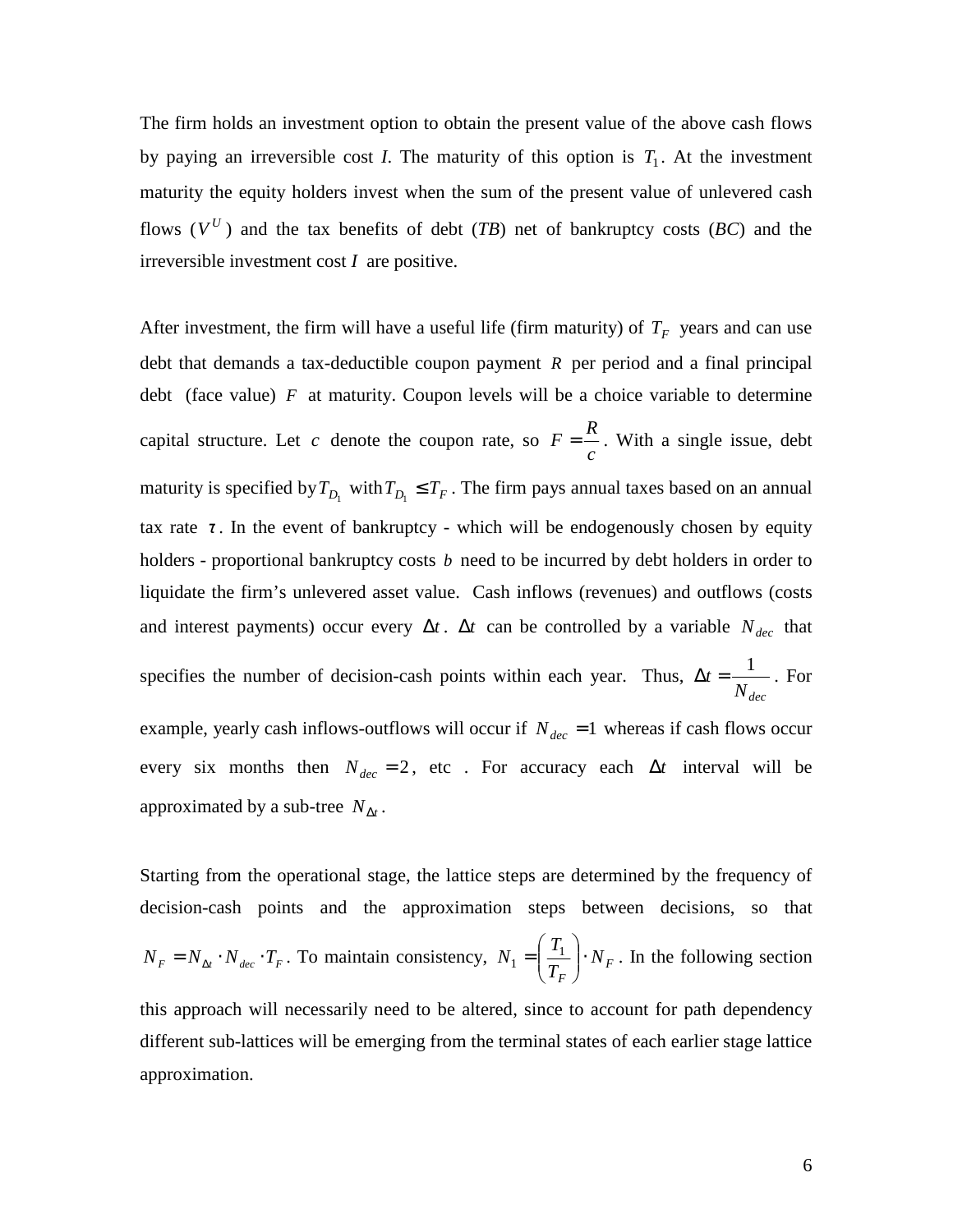The firm holds an investment option to obtain the present value of the above cash flows by paying an irreversible cost *I*. The maturity of this option is $T_1$. At the investment maturity the equity holders invest when the sum of the present value of unlevered cash flows ($V^U$) and the tax benefits of debt (*TB*) net of bankruptcy costs (*BC*) and the irreversible investment cost $I$ are positive.

After investment, the firm will have a useful life (firm maturity) of $T_F$ years and can use debt that demands a tax-deductible coupon payment $R$ per period and a final principal debt (face value) $F$ at maturity. Coupon levels will be a choice variable to determine capital structure. Let $c$ denote the coupon rate, so $F = \frac{R}{c}$. With a single issue, debt maturity is specified by $T_{D_1}$ with $T_{D_1} \leq T_F$. The firm pays annual taxes based on an annual tax rate $\tau$. In the event of bankruptcy - which will be endogenously chosen by equity holders - proportional bankruptcy costs $b$ need to be incurred by debt holders in order to liquidate the firm's unlevered asset value. Cash inflows (revenues) and outflows (costs and interest payments) occur every $\Delta t$. $\Delta t$ can be controlled by a variable $N_{dec}$ that specifies the number of decision-cash points within each year. Thus, $\Delta t = \frac{1}{N_{dec}}$. For example, yearly cash inflows-outflows will occur if $N_{dec} = 1$ whereas if cash flows occur every six months then $N_{dec} = 2$, etc . For accuracy each $\Delta t$ interval will be approximated by a sub-tree $N_{\Delta t}$.

Starting from the operational stage, the lattice steps are determined by the frequency of decision-cash points and the approximation steps between decisions, so that $N_F = N_{\Delta t} \cdot N_{dec} \cdot T_F$. To maintain consistency, $N_1 = \left( \frac{T_1}{T_F} \right) \cdot N_F$. In the following section this approach will necessarily need to be altered, since to account for path dependency different sub-lattices will be emerging from the terminal states of each earlier stage lattice approximation.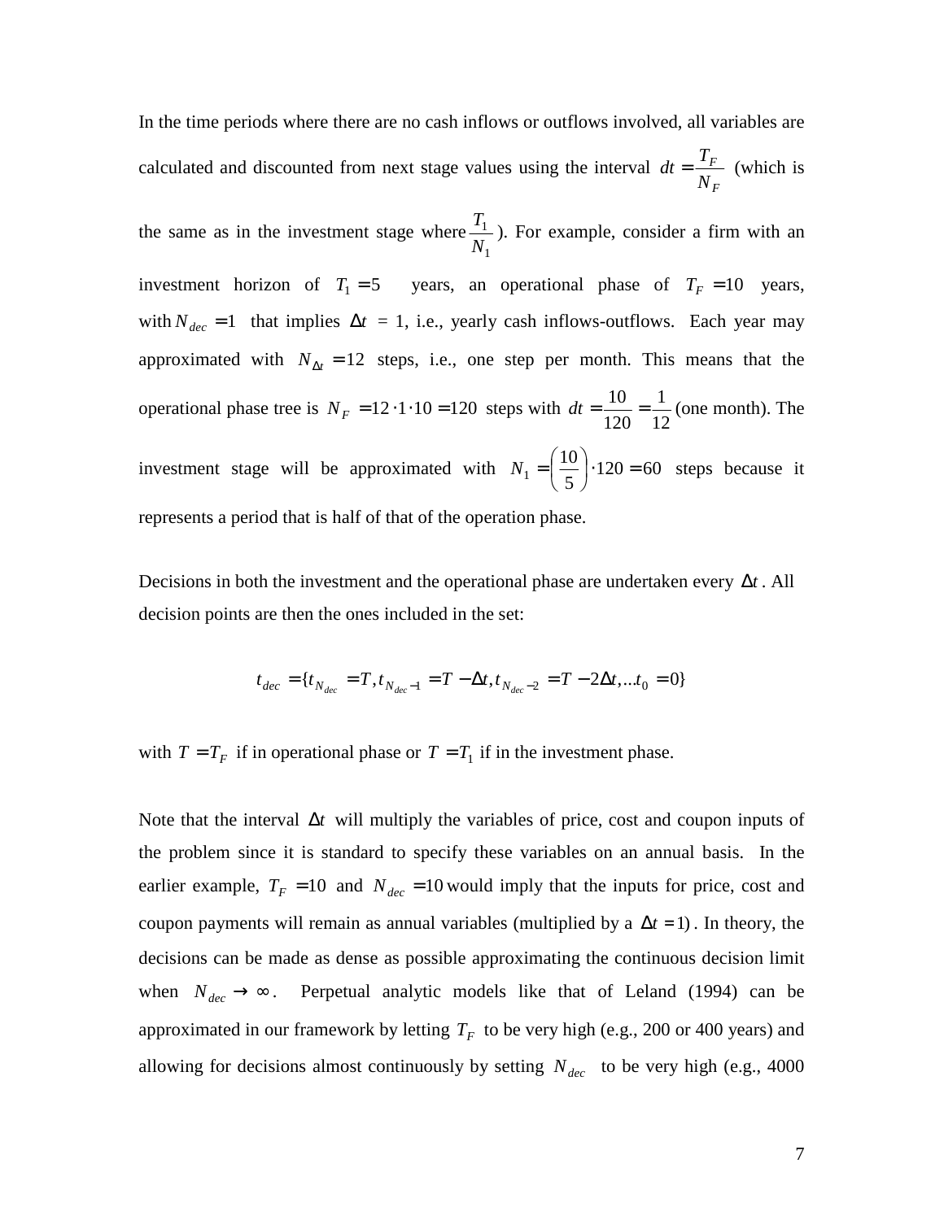In the time periods where there are no cash inflows or outflows involved, all variables are calculated and discounted from next stage values using the interval $dt = \frac{T_F}{N_F}$ (which is the same as in the investment stage where $\frac{T_1}{N_1}$). For example, consider a firm with an investment horizon of $T_1 = 5$ years, an operational phase of $T_F = 10$ years, with $N_{dec} = 1$ that implies $\Delta t$ = 1, i.e., yearly cash inflows-outflows. Each year may approximated with $N_{\Delta t} = 12$ steps, i.e., one step per month. This means that the operational phase tree is $N_F = 12 \cdot 1 \cdot 10 = 120$ steps with $dt = \frac{10}{120} = \frac{1}{12}$ (one month). The investment stage will be approximated with $N_1 = \left(\frac{10}{5}\right) \cdot 120 = 60$ steps because it represents a period that is half of that of the operation phase.

Decisions in both the investment and the operational phase are undertaken every $\Delta t$. All decision points are then the ones included in the set:

$$t_{dec} = \{t_{N_{dec}} = T, t_{N_{dec}-1} = T - \Delta t, t_{N_{dec}-2} = T - 2\Delta t, \ldots t_0 = 0\}$$

with $T = T_F$ if in operational phase or $T = T_1$ if in the investment phase.

Note that the interval $\Delta t$ will multiply the variables of price, cost and coupon inputs of the problem since it is standard to specify these variables on an annual basis. In the earlier example, $T_F = 10$ and $N_{dec} = 10$ would imply that the inputs for price, cost and coupon payments will remain as annual variables (multiplied by a $\Delta t = 1$). In theory, the decisions can be made as dense as possible approximating the continuous decision limit when $N_{dec} \to \infty$. Perpetual analytic models like that of Leland (1994) can be approximated in our framework by letting $T_F$ to be very high (e.g., 200 or 400 years) and allowing for decisions almost continuously by setting $N_{dec}$ to be very high (e.g., 4000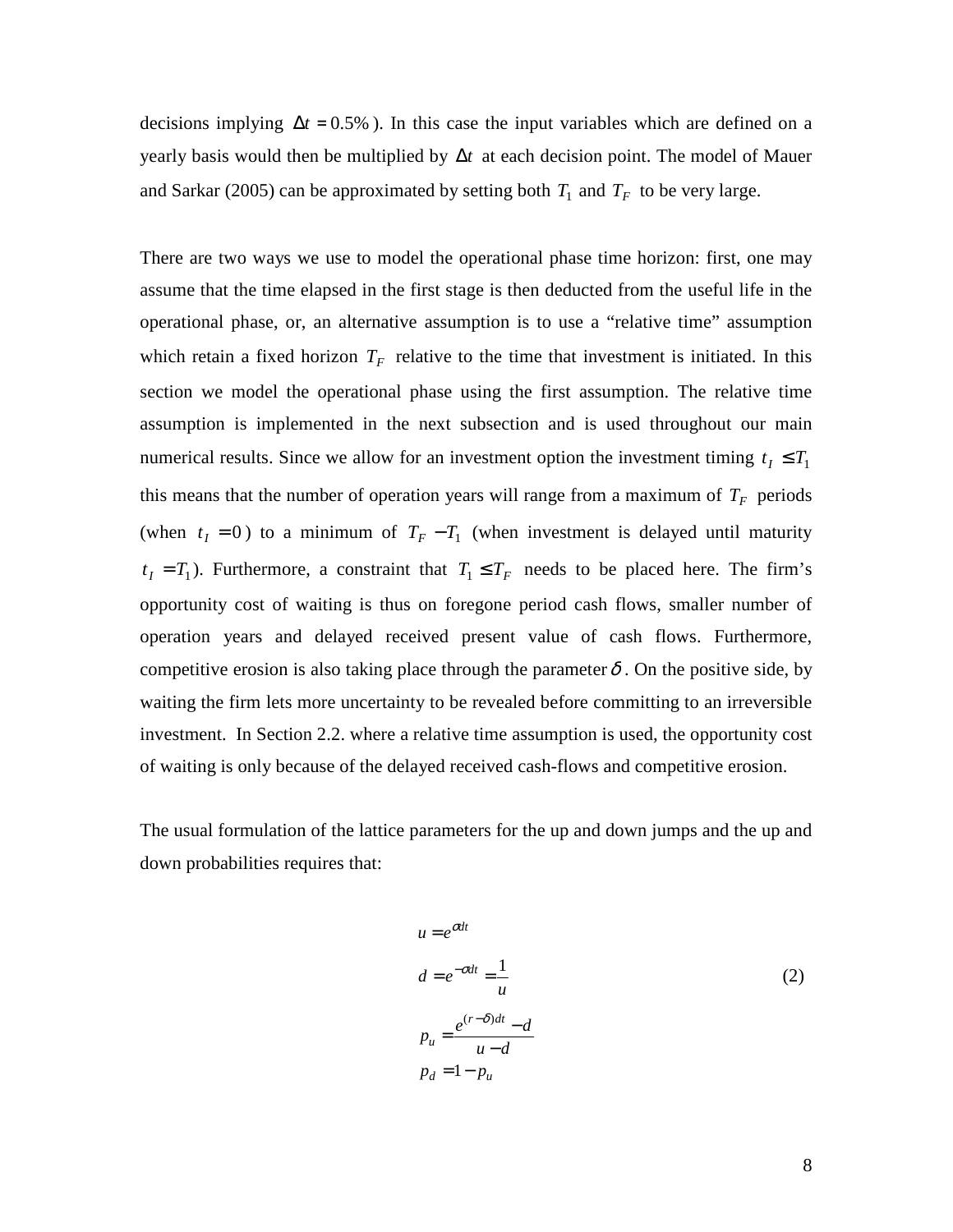decisions implying $\Delta t = 0.5\%$). In this case the input variables which are defined on a yearly basis would then be multiplied by $\Delta t$ at each decision point. The model of Mauer and Sarkar (2005) can be approximated by setting both $T_1$ and $T_F$ to be very large.

There are two ways we use to model the operational phase time horizon: first, one may assume that the time elapsed in the first stage is then deducted from the useful life in the operational phase, or, an alternative assumption is to use a "relative time" assumption which retain a fixed horizon $T_F$ relative to the time that investment is initiated. In this section we model the operational phase using the first assumption. The relative time assumption is implemented in the next subsection and is used throughout our main numerical results. Since we allow for an investment option the investment timing $t_I \leq T_1$ this means that the number of operation years will range from a maximum of $T_F$ periods (when $t_I = 0$) to a minimum of $T_F - T_1$ (when investment is delayed until maturity $t_I = T_1$). Furthermore, a constraint that $T_1 \leq T_F$ needs to be placed here. The firm's opportunity cost of waiting is thus on foregone period cash flows, smaller number of operation years and delayed received present value of cash flows. Furthermore, competitive erosion is also taking place through the parameter $\delta$. On the positive side, by waiting the firm lets more uncertainty to be revealed before committing to an irreversible investment. In Section 2.2. where a relative time assumption is used, the opportunity cost of waiting is only because of the delayed received cash-flows and competitive erosion.

The usual formulation of the lattice parameters for the up and down jumps and the up and down probabilities requires that:

$$
\begin{aligned}
u &= e^{\sigma dt} \\
d &= e^{-\sigma dt} = \frac{1}{u} \\
p_u &= \frac{e^{(r-\delta)dt} - d}{u - d} \\
p_d &= 1 - p_u
\end{aligned}
\tag{2}
$$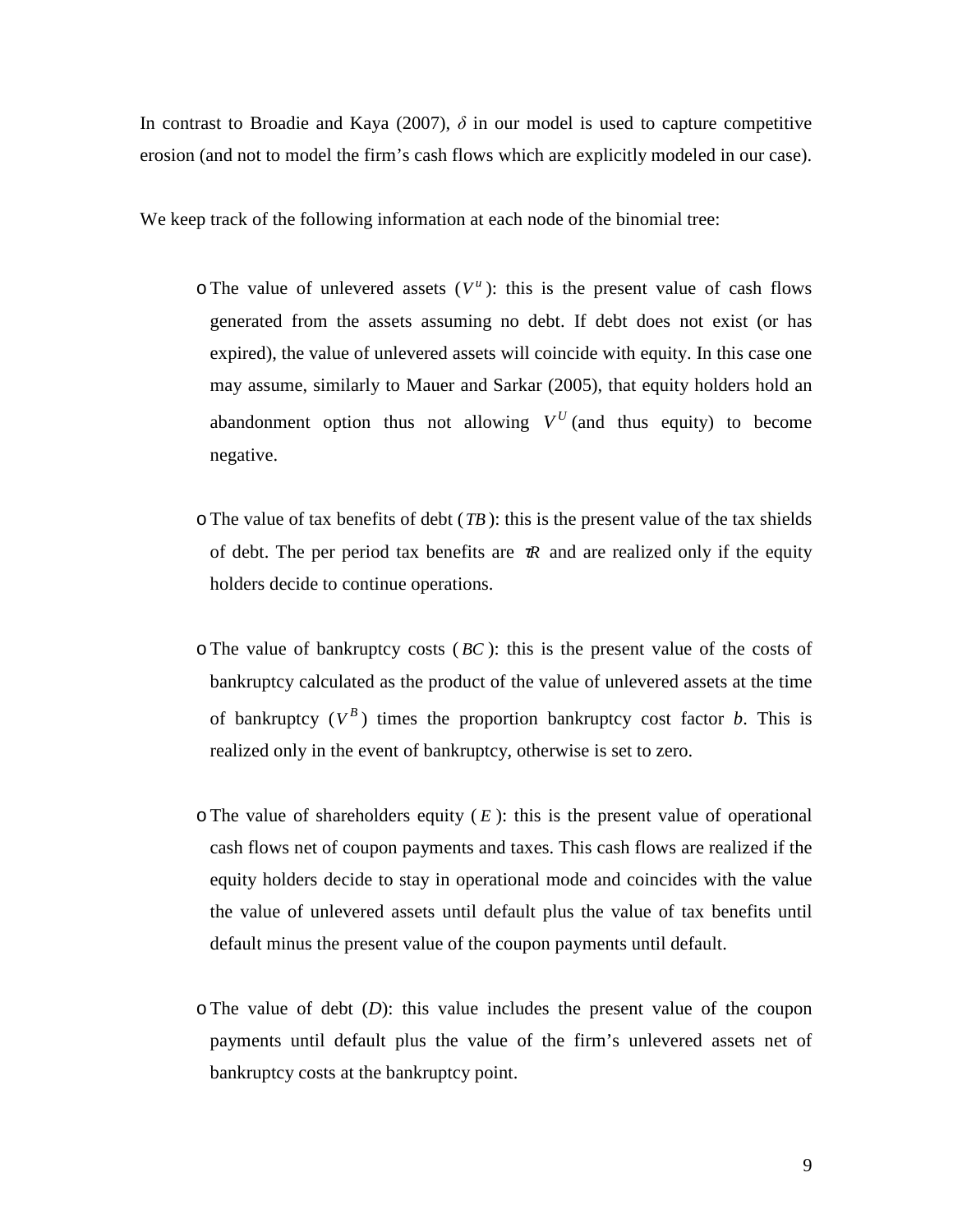In contrast to Broadie and Kaya (2007), $\delta$ in our model is used to capture competitive erosion (and not to model the firm's cash flows which are explicitly modeled in our case).

We keep track of the following information at each node of the binomial tree:

- The value of unlevered assets ($V^u$): this is the present value of cash flows generated from the assets assuming no debt. If debt does not exist (or has expired), the value of unlevered assets will coincide with equity. In this case one may assume, similarly to Mauer and Sarkar (2005), that equity holders hold an abandonment option thus not allowing $V^U$ (and thus equity) to become negative.

- The value of tax benefits of debt ($TB$): this is the present value of the tax shields of debt. The per period tax benefits are $\tau R$ and are realized only if the equity holders decide to continue operations.

- The value of bankruptcy costs ($BC$): this is the present value of the costs of bankruptcy calculated as the product of the value of unlevered assets at the time of bankruptcy ($V^B$) times the proportion bankruptcy cost factor $b$. This is realized only in the event of bankruptcy, otherwise is set to zero.

- The value of shareholders equity ($E$): this is the present value of operational cash flows net of coupon payments and taxes. This cash flows are realized if the equity holders decide to stay in operational mode and coincides with the value the value of unlevered assets until default plus the value of tax benefits until default minus the present value of the coupon payments until default.

- The value of debt ($D$): this value includes the present value of the coupon payments until default plus the value of the firm's unlevered assets net of bankruptcy costs at the bankruptcy point.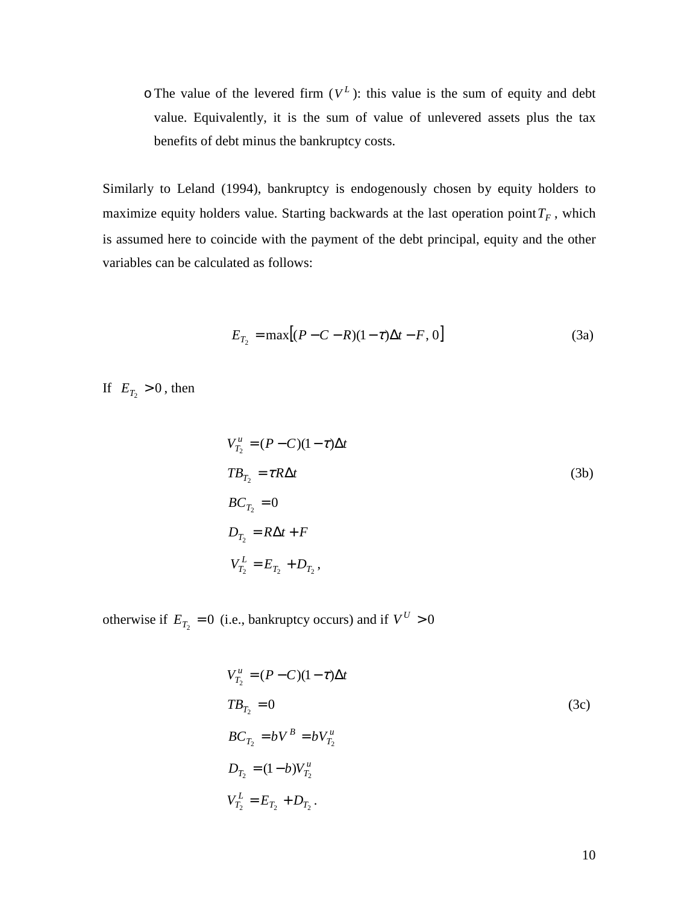- The value of the levered firm ($V^L$): this value is the sum of equity and debt value. Equivalently, it is the sum of value of unlevered assets plus the tax benefits of debt minus the bankruptcy costs.

Similarly to Leland (1994), bankruptcy is endogenously chosen by equity holders to maximize equity holders value. Starting backwards at the last operation point $T_F$, which is assumed here to coincide with the payment of the debt principal, equity and the other variables can be calculated as follows:

$$E_{T_2} = \max\left[(P - C - R)(1 - \tau)\Delta t - F,\, 0\right] \tag{3a}$$

If $E_{T_2} > 0$, then

$$\begin{aligned}
V^u_{T_2} &= (P - C)(1 - \tau)\Delta t \\
TB_{T_2} &= \tau R \Delta t \\
BC_{T_2} &= 0 \\
D_{T_2} &= R\Delta t + F \\
V^L_{T_2} &= E_{T_2} + D_{T_2},
\end{aligned} \tag{3b}$$

otherwise if $E_{T_2} = 0$ (i.e., bankruptcy occurs) and if $V^U > 0$

$$\begin{aligned}
V^u_{T_2} &= (P - C)(1 - \tau)\Delta t \\
TB_{T_2} &= 0 \\
BC_{T_2} &= bV^B = bV^u_{T_2} \\
D_{T_2} &= (1 - b)V^u_{T_2} \\
V^L_{T_2} &= E_{T_2} + D_{T_2}.
\end{aligned} \tag{3c}$$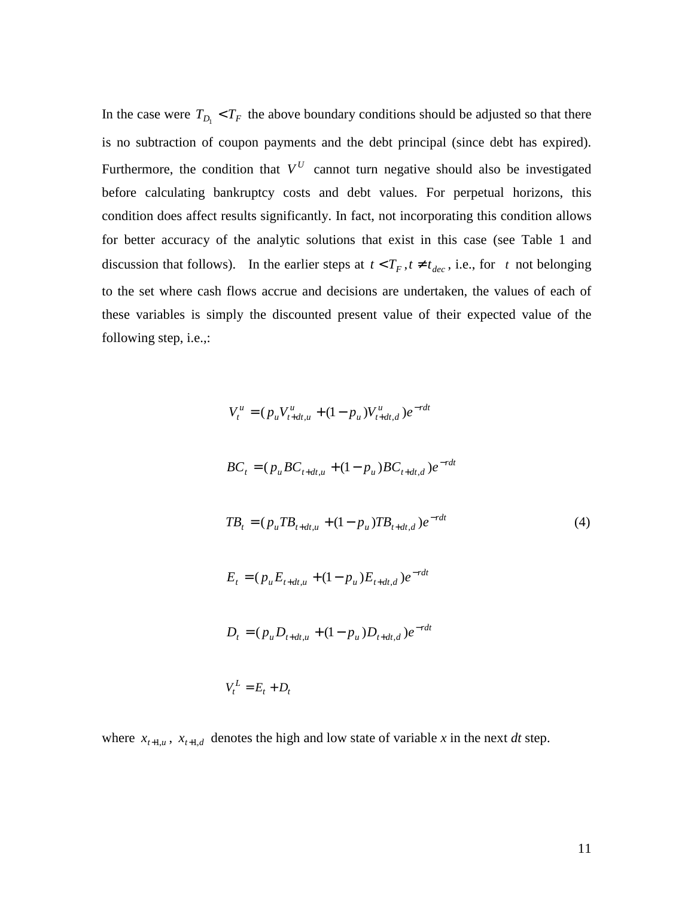In the case were $T_{D_1} < T_F$ the above boundary conditions should be adjusted so that there is no subtraction of coupon payments and the debt principal (since debt has expired). Furthermore, the condition that $V^U$ cannot turn negative should also be investigated before calculating bankruptcy costs and debt values. For perpetual horizons, this condition does affect results significantly. In fact, not incorporating this condition allows for better accuracy of the analytic solutions that exist in this case (see Table 1 and discussion that follows). In the earlier steps at $t < T_F, t \neq t_{dec}$, i.e., for $t$ not belonging to the set where cash flows accrue and decisions are undertaken, the values of each of these variables is simply the discounted present value of their expected value of the following step, i.e.,:

$$
\begin{aligned}
V_t^u &= (p_u V_{t+dt,u}^u + (1-p_u) V_{t+dt,d}^u) e^{-rdt} \\
BC_t &= (p_u BC_{t+dt,u} + (1-p_u) BC_{t+dt,d}) e^{-rdt} \\
TB_t &= (p_u TB_{t+dt,u} + (1-p_u) TB_{t+dt,d}) e^{-rdt} \\
E_t &= (p_u E_{t+dt,u} + (1-p_u) E_{t+dt,d}) e^{-rdt} \\
D_t &= (p_u D_{t+dt,u} + (1-p_u) D_{t+dt,d}) e^{-rdt} \\
V_t^L &= E_t + D_t
\end{aligned}
\tag{4}
$$

where $x_{t+1,u}$, $x_{t+1,d}$ denotes the high and low state of variable *x* in the next *dt* step.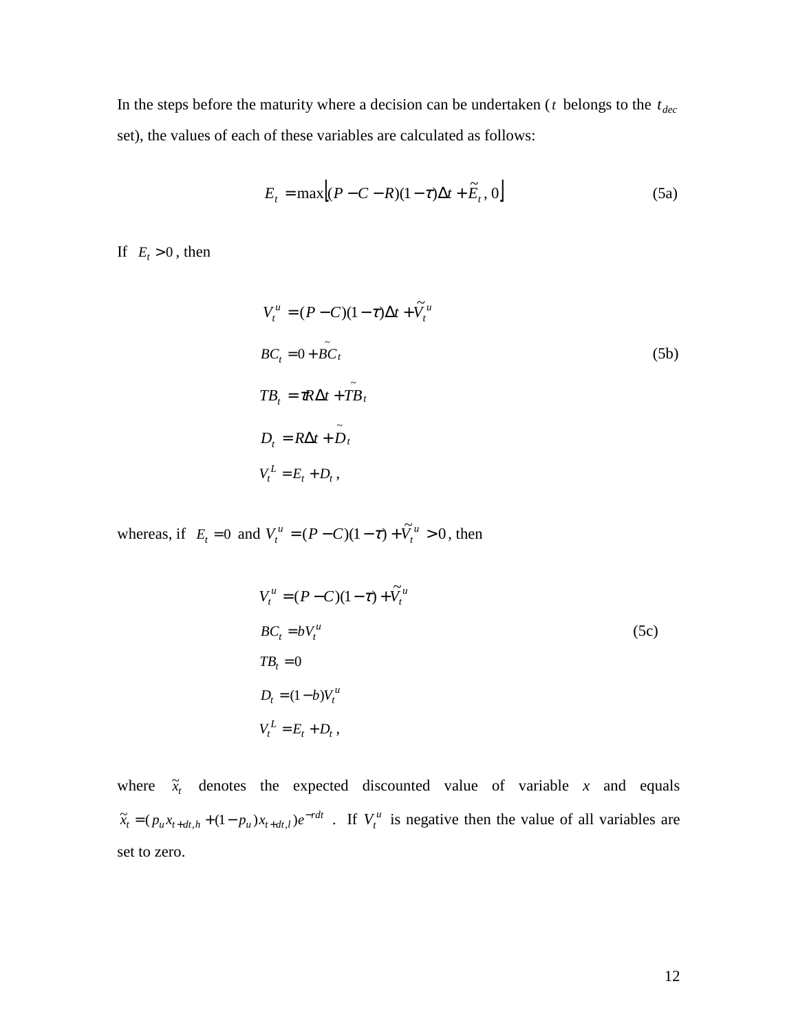In the steps before the maturity where a decision can be undertaken ($t$ belongs to the $t_{dec}$ set), the values of each of these variables are calculated as follows:

$$E_t = \max\left[(P - C - R)(1-\tau)\Delta t + \tilde{E}_t \,,\, 0\right] \tag{5a}$$

If $E_t > 0$, then

$$
\begin{aligned}
V_t^u &= (P - C)(1-\tau)\Delta t + \tilde{V}_t^u \\
BC_t &= 0 + \tilde{BC}_t \\
TB_t &= \tau R \Delta t + \tilde{TB}_t \\
D_t &= R\Delta t + \tilde{D}_t \\
V_t^L &= E_t + D_t \,,
\end{aligned}
\tag{5b}
$$

whereas, if $E_t = 0$ and $V_t^u = (P - C)(1-\tau) + \tilde{V}_t^u > 0$, then

$$
\begin{aligned}
V_t^u &= (P - C)(1-\tau) + \tilde{V}_t^u \\
BC_t &= bV_t^u \\
TB_t &= 0 \\
D_t &= (1-b)V_t^u \\
V_t^L &= E_t + D_t \,,
\end{aligned}
\tag{5c}
$$

where $\tilde{x}_t$ denotes the expected discounted value of variable $x$ and equals $\tilde{x}_t = (p_u x_{t+dt,h} + (1-p_u)x_{t+dt,l})e^{-rdt}$ . If $V_t^u$ is negative then the value of all variables are set to zero.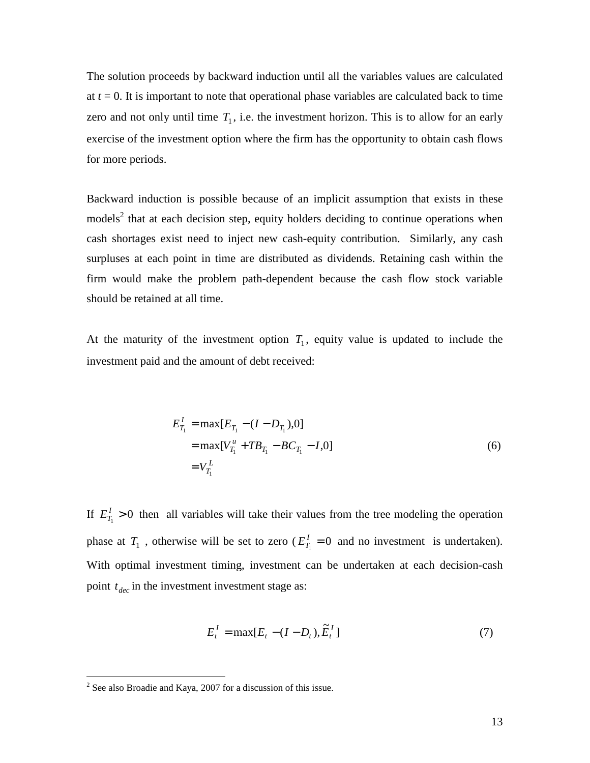The solution proceeds by backward induction until all the variables values are calculated at $t = 0$. It is important to note that operational phase variables are calculated back to time zero and not only until time $T_1$, i.e. the investment horizon. This is to allow for an early exercise of the investment option where the firm has the opportunity to obtain cash flows for more periods.

Backward induction is possible because of an implicit assumption that exists in these models[2] that at each decision step, equity holders deciding to continue operations when cash shortages exist need to inject new cash-equity contribution. Similarly, any cash surpluses at each point in time are distributed as dividends. Retaining cash within the firm would make the problem path-dependent because the cash flow stock variable should be retained at all time.

At the maturity of the investment option $T_1$, equity value is updated to include the investment paid and the amount of debt received:

$$
\begin{aligned}
E_{T_1}^{I} &= \max[E_{T_1} - (I - D_{T_1}), 0] \\
&= \max[V_{T_1}^{u} + TB_{T_1} - BC_{T_1} - I, 0] \\
&= V_{T_1}^{L}
\end{aligned}
\tag{6}
$$

If $E_{T_1}^{I} > 0$ then all variables will take their values from the tree modeling the operation phase at $T_1$, otherwise will be set to zero ($E_{T_1}^{I} = 0$ and no investment is undertaken). With optimal investment timing, investment can be undertaken at each decision-cash point $t_{dec}$ in the investment investment stage as:

$$
E_t^{I} = \max[E_t - (I - D_t), \tilde{E}_t^{I}] \tag{7}
$$

---

[2] See also Broadie and Kaya, 2007 for a discussion of this issue.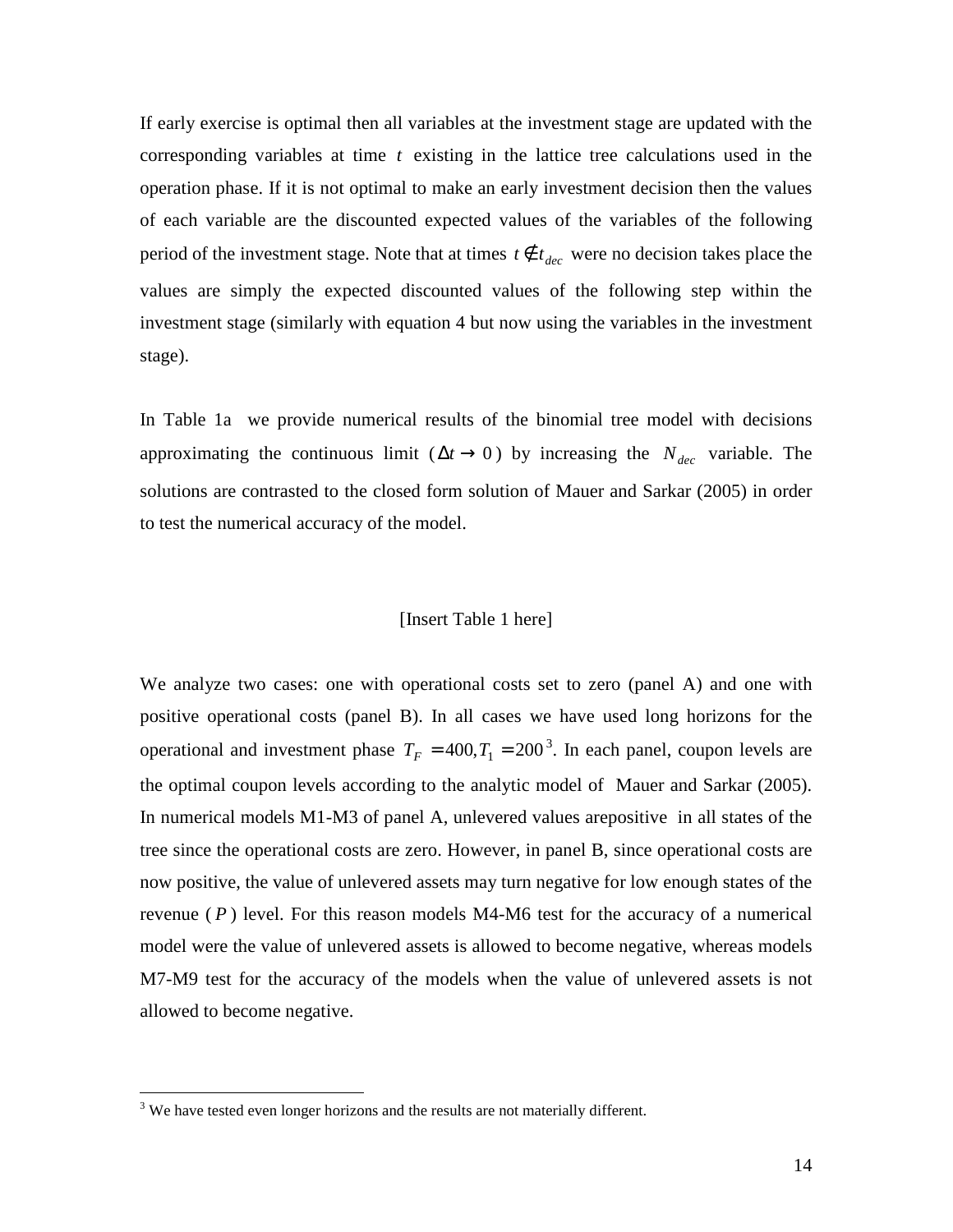If early exercise is optimal then all variables at the investment stage are updated with the corresponding variables at time $t$ existing in the lattice tree calculations used in the operation phase. If it is not optimal to make an early investment decision then the values of each variable are the discounted expected values of the variables of the following period of the investment stage. Note that at times $t \notin t_{dec}$ were no decision takes place the values are simply the expected discounted values of the following step within the investment stage (similarly with equation 4 but now using the variables in the investment stage).

In Table 1a we provide numerical results of the binomial tree model with decisions approximating the continuous limit ($\Delta t \to 0$) by increasing the $N_{dec}$ variable. The solutions are contrasted to the closed form solution of Mauer and Sarkar (2005) in order to test the numerical accuracy of the model.

[Insert Table 1 here]

We analyze two cases: one with operational costs set to zero (panel A) and one with positive operational costs (panel B). In all cases we have used long horizons for the operational and investment phase $T_F = 400, T_1 = 200$[3]. In each panel, coupon levels are the optimal coupon levels according to the analytic model of Mauer and Sarkar (2005). In numerical models M1-M3 of panel A, unlevered values arepositive in all states of the tree since the operational costs are zero. However, in panel B, since operational costs are now positive, the value of unlevered assets may turn negative for low enough states of the revenue ($P$) level. For this reason models M4-M6 test for the accuracy of a numerical model were the value of unlevered assets is allowed to become negative, whereas models M7-M9 test for the accuracy of the models when the value of unlevered assets is not allowed to become negative.

[3] We have tested even longer horizons and the results are not materially different.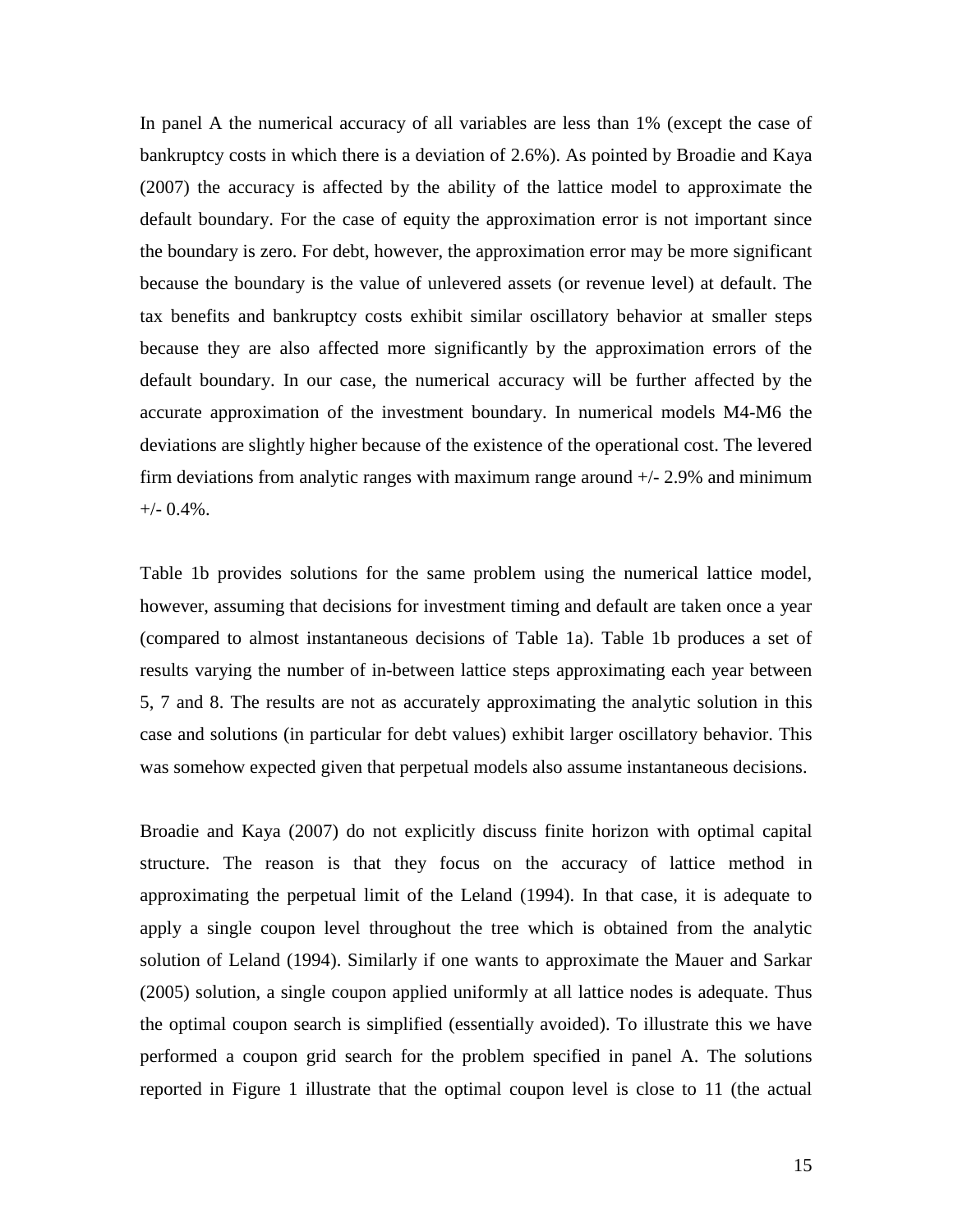In panel A the numerical accuracy of all variables are less than 1% (except the case of bankruptcy costs in which there is a deviation of 2.6%). As pointed by Broadie and Kaya (2007) the accuracy is affected by the ability of the lattice model to approximate the default boundary. For the case of equity the approximation error is not important since the boundary is zero. For debt, however, the approximation error may be more significant because the boundary is the value of unlevered assets (or revenue level) at default. The tax benefits and bankruptcy costs exhibit similar oscillatory behavior at smaller steps because they are also affected more significantly by the approximation errors of the default boundary. In our case, the numerical accuracy will be further affected by the accurate approximation of the investment boundary. In numerical models M4-M6 the deviations are slightly higher because of the existence of the operational cost. The levered firm deviations from analytic ranges with maximum range around +/- 2.9% and minimum +/- 0.4%.

Table 1b provides solutions for the same problem using the numerical lattice model, however, assuming that decisions for investment timing and default are taken once a year (compared to almost instantaneous decisions of Table 1a). Table 1b produces a set of results varying the number of in-between lattice steps approximating each year between 5, 7 and 8. The results are not as accurately approximating the analytic solution in this case and solutions (in particular for debt values) exhibit larger oscillatory behavior. This was somehow expected given that perpetual models also assume instantaneous decisions.

Broadie and Kaya (2007) do not explicitly discuss finite horizon with optimal capital structure. The reason is that they focus on the accuracy of lattice method in approximating the perpetual limit of the Leland (1994). In that case, it is adequate to apply a single coupon level throughout the tree which is obtained from the analytic solution of Leland (1994). Similarly if one wants to approximate the Mauer and Sarkar (2005) solution, a single coupon applied uniformly at all lattice nodes is adequate. Thus the optimal coupon search is simplified (essentially avoided). To illustrate this we have performed a coupon grid search for the problem specified in panel A. The solutions reported in Figure 1 illustrate that the optimal coupon level is close to 11 (the actual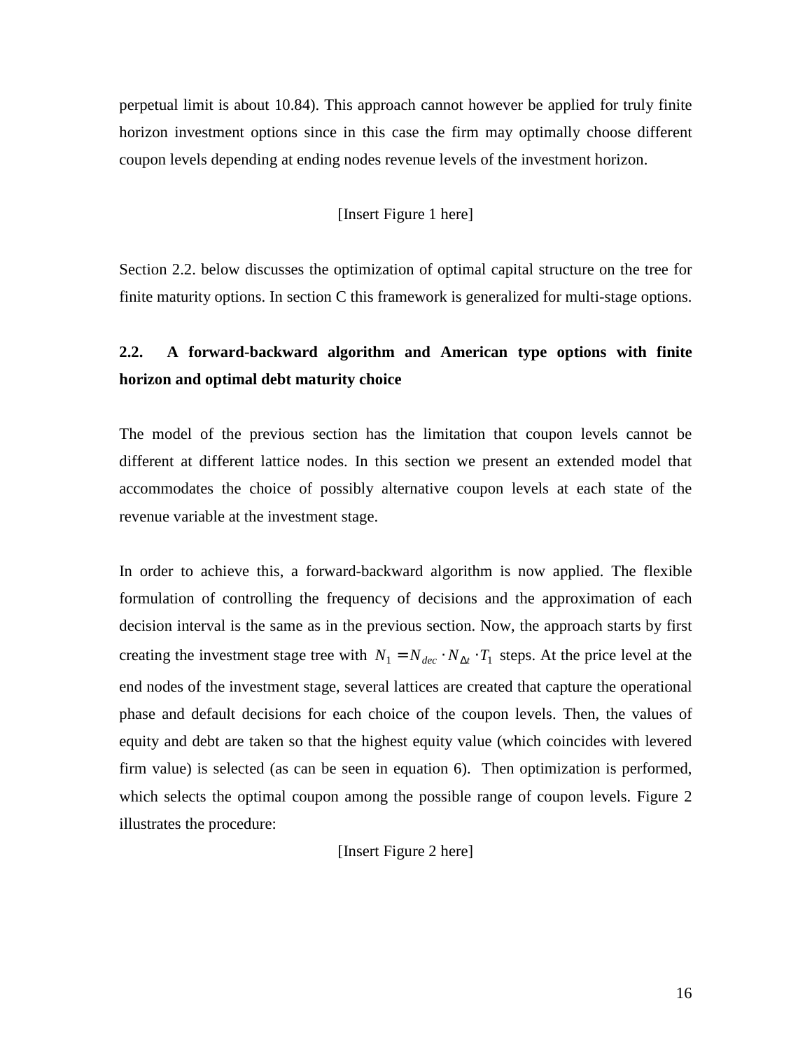perpetual limit is about 10.84). This approach cannot however be applied for truly finite horizon investment options since in this case the firm may optimally choose different coupon levels depending at ending nodes revenue levels of the investment horizon.

[Insert Figure 1 here]

Section 2.2. below discusses the optimization of optimal capital structure on the tree for finite maturity options. In section C this framework is generalized for multi-stage options.

### 2.2. A forward-backward algorithm and American type options with finite horizon and optimal debt maturity choice

The model of the previous section has the limitation that coupon levels cannot be different at different lattice nodes. In this section we present an extended model that accommodates the choice of possibly alternative coupon levels at each state of the revenue variable at the investment stage.

In order to achieve this, a forward-backward algorithm is now applied. The flexible formulation of controlling the frequency of decisions and the approximation of each decision interval is the same as in the previous section. Now, the approach starts by first creating the investment stage tree with $N_1 = N_{dec} \cdot N_{\Delta t} \cdot T_1$ steps. At the price level at the end nodes of the investment stage, several lattices are created that capture the operational phase and default decisions for each choice of the coupon levels. Then, the values of equity and debt are taken so that the highest equity value (which coincides with levered firm value) is selected (as can be seen in equation 6). Then optimization is performed, which selects the optimal coupon among the possible range of coupon levels. Figure 2 illustrates the procedure:

[Insert Figure 2 here]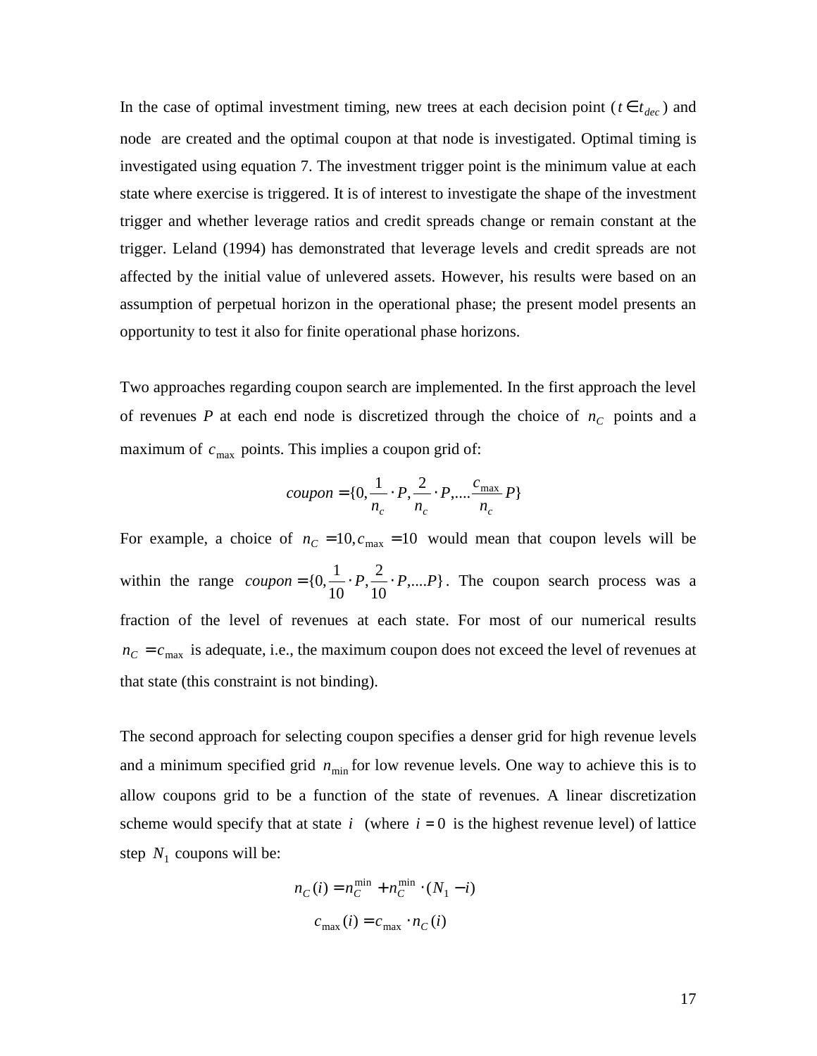In the case of optimal investment timing, new trees at each decision point ($t \in t_{dec}$) and node are created and the optimal coupon at that node is investigated. Optimal timing is investigated using equation 7. The investment trigger point is the minimum value at each state where exercise is triggered. It is of interest to investigate the shape of the investment trigger and whether leverage ratios and credit spreads change or remain constant at the trigger. Leland (1994) has demonstrated that leverage levels and credit spreads are not affected by the initial value of unlevered assets. However, his results were based on an assumption of perpetual horizon in the operational phase; the present model presents an opportunity to test it also for finite operational phase horizons.

Two approaches regarding coupon search are implemented. In the first approach the level of revenues $P$ at each end node is discretized through the choice of $n_C$ points and a maximum of $c_{\max}$ points. This implies a coupon grid of:

$$coupon = \{0, \frac{1}{n_c} \cdot P, \frac{2}{n_c} \cdot P, .... \frac{c_{\max}}{n_c} P\}$$

For example, a choice of $n_C = 10, c_{\max} = 10$ would mean that coupon levels will be within the range $coupon = \{0, \frac{1}{10} \cdot P, \frac{2}{10} \cdot P, ....P\}$. The coupon search process was a fraction of the level of revenues at each state. For most of our numerical results $n_C = c_{\max}$ is adequate, i.e., the maximum coupon does not exceed the level of revenues at that state (this constraint is not binding).

The second approach for selecting coupon specifies a denser grid for high revenue levels and a minimum specified grid $n_{\min}$ for low revenue levels. One way to achieve this is to allow coupons grid to be a function of the state of revenues. A linear discretization scheme would specify that at state $i$ (where $i = 0$ is the highest revenue level) of lattice step $N_1$ coupons will be:

$$n_C(i) = n_C^{\min} + n_C^{\min} \cdot (N_1 - i)$$

$$c_{\max}(i) = c_{\max} \cdot n_C(i)$$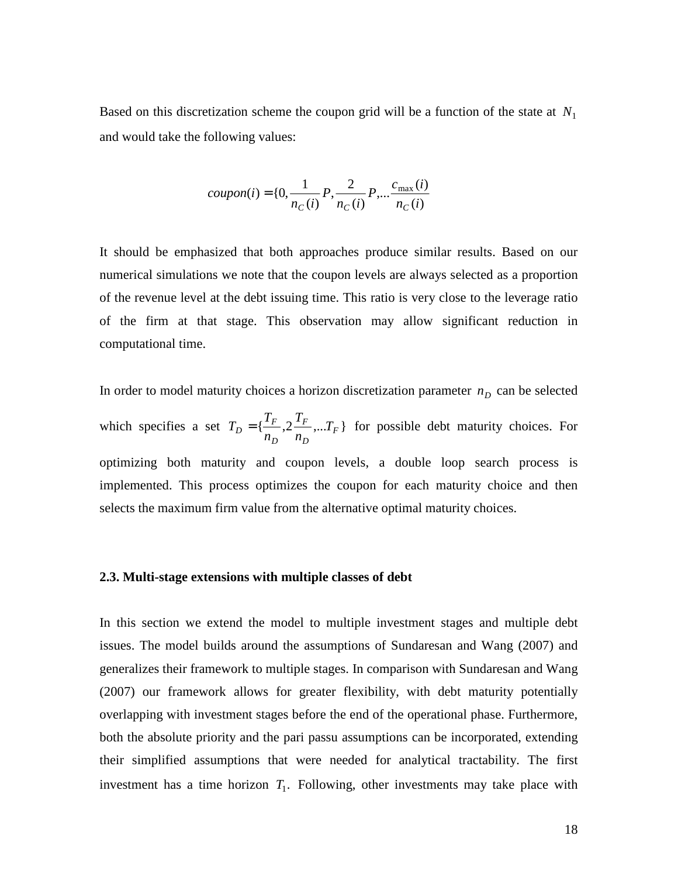Based on this discretization scheme the coupon grid will be a function of the state at $N_1$ and would take the following values:

$$coupon(i) = \{0, \frac{1}{n_C(i)} P, \frac{2}{n_C(i)} P, ... \frac{c_{\max}(i)}{n_C(i)}$$

It should be emphasized that both approaches produce similar results. Based on our numerical simulations we note that the coupon levels are always selected as a proportion of the revenue level at the debt issuing time. This ratio is very close to the leverage ratio of the firm at that stage. This observation may allow significant reduction in computational time.

In order to model maturity choices a horizon discretization parameter $n_D$ can be selected which specifies a set $T_D = \{\frac{T_F}{n_D}, 2\frac{T_F}{n_D}, ... T_F\}$ for possible debt maturity choices. For optimizing both maturity and coupon levels, a double loop search process is implemented. This process optimizes the coupon for each maturity choice and then selects the maximum firm value from the alternative optimal maturity choices.

### 2.3. Multi-stage extensions with multiple classes of debt

In this section we extend the model to multiple investment stages and multiple debt issues. The model builds around the assumptions of Sundaresan and Wang (2007) and generalizes their framework to multiple stages. In comparison with Sundaresan and Wang (2007) our framework allows for greater flexibility, with debt maturity potentially overlapping with investment stages before the end of the operational phase. Furthermore, both the absolute priority and the pari passu assumptions can be incorporated, extending their simplified assumptions that were needed for analytical tractability. The first investment has a time horizon $T_1$. Following, other investments may take place with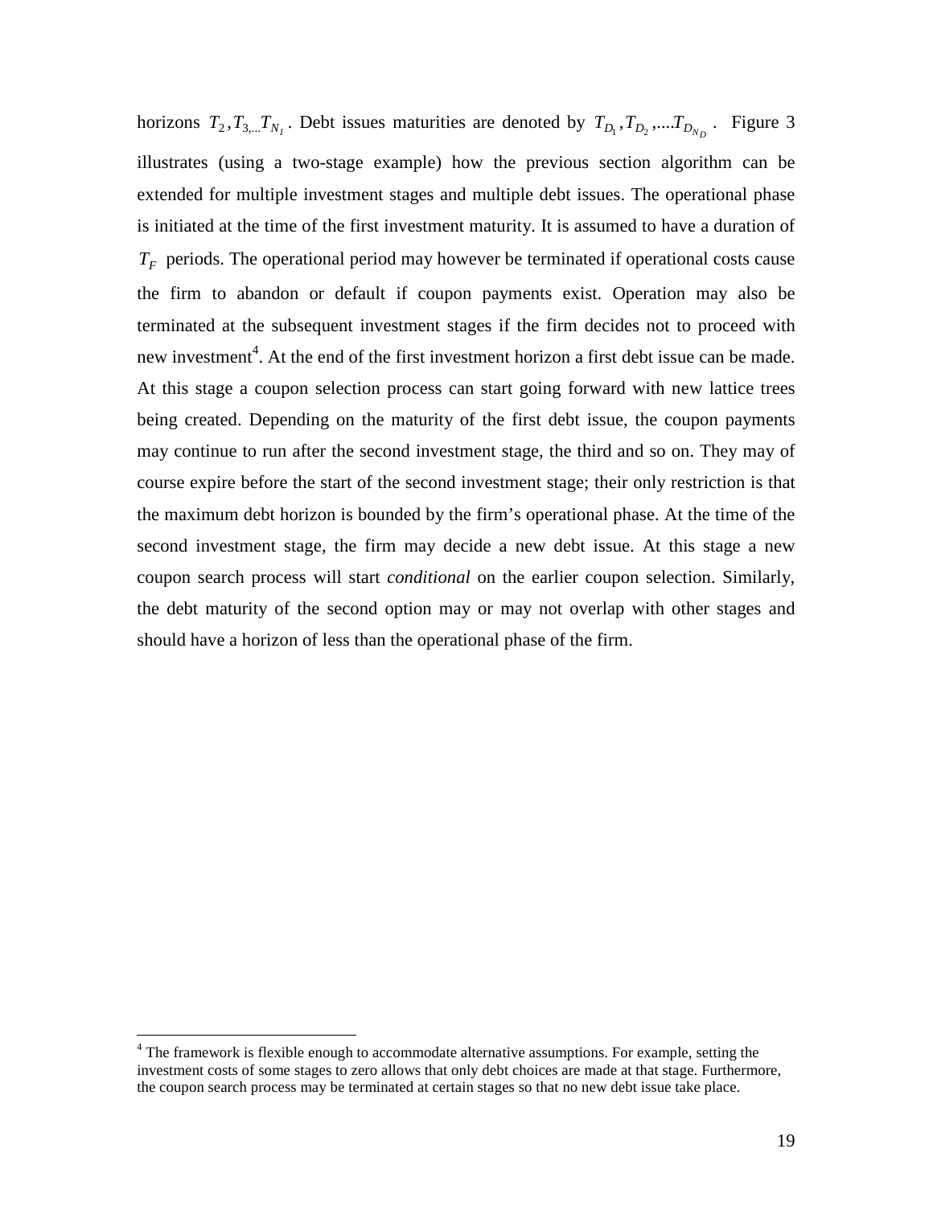horizons $T_2, T_{3,...}T_{N_I}$. Debt issues maturities are denoted by $T_{D_1}, T_{D_2}, ....T_{D_{N_D}}$. Figure 3 illustrates (using a two-stage example) how the previous section algorithm can be extended for multiple investment stages and multiple debt issues. The operational phase is initiated at the time of the first investment maturity. It is assumed to have a duration of $T_F$ periods. The operational period may however be terminated if operational costs cause the firm to abandon or default if coupon payments exist. Operation may also be terminated at the subsequent investment stages if the firm decides not to proceed with new investment[4]. At the end of the first investment horizon a first debt issue can be made. At this stage a coupon selection process can start going forward with new lattice trees being created. Depending on the maturity of the first debt issue, the coupon payments may continue to run after the second investment stage, the third and so on. They may of course expire before the start of the second investment stage; their only restriction is that the maximum debt horizon is bounded by the firm's operational phase. At the time of the second investment stage, the firm may decide a new debt issue. At this stage a new coupon search process will start *conditional* on the earlier coupon selection. Similarly, the debt maturity of the second option may or may not overlap with other stages and should have a horizon of less than the operational phase of the firm.

[4] The framework is flexible enough to accommodate alternative assumptions. For example, setting the investment costs of some stages to zero allows that only debt choices are made at that stage. Furthermore, the coupon search process may be terminated at certain stages so that no new debt issue take place.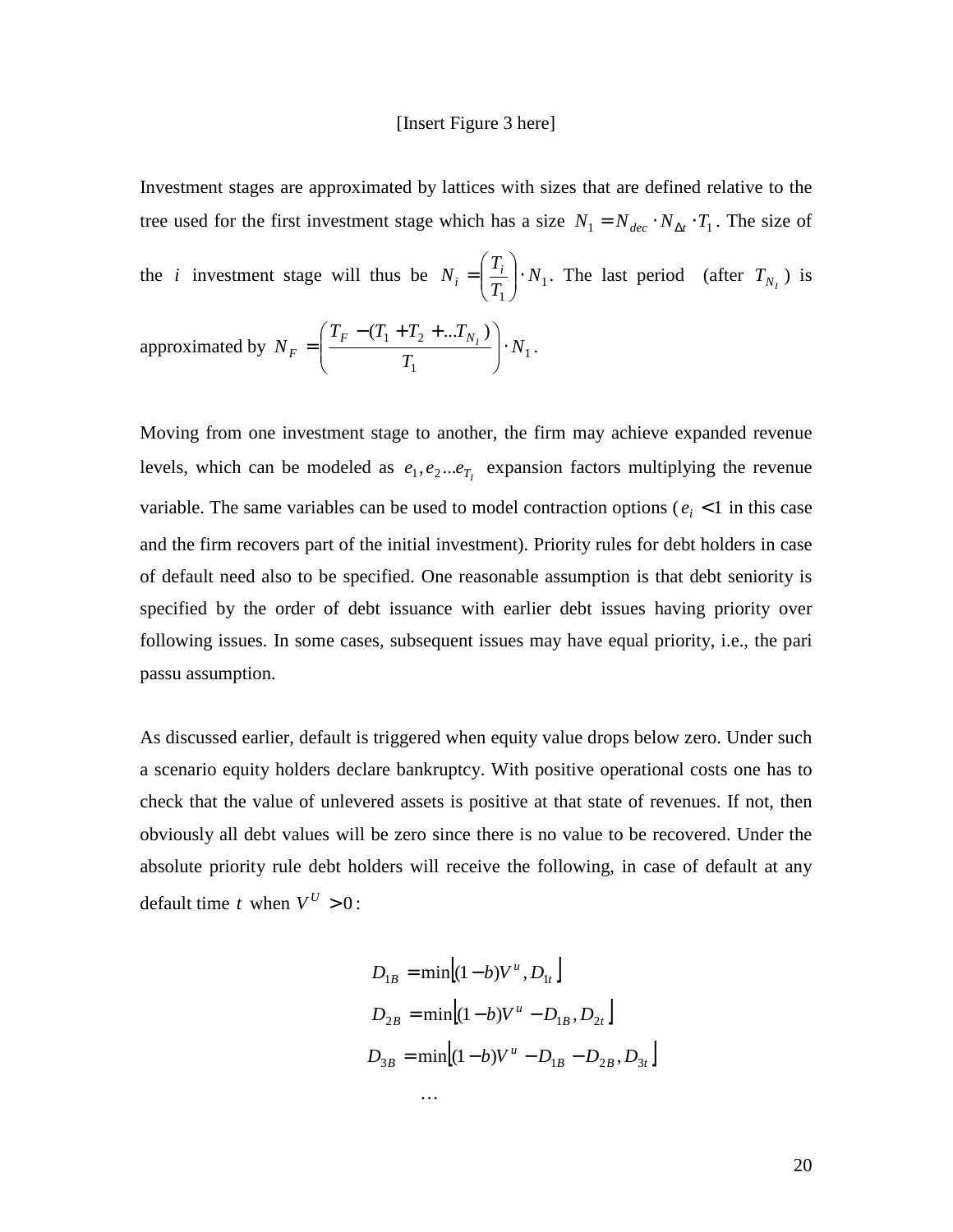[Insert Figure 3 here]

Investment stages are approximated by lattices with sizes that are defined relative to the tree used for the first investment stage which has a size $N_1 = N_{dec} \cdot N_{\Delta t} \cdot T_1$. The size of the $i$ investment stage will thus be $N_i = \left(\frac{T_i}{T_1}\right) \cdot N_1$. The last period (after $T_{N_I}$) is approximated by $N_F = \left(\frac{T_F - (T_1 + T_2 + ...T_{N_I})}{T_1}\right) \cdot N_1$.

Moving from one investment stage to another, the firm may achieve expanded revenue levels, which can be modeled as $e_1, e_2 ... e_{T_I}$ expansion factors multiplying the revenue variable. The same variables can be used to model contraction options ($e_i < 1$ in this case and the firm recovers part of the initial investment). Priority rules for debt holders in case of default need also to be specified. One reasonable assumption is that debt seniority is specified by the order of debt issuance with earlier debt issues having priority over following issues. In some cases, subsequent issues may have equal priority, i.e., the pari passu assumption.

As discussed earlier, default is triggered when equity value drops below zero. Under such a scenario equity holders declare bankruptcy. With positive operational costs one has to check that the value of unlevered assets is positive at that state of revenues. If not, then obviously all debt values will be zero since there is no value to be recovered. Under the absolute priority rule debt holders will receive the following, in case of default at any default time $t$ when $V^U > 0$:

$$
\begin{aligned}
D_{1B} &= \min\left[(1-b)V^u, D_{1t}\right] \\
D_{2B} &= \min\left[(1-b)V^u - D_{1B}, D_{2t}\right] \\
D_{3B} &= \min\left[(1-b)V^u - D_{1B} - D_{2B}, D_{3t}\right] \\
&\ldots
\end{aligned}
$$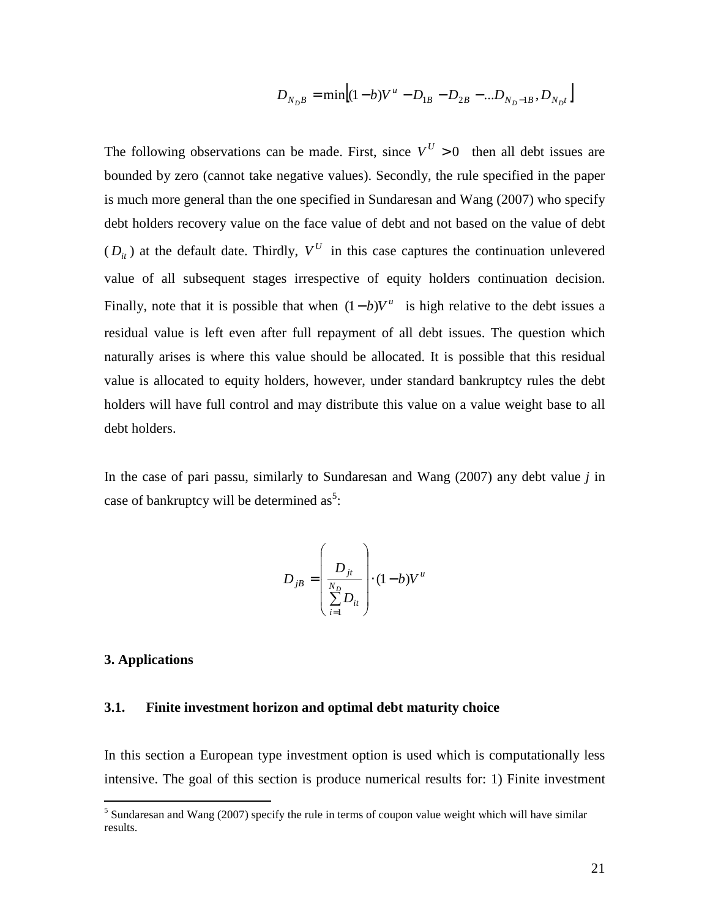$$D_{N_D B} = \min\left[(1-b)V^u - D_{1B} - D_{2B} - ...D_{N_D - 1B}, D_{N_D t}\right]$$

The following observations can be made. First, since $V^U > 0$ then all debt issues are bounded by zero (cannot take negative values). Secondly, the rule specified in the paper is much more general than the one specified in Sundaresan and Wang (2007) who specify debt holders recovery value on the face value of debt and not based on the value of debt ($D_{it}$) at the default date. Thirdly, $V^U$ in this case captures the continuation unlevered value of all subsequent stages irrespective of equity holders continuation decision. Finally, note that it is possible that when $(1-b)V^u$ is high relative to the debt issues a residual value is left even after full repayment of all debt issues. The question which naturally arises is where this value should be allocated. It is possible that this residual value is allocated to equity holders, however, under standard bankruptcy rules the debt holders will have full control and may distribute this value on a value weight base to all debt holders.

In the case of pari passu, similarly to Sundaresan and Wang (2007) any debt value *j* in case of bankruptcy will be determined as[5]:

$$D_{jB} = \left(\frac{D_{jt}}{\sum_{i=1}^{N_D} D_{it}}\right) \cdot (1-b)V^u$$

**3. Applications**

**3.1. Finite investment horizon and optimal debt maturity choice**

In this section a European type investment option is used which is computationally less intensive. The goal of this section is produce numerical results for: 1) Finite investment

[5] Sundaresan and Wang (2007) specify the rule in terms of coupon value weight which will have similar results.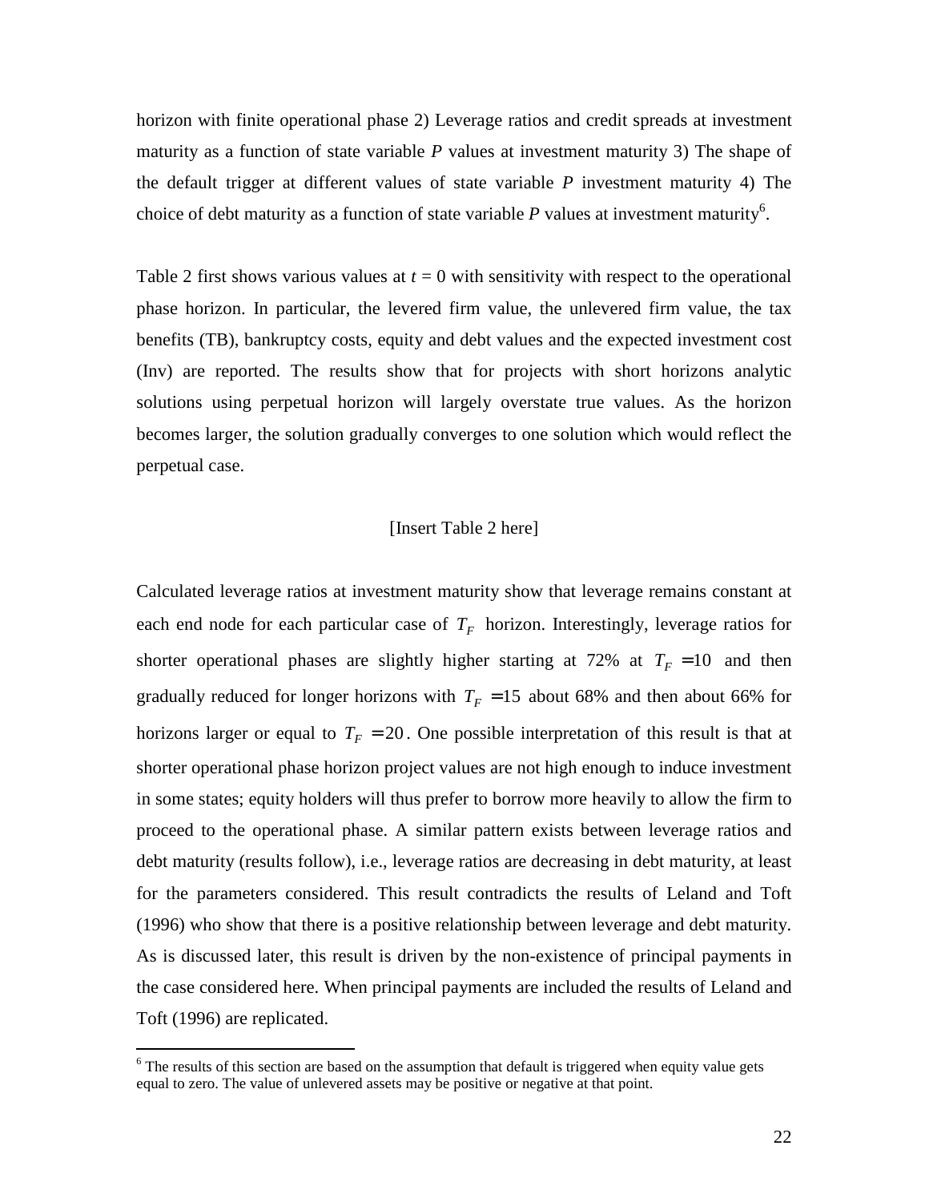horizon with finite operational phase 2) Leverage ratios and credit spreads at investment maturity as a function of state variable *P* values at investment maturity 3) The shape of the default trigger at different values of state variable *P* investment maturity 4) The choice of debt maturity as a function of state variable *P* values at investment maturity[6].

Table 2 first shows various values at $t = 0$ with sensitivity with respect to the operational phase horizon. In particular, the levered firm value, the unlevered firm value, the tax benefits (TB), bankruptcy costs, equity and debt values and the expected investment cost (Inv) are reported. The results show that for projects with short horizons analytic solutions using perpetual horizon will largely overstate true values. As the horizon becomes larger, the solution gradually converges to one solution which would reflect the perpetual case.

[Insert Table 2 here]

Calculated leverage ratios at investment maturity show that leverage remains constant at each end node for each particular case of $T_F$ horizon. Interestingly, leverage ratios for shorter operational phases are slightly higher starting at 72% at $T_F = 10$ and then gradually reduced for longer horizons with $T_F = 15$ about 68% and then about 66% for horizons larger or equal to $T_F = 20$. One possible interpretation of this result is that at shorter operational phase horizon project values are not high enough to induce investment in some states; equity holders will thus prefer to borrow more heavily to allow the firm to proceed to the operational phase. A similar pattern exists between leverage ratios and debt maturity (results follow), i.e., leverage ratios are decreasing in debt maturity, at least for the parameters considered. This result contradicts the results of Leland and Toft (1996) who show that there is a positive relationship between leverage and debt maturity. As is discussed later, this result is driven by the non-existence of principal payments in the case considered here. When principal payments are included the results of Leland and Toft (1996) are replicated.

[6] The results of this section are based on the assumption that default is triggered when equity value gets equal to zero. The value of unlevered assets may be positive or negative at that point.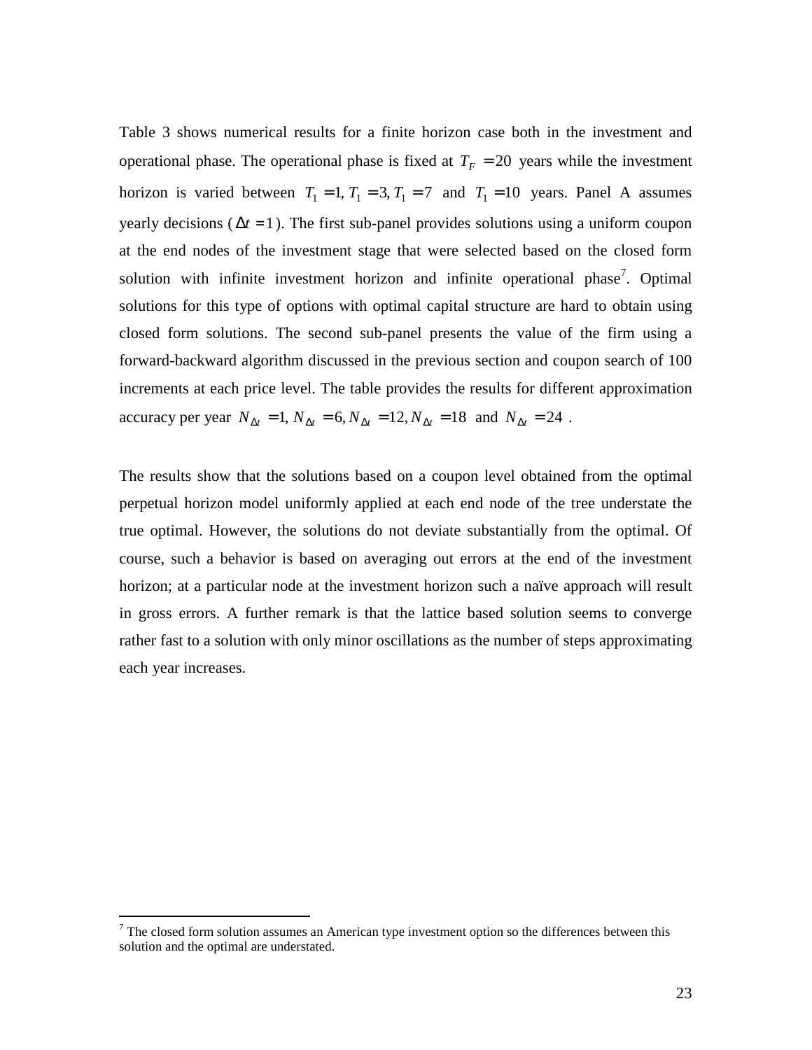Table 3 shows numerical results for a finite horizon case both in the investment and operational phase. The operational phase is fixed at $T_F = 20$ years while the investment horizon is varied between $T_1 = 1, T_1 = 3, T_1 = 7$ and $T_1 = 10$ years. Panel A assumes yearly decisions ($\Delta t = 1$). The first sub-panel provides solutions using a uniform coupon at the end nodes of the investment stage that were selected based on the closed form solution with infinite investment horizon and infinite operational phase[7]. Optimal solutions for this type of options with optimal capital structure are hard to obtain using closed form solutions. The second sub-panel presents the value of the firm using a forward-backward algorithm discussed in the previous section and coupon search of 100 increments at each price level. The table provides the results for different approximation accuracy per year $N_{\Delta t} = 1, N_{\Delta t} = 6, N_{\Delta t} = 12, N_{\Delta t} = 18$ and $N_{\Delta t} = 24$ .

The results show that the solutions based on a coupon level obtained from the optimal perpetual horizon model uniformly applied at each end node of the tree understate the true optimal. However, the solutions do not deviate substantially from the optimal. Of course, such a behavior is based on averaging out errors at the end of the investment horizon; at a particular node at the investment horizon such a naïve approach will result in gross errors. A further remark is that the lattice based solution seems to converge rather fast to a solution with only minor oscillations as the number of steps approximating each year increases.

---

[7] The closed form solution assumes an American type investment option so the differences between this solution and the optimal are understated.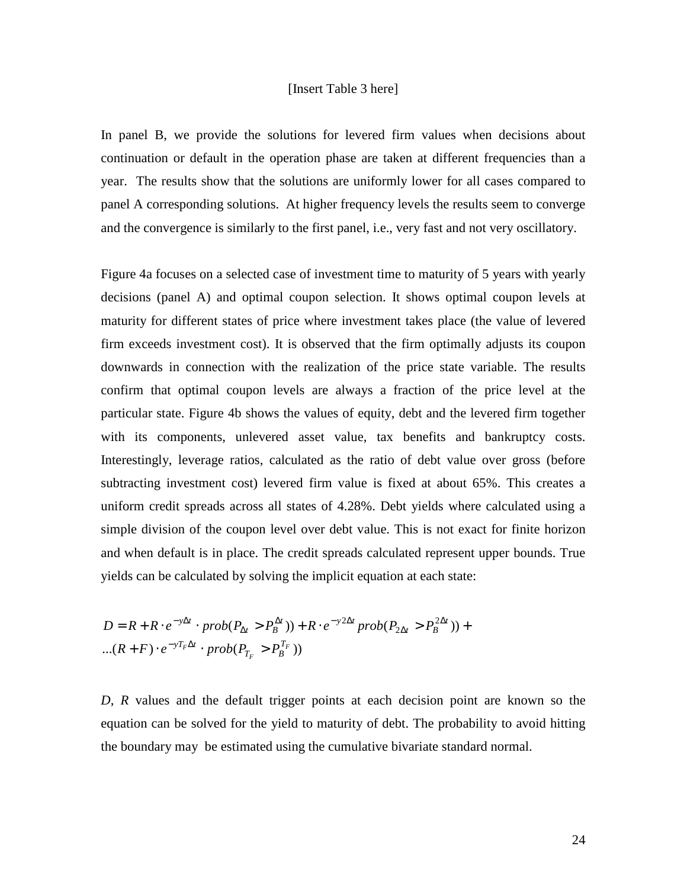[Insert Table 3 here]

In panel B, we provide the solutions for levered firm values when decisions about continuation or default in the operation phase are taken at different frequencies than a year. The results show that the solutions are uniformly lower for all cases compared to panel A corresponding solutions. At higher frequency levels the results seem to converge and the convergence is similarly to the first panel, i.e., very fast and not very oscillatory.

Figure 4a focuses on a selected case of investment time to maturity of 5 years with yearly decisions (panel A) and optimal coupon selection. It shows optimal coupon levels at maturity for different states of price where investment takes place (the value of levered firm exceeds investment cost). It is observed that the firm optimally adjusts its coupon downwards in connection with the realization of the price state variable. The results confirm that optimal coupon levels are always a fraction of the price level at the particular state. Figure 4b shows the values of equity, debt and the levered firm together with its components, unlevered asset value, tax benefits and bankruptcy costs. Interestingly, leverage ratios, calculated as the ratio of debt value over gross (before subtracting investment cost) levered firm value is fixed at about 65%. This creates a uniform credit spreads across all states of 4.28%. Debt yields where calculated using a simple division of the coupon level over debt value. This is not exact for finite horizon and when default is in place. The credit spreads calculated represent upper bounds. True yields can be calculated by solving the implicit equation at each state:

$$
\begin{aligned}
D &= R + R \cdot e^{-y\Delta t} \cdot prob(P_{\Delta t} > P_B^{\Delta t})) + R \cdot e^{-y2\Delta t} prob(P_{2\Delta t} > P_B^{2\Delta t})) + \\
&\quad ...(R + F) \cdot e^{-yT_F\Delta t} \cdot prob(P_{T_F} > P_B^{T_F}))
\end{aligned}
$$

*D*, *R* values and the default trigger points at each decision point are known so the equation can be solved for the yield to maturity of debt. The probability to avoid hitting the boundary may be estimated using the cumulative bivariate standard normal.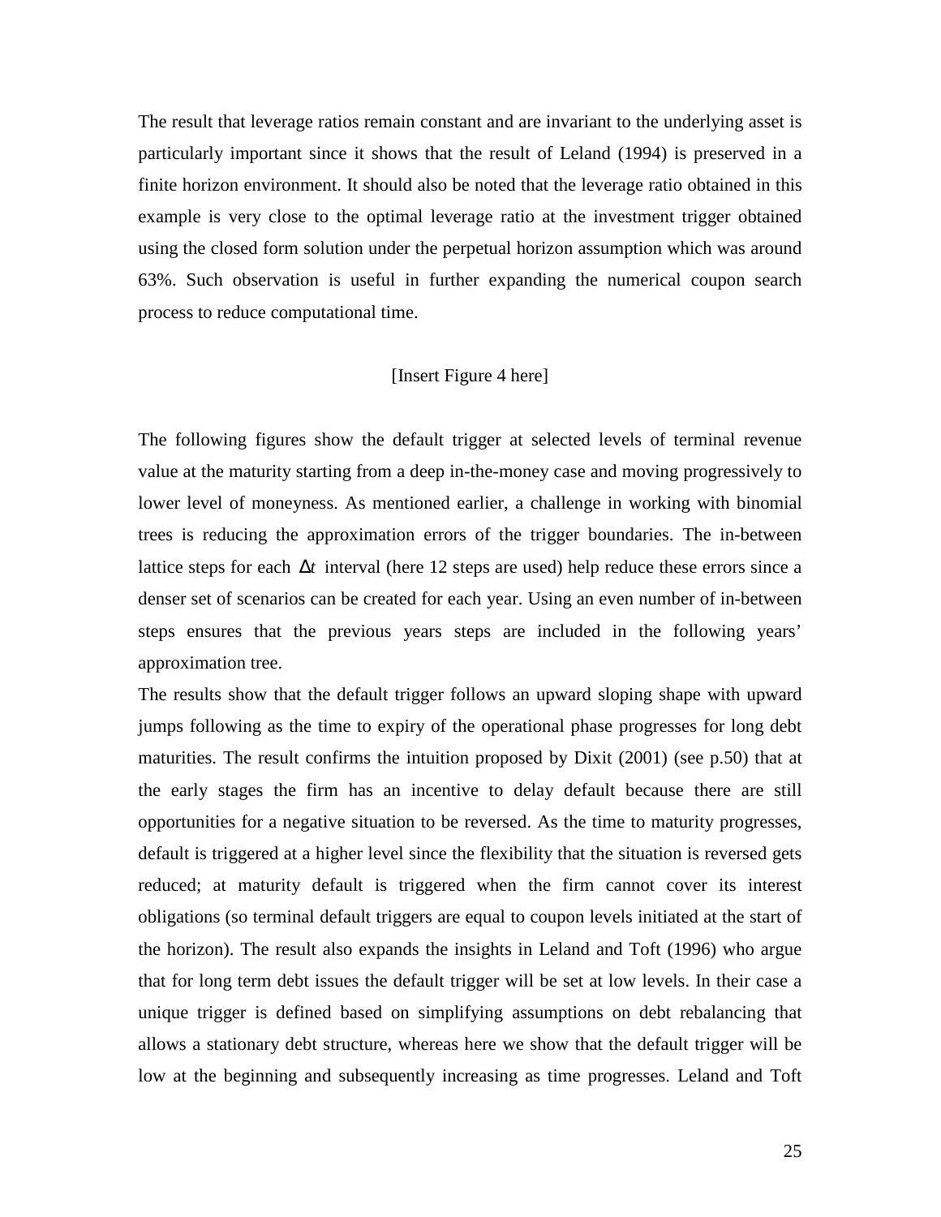The result that leverage ratios remain constant and are invariant to the underlying asset is particularly important since it shows that the result of Leland (1994) is preserved in a finite horizon environment. It should also be noted that the leverage ratio obtained in this example is very close to the optimal leverage ratio at the investment trigger obtained using the closed form solution under the perpetual horizon assumption which was around 63%. Such observation is useful in further expanding the numerical coupon search process to reduce computational time.

[Insert Figure 4 here]

The following figures show the default trigger at selected levels of terminal revenue value at the maturity starting from a deep in-the-money case and moving progressively to lower level of moneyness. As mentioned earlier, a challenge in working with binomial trees is reducing the approximation errors of the trigger boundaries. The in-between lattice steps for each $\Delta t$ interval (here 12 steps are used) help reduce these errors since a denser set of scenarios can be created for each year. Using an even number of in-between steps ensures that the previous years steps are included in the following years' approximation tree.

The results show that the default trigger follows an upward sloping shape with upward jumps following as the time to expiry of the operational phase progresses for long debt maturities. The result confirms the intuition proposed by Dixit (2001) (see p.50) that at the early stages the firm has an incentive to delay default because there are still opportunities for a negative situation to be reversed. As the time to maturity progresses, default is triggered at a higher level since the flexibility that the situation is reversed gets reduced; at maturity default is triggered when the firm cannot cover its interest obligations (so terminal default triggers are equal to coupon levels initiated at the start of the horizon). The result also expands the insights in Leland and Toft (1996) who argue that for long term debt issues the default trigger will be set at low levels. In their case a unique trigger is defined based on simplifying assumptions on debt rebalancing that allows a stationary debt structure, whereas here we show that the default trigger will be low at the beginning and subsequently increasing as time progresses. Leland and Toft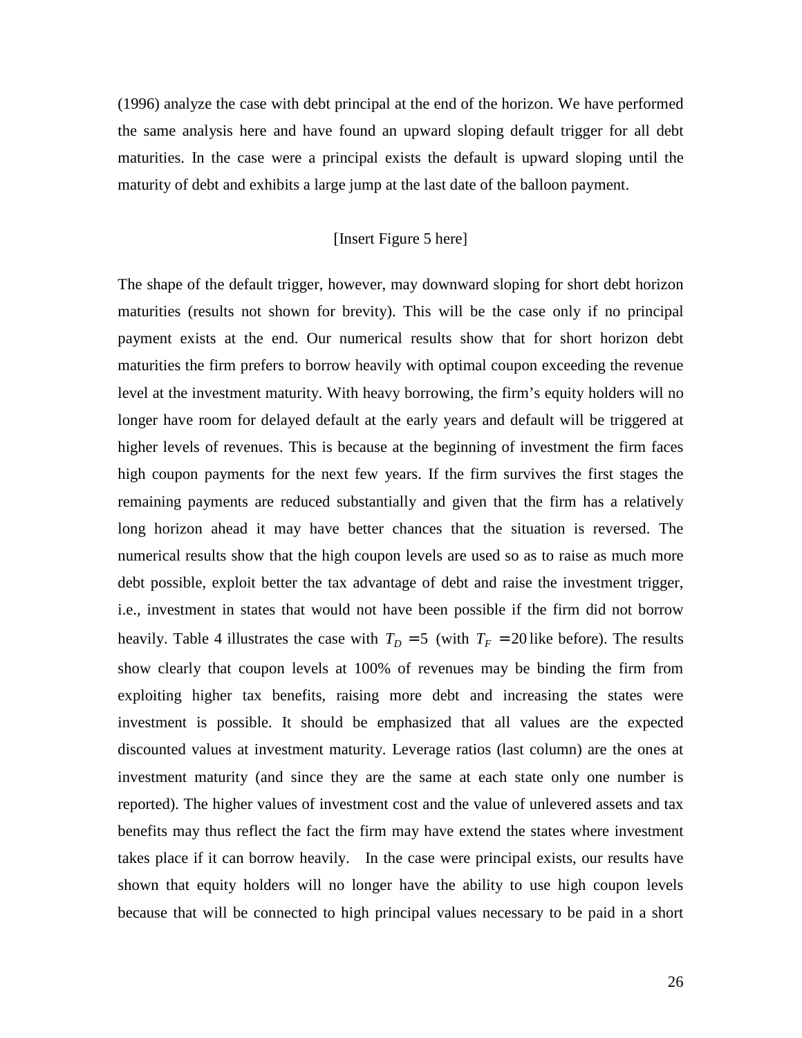(1996) analyze the case with debt principal at the end of the horizon. We have performed the same analysis here and have found an upward sloping default trigger for all debt maturities. In the case were a principal exists the default is upward sloping until the maturity of debt and exhibits a large jump at the last date of the balloon payment.

[Insert Figure 5 here]

The shape of the default trigger, however, may downward sloping for short debt horizon maturities (results not shown for brevity). This will be the case only if no principal payment exists at the end. Our numerical results show that for short horizon debt maturities the firm prefers to borrow heavily with optimal coupon exceeding the revenue level at the investment maturity. With heavy borrowing, the firm's equity holders will no longer have room for delayed default at the early years and default will be triggered at higher levels of revenues. This is because at the beginning of investment the firm faces high coupon payments for the next few years. If the firm survives the first stages the remaining payments are reduced substantially and given that the firm has a relatively long horizon ahead it may have better chances that the situation is reversed. The numerical results show that the high coupon levels are used so as to raise as much more debt possible, exploit better the tax advantage of debt and raise the investment trigger, i.e., investment in states that would not have been possible if the firm did not borrow heavily. Table 4 illustrates the case with $T_D = 5$ (with $T_F = 20$ like before). The results show clearly that coupon levels at 100% of revenues may be binding the firm from exploiting higher tax benefits, raising more debt and increasing the states were investment is possible. It should be emphasized that all values are the expected discounted values at investment maturity. Leverage ratios (last column) are the ones at investment maturity (and since they are the same at each state only one number is reported). The higher values of investment cost and the value of unlevered assets and tax benefits may thus reflect the fact the firm may have extend the states where investment takes place if it can borrow heavily. In the case were principal exists, our results have shown that equity holders will no longer have the ability to use high coupon levels because that will be connected to high principal values necessary to be paid in a short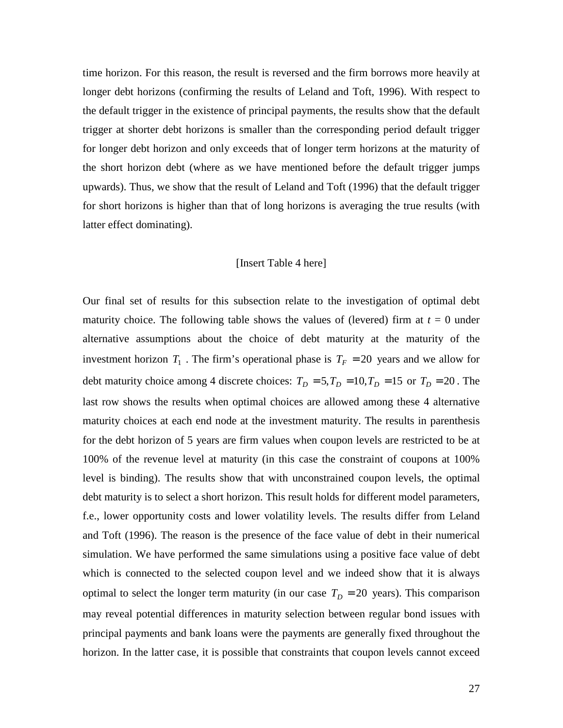time horizon. For this reason, the result is reversed and the firm borrows more heavily at longer debt horizons (confirming the results of Leland and Toft, 1996). With respect to the default trigger in the existence of principal payments, the results show that the default trigger at shorter debt horizons is smaller than the corresponding period default trigger for longer debt horizon and only exceeds that of longer term horizons at the maturity of the short horizon debt (where as we have mentioned before the default trigger jumps upwards). Thus, we show that the result of Leland and Toft (1996) that the default trigger for short horizons is higher than that of long horizons is averaging the true results (with latter effect dominating).

[Insert Table 4 here]

Our final set of results for this subsection relate to the investigation of optimal debt maturity choice. The following table shows the values of (levered) firm at $t$ = 0 under alternative assumptions about the choice of debt maturity at the maturity of the investment horizon $T_1$ . The firm's operational phase is $T_F = 20$ years and we allow for debt maturity choice among 4 discrete choices: $T_D = 5, T_D = 10, T_D = 15$ or $T_D = 20$. The last row shows the results when optimal choices are allowed among these 4 alternative maturity choices at each end node at the investment maturity. The results in parenthesis for the debt horizon of 5 years are firm values when coupon levels are restricted to be at 100% of the revenue level at maturity (in this case the constraint of coupons at 100% level is binding). The results show that with unconstrained coupon levels, the optimal debt maturity is to select a short horizon. This result holds for different model parameters, f.e., lower opportunity costs and lower volatility levels. The results differ from Leland and Toft (1996). The reason is the presence of the face value of debt in their numerical simulation. We have performed the same simulations using a positive face value of debt which is connected to the selected coupon level and we indeed show that it is always optimal to select the longer term maturity (in our case $T_D = 20$ years). This comparison may reveal potential differences in maturity selection between regular bond issues with principal payments and bank loans were the payments are generally fixed throughout the horizon. In the latter case, it is possible that constraints that coupon levels cannot exceed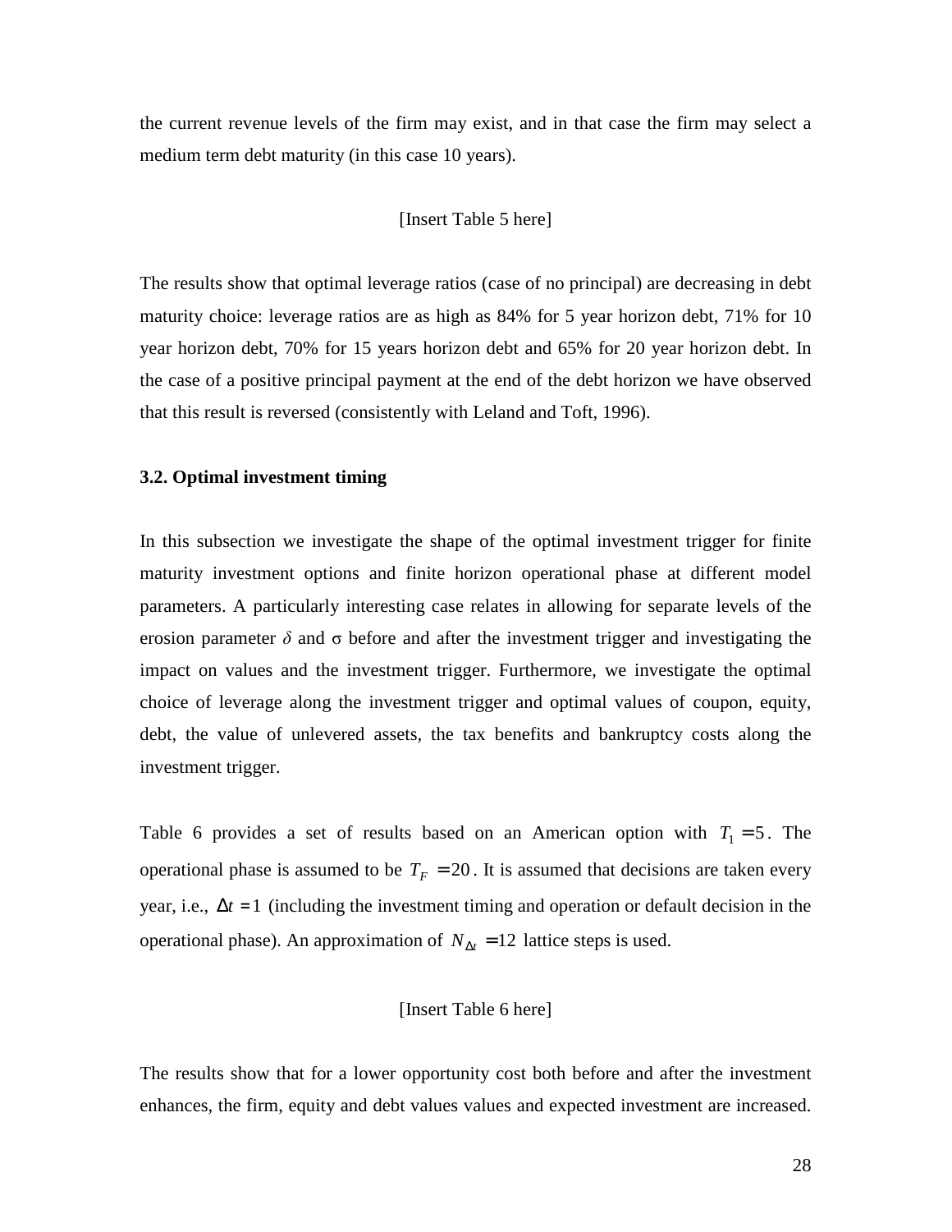the current revenue levels of the firm may exist, and in that case the firm may select a medium term debt maturity (in this case 10 years).

[Insert Table 5 here]

The results show that optimal leverage ratios (case of no principal) are decreasing in debt maturity choice: leverage ratios are as high as 84% for 5 year horizon debt, 71% for 10 year horizon debt, 70% for 15 years horizon debt and 65% for 20 year horizon debt. In the case of a positive principal payment at the end of the debt horizon we have observed that this result is reversed (consistently with Leland and Toft, 1996).

### 3.2. Optimal investment timing

In this subsection we investigate the shape of the optimal investment trigger for finite maturity investment options and finite horizon operational phase at different model parameters. A particularly interesting case relates in allowing for separate levels of the erosion parameter $\delta$ and $\sigma$ before and after the investment trigger and investigating the impact on values and the investment trigger. Furthermore, we investigate the optimal choice of leverage along the investment trigger and optimal values of coupon, equity, debt, the value of unlevered assets, the tax benefits and bankruptcy costs along the investment trigger.

Table 6 provides a set of results based on an American option with $T_1 = 5$. The operational phase is assumed to be $T_F = 20$. It is assumed that decisions are taken every year, i.e., $\Delta t = 1$ (including the investment timing and operation or default decision in the operational phase). An approximation of $N_{\Delta t} = 12$ lattice steps is used.

[Insert Table 6 here]

The results show that for a lower opportunity cost both before and after the investment enhances, the firm, equity and debt values values and expected investment are increased.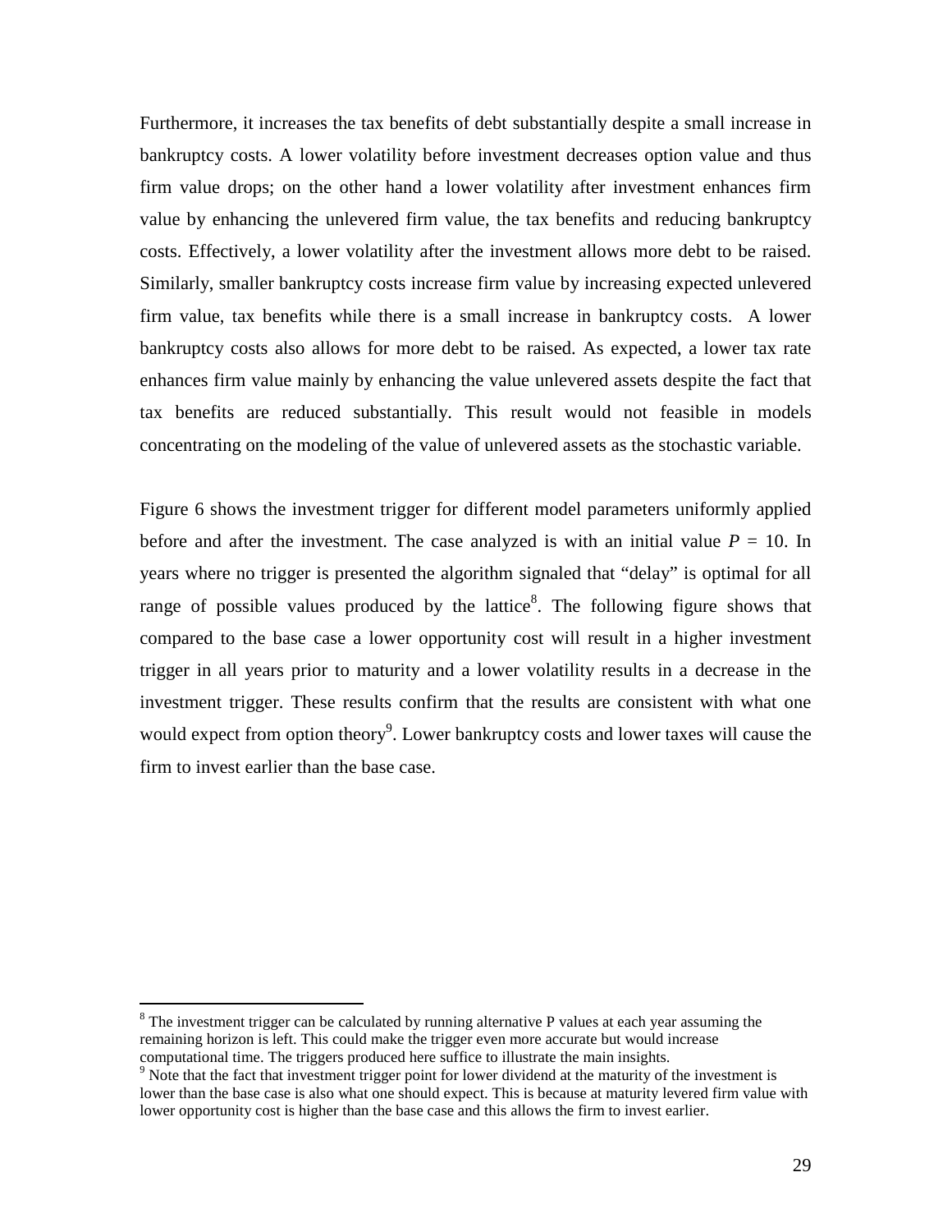Furthermore, it increases the tax benefits of debt substantially despite a small increase in bankruptcy costs. A lower volatility before investment decreases option value and thus firm value drops; on the other hand a lower volatility after investment enhances firm value by enhancing the unlevered firm value, the tax benefits and reducing bankruptcy costs. Effectively, a lower volatility after the investment allows more debt to be raised. Similarly, smaller bankruptcy costs increase firm value by increasing expected unlevered firm value, tax benefits while there is a small increase in bankruptcy costs. A lower bankruptcy costs also allows for more debt to be raised. As expected, a lower tax rate enhances firm value mainly by enhancing the value unlevered assets despite the fact that tax benefits are reduced substantially. This result would not feasible in models concentrating on the modeling of the value of unlevered assets as the stochastic variable.

Figure 6 shows the investment trigger for different model parameters uniformly applied before and after the investment. The case analyzed is with an initial value $P$ = 10. In years where no trigger is presented the algorithm signaled that "delay" is optimal for all range of possible values produced by the lattice[8]. The following figure shows that compared to the base case a lower opportunity cost will result in a higher investment trigger in all years prior to maturity and a lower volatility results in a decrease in the investment trigger. These results confirm that the results are consistent with what one would expect from option theory[9]. Lower bankruptcy costs and lower taxes will cause the firm to invest earlier than the base case.

---

[8] The investment trigger can be calculated by running alternative P values at each year assuming the remaining horizon is left. This could make the trigger even more accurate but would increase computational time. The triggers produced here suffice to illustrate the main insights.

[9] Note that the fact that investment trigger point for lower dividend at the maturity of the investment is lower than the base case is also what one should expect. This is because at maturity levered firm value with lower opportunity cost is higher than the base case and this allows the firm to invest earlier.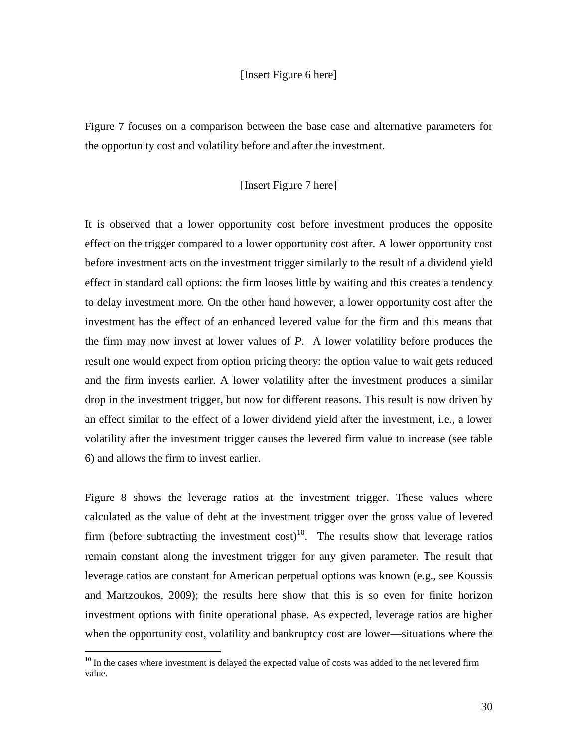[Insert Figure 6 here]

Figure 7 focuses on a comparison between the base case and alternative parameters for the opportunity cost and volatility before and after the investment.

[Insert Figure 7 here]

It is observed that a lower opportunity cost before investment produces the opposite effect on the trigger compared to a lower opportunity cost after. A lower opportunity cost before investment acts on the investment trigger similarly to the result of a dividend yield effect in standard call options: the firm looses little by waiting and this creates a tendency to delay investment more. On the other hand however, a lower opportunity cost after the investment has the effect of an enhanced levered value for the firm and this means that the firm may now invest at lower values of $P$. A lower volatility before produces the result one would expect from option pricing theory: the option value to wait gets reduced and the firm invests earlier. A lower volatility after the investment produces a similar drop in the investment trigger, but now for different reasons. This result is now driven by an effect similar to the effect of a lower dividend yield after the investment, i.e., a lower volatility after the investment trigger causes the levered firm value to increase (see table 6) and allows the firm to invest earlier.

Figure 8 shows the leverage ratios at the investment trigger. These values where calculated as the value of debt at the investment trigger over the gross value of levered firm (before subtracting the investment cost)[10]. The results show that leverage ratios remain constant along the investment trigger for any given parameter. The result that leverage ratios are constant for American perpetual options was known (e.g., see Koussis and Martzoukos, 2009); the results here show that this is so even for finite horizon investment options with finite operational phase. As expected, leverage ratios are higher when the opportunity cost, volatility and bankruptcy cost are lower—situations where the

[10] In the cases where investment is delayed the expected value of costs was added to the net levered firm value.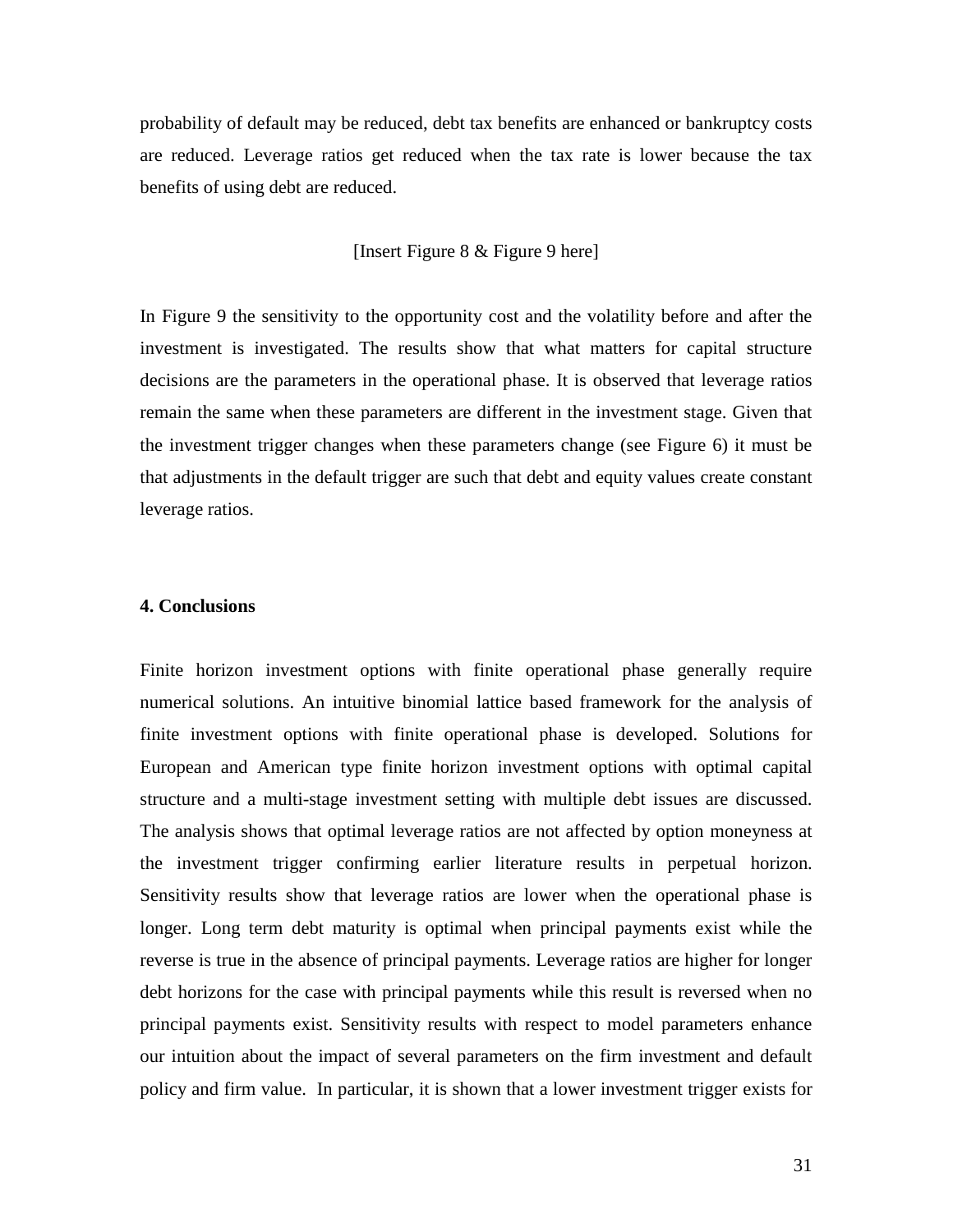probability of default may be reduced, debt tax benefits are enhanced or bankruptcy costs are reduced. Leverage ratios get reduced when the tax rate is lower because the tax benefits of using debt are reduced.

[Insert Figure 8 & Figure 9 here]

In Figure 9 the sensitivity to the opportunity cost and the volatility before and after the investment is investigated. The results show that what matters for capital structure decisions are the parameters in the operational phase. It is observed that leverage ratios remain the same when these parameters are different in the investment stage. Given that the investment trigger changes when these parameters change (see Figure 6) it must be that adjustments in the default trigger are such that debt and equity values create constant leverage ratios.

## 4. Conclusions

Finite horizon investment options with finite operational phase generally require numerical solutions. An intuitive binomial lattice based framework for the analysis of finite investment options with finite operational phase is developed. Solutions for European and American type finite horizon investment options with optimal capital structure and a multi-stage investment setting with multiple debt issues are discussed. The analysis shows that optimal leverage ratios are not affected by option moneyness at the investment trigger confirming earlier literature results in perpetual horizon. Sensitivity results show that leverage ratios are lower when the operational phase is longer. Long term debt maturity is optimal when principal payments exist while the reverse is true in the absence of principal payments. Leverage ratios are higher for longer debt horizons for the case with principal payments while this result is reversed when no principal payments exist. Sensitivity results with respect to model parameters enhance our intuition about the impact of several parameters on the firm investment and default policy and firm value. In particular, it is shown that a lower investment trigger exists for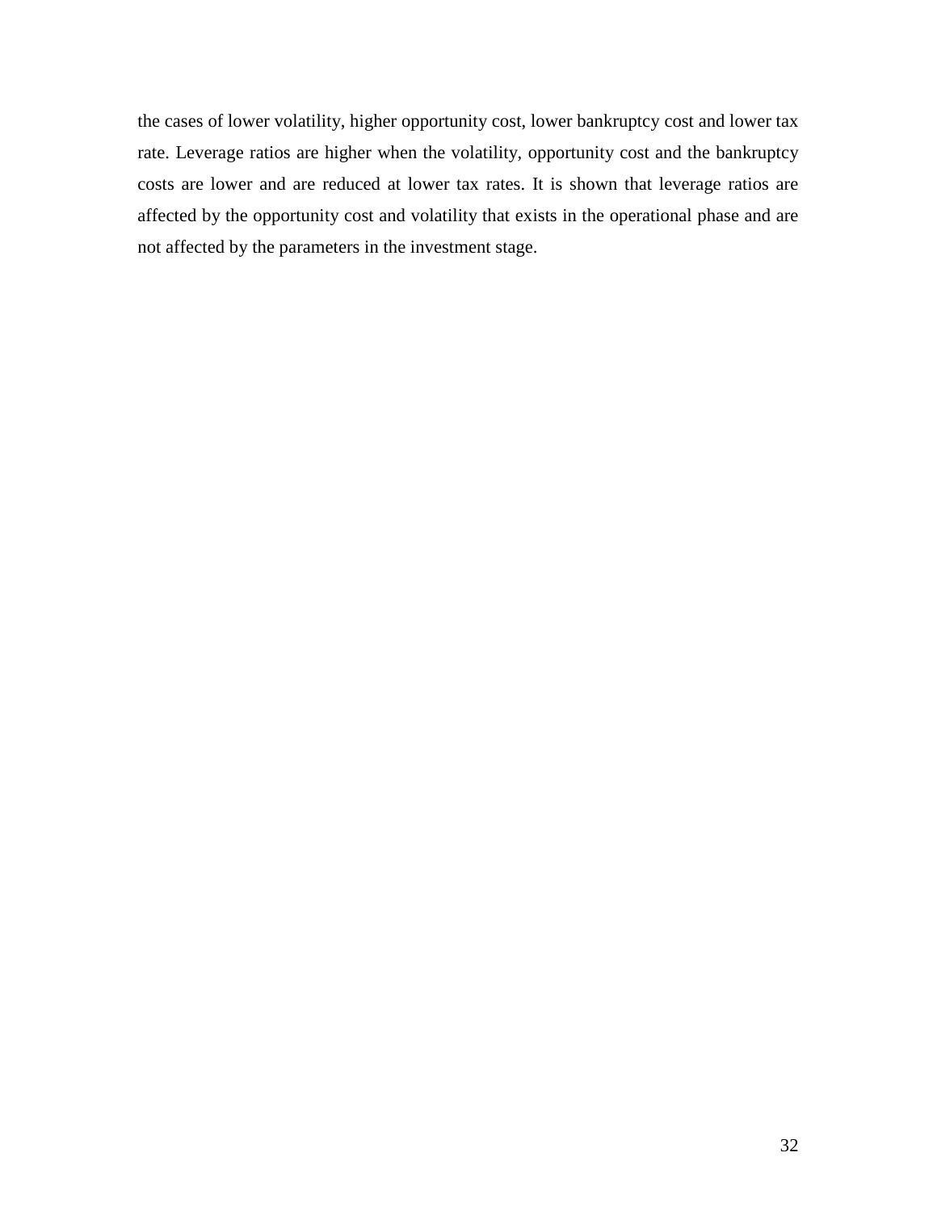the cases of lower volatility, higher opportunity cost, lower bankruptcy cost and lower tax rate. Leverage ratios are higher when the volatility, opportunity cost and the bankruptcy costs are lower and are reduced at lower tax rates. It is shown that leverage ratios are affected by the opportunity cost and volatility that exists in the operational phase and are not affected by the parameters in the investment stage.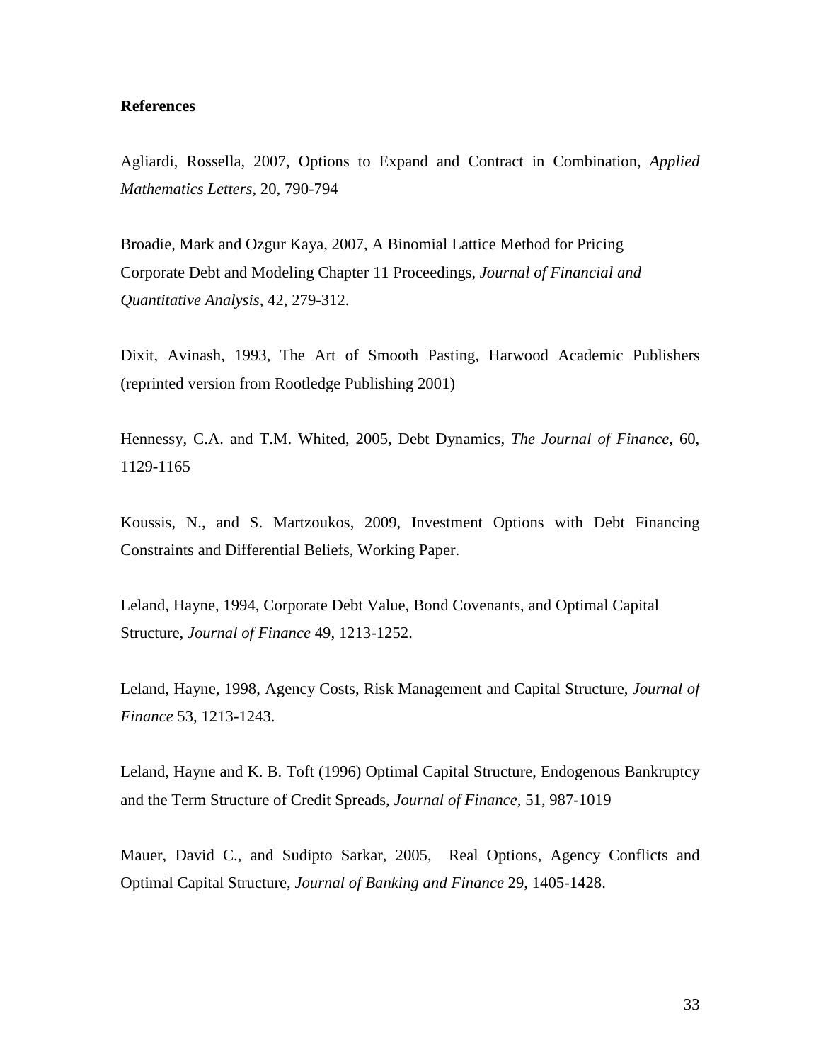**References**

Agliardi, Rossella, 2007, Options to Expand and Contract in Combination, *Applied Mathematics Letters*, 20, 790-794

Broadie, Mark and Ozgur Kaya, 2007, A Binomial Lattice Method for Pricing Corporate Debt and Modeling Chapter 11 Proceedings, *Journal of Financial and Quantitative Analysis*, 42, 279-312.

Dixit, Avinash, 1993, The Art of Smooth Pasting, Harwood Academic Publishers (reprinted version from Rootledge Publishing 2001)

Hennessy, C.A. and T.M. Whited, 2005, Debt Dynamics, *The Journal of Finance*, 60, 1129-1165

Koussis, N., and S. Martzoukos, 2009, Investment Options with Debt Financing Constraints and Differential Beliefs, Working Paper.

Leland, Hayne, 1994, Corporate Debt Value, Bond Covenants, and Optimal Capital Structure, *Journal of Finance* 49, 1213-1252.

Leland, Hayne, 1998, Agency Costs, Risk Management and Capital Structure, *Journal of Finance* 53, 1213-1243.

Leland, Hayne and K. B. Toft (1996) Optimal Capital Structure, Endogenous Bankruptcy and the Term Structure of Credit Spreads, *Journal of Finance*, 51, 987-1019

Mauer, David C., and Sudipto Sarkar, 2005, Real Options, Agency Conflicts and Optimal Capital Structure, *Journal of Banking and Finance* 29, 1405-1428.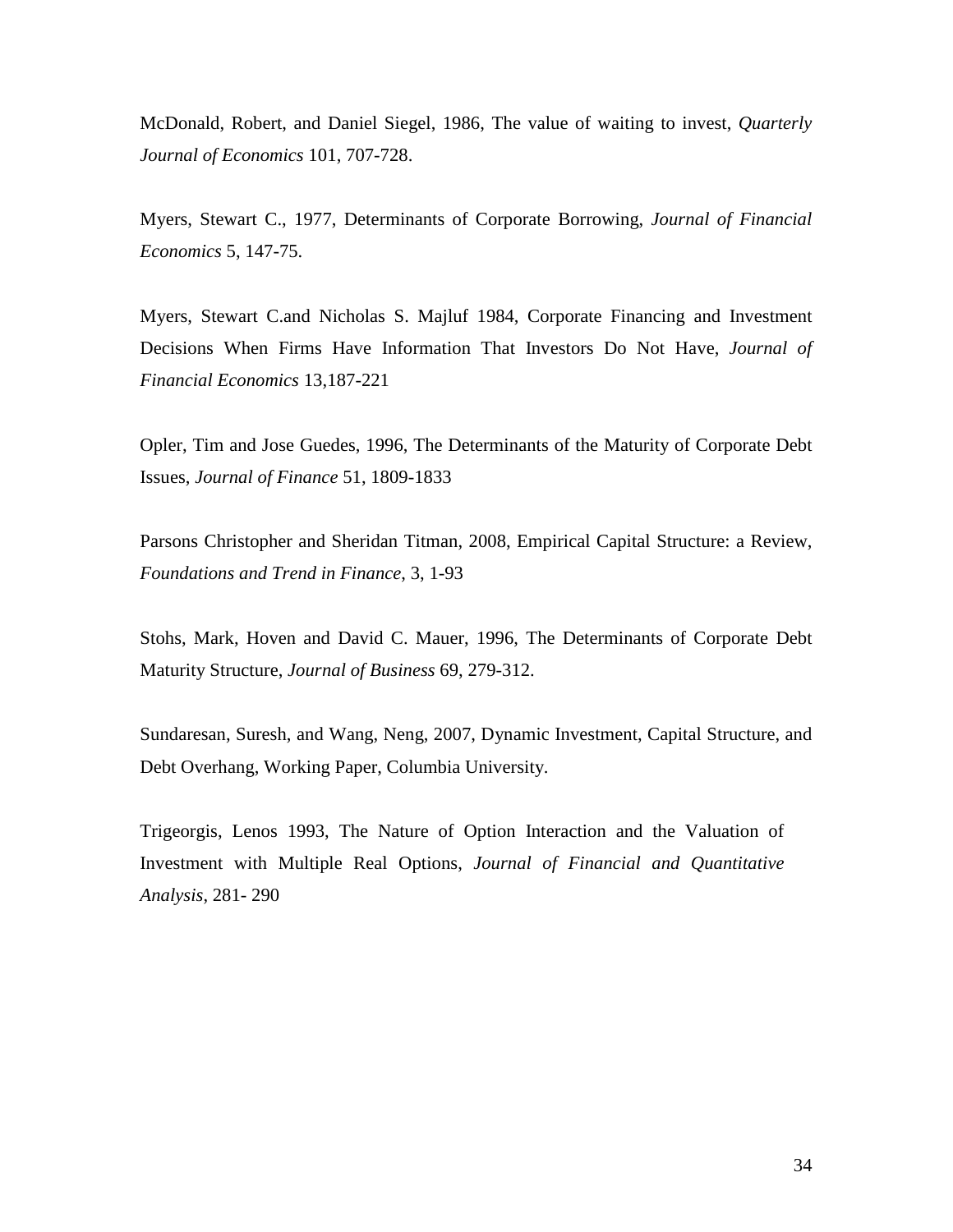McDonald, Robert, and Daniel Siegel, 1986, The value of waiting to invest, *Quarterly Journal of Economics* 101, 707-728.

Myers, Stewart C., 1977, Determinants of Corporate Borrowing, *Journal of Financial Economics* 5, 147-75.

Myers, Stewart C.and Nicholas S. Majluf 1984, Corporate Financing and Investment Decisions When Firms Have Information That Investors Do Not Have, *Journal of Financial Economics* 13,187-221

Opler, Tim and Jose Guedes, 1996, The Determinants of the Maturity of Corporate Debt Issues, *Journal of Finance* 51, 1809-1833

Parsons Christopher and Sheridan Titman, 2008, Empirical Capital Structure: a Review, *Foundations and Trend in Finance*, 3, 1-93

Stohs, Mark, Hoven and David C. Mauer, 1996, The Determinants of Corporate Debt Maturity Structure, *Journal of Business* 69, 279-312.

Sundaresan, Suresh, and Wang, Neng, 2007, Dynamic Investment, Capital Structure, and Debt Overhang, Working Paper, Columbia University.

Trigeorgis, Lenos 1993, The Nature of Option Interaction and the Valuation of Investment with Multiple Real Options, *Journal of Financial and Quantitative Analysis*, 281- 290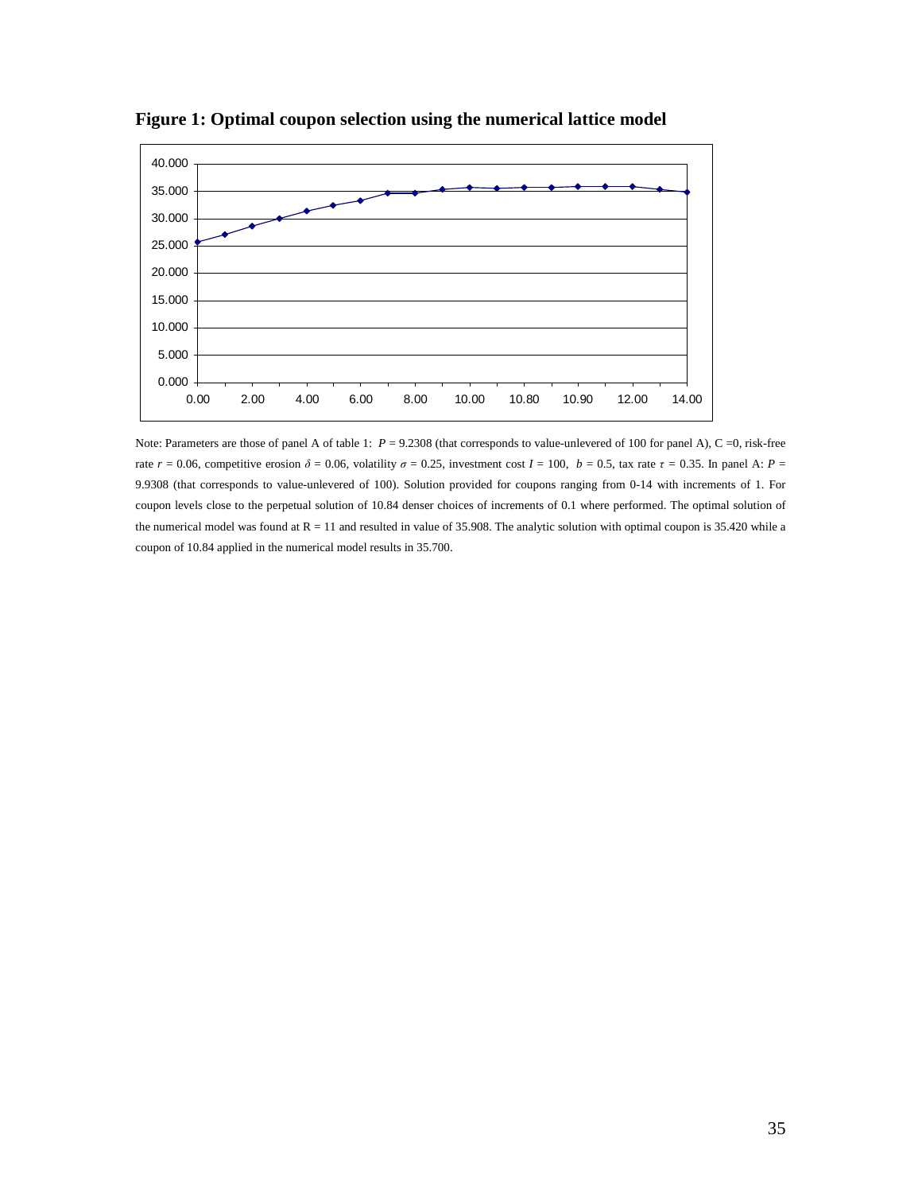**Figure 1: Optimal coupon selection using the numerical lattice model**

Note: Parameters are those of panel A of table 1: $P$ = 9.2308 (that corresponds to value-unlevered of 100 for panel A), C =0, risk-free rate $r$ = 0.06, competitive erosion $\delta$ = 0.06, volatility $\sigma$ = 0.25, investment cost $I$ = 100, $b$ = 0.5, tax rate $\tau$ = 0.35. In panel A: $P$ = 9.9308 (that corresponds to value-unlevered of 100). Solution provided for coupons ranging from 0-14 with increments of 1. For coupon levels close to the perpetual solution of 10.84 denser choices of increments of 0.1 where performed. The optimal solution of the numerical model was found at R = 11 and resulted in value of 35.908. The analytic solution with optimal coupon is 35.420 while a coupon of 10.84 applied in the numerical model results in 35.700.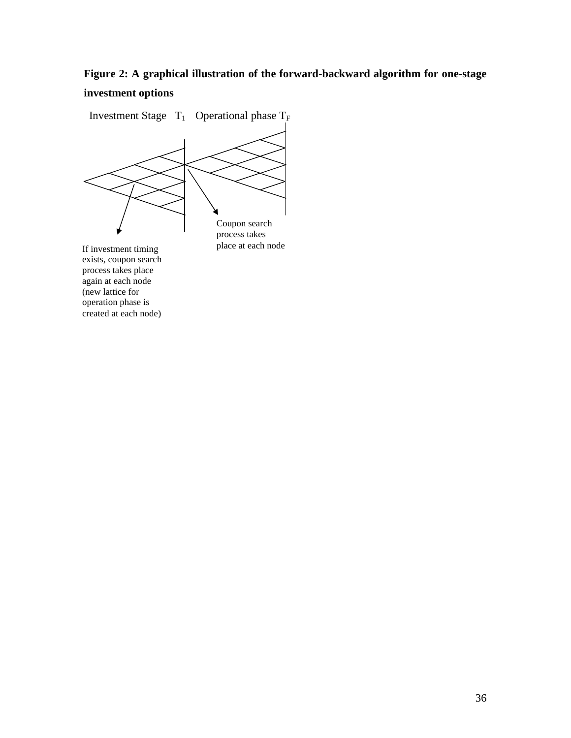**Figure 2: A graphical illustration of the forward-backward algorithm for one-stage investment options**

Investment Stage $T_1$ Operational phase $T_F$

Coupon search process takes place at each node

If investment timing exists, coupon search process takes place again at each node (new lattice for operation phase is created at each node)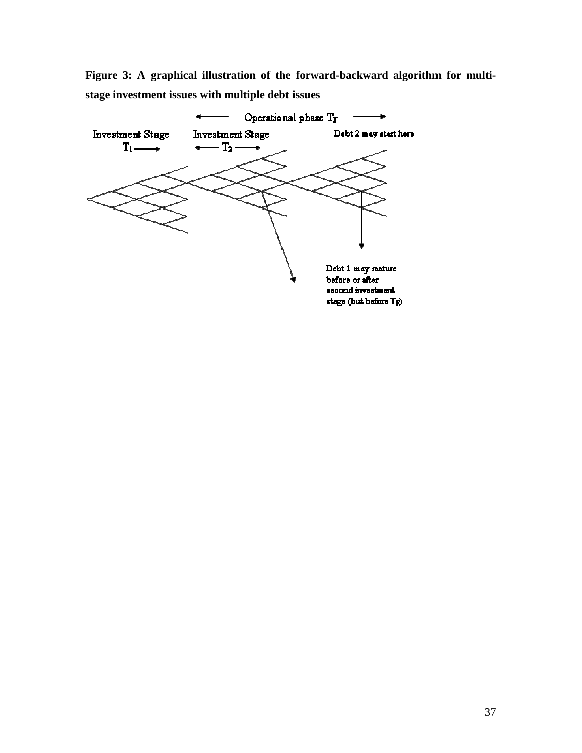**Figure 3: A graphical illustration of the forward-backward algorithm for multi-stage investment issues with multiple debt issues**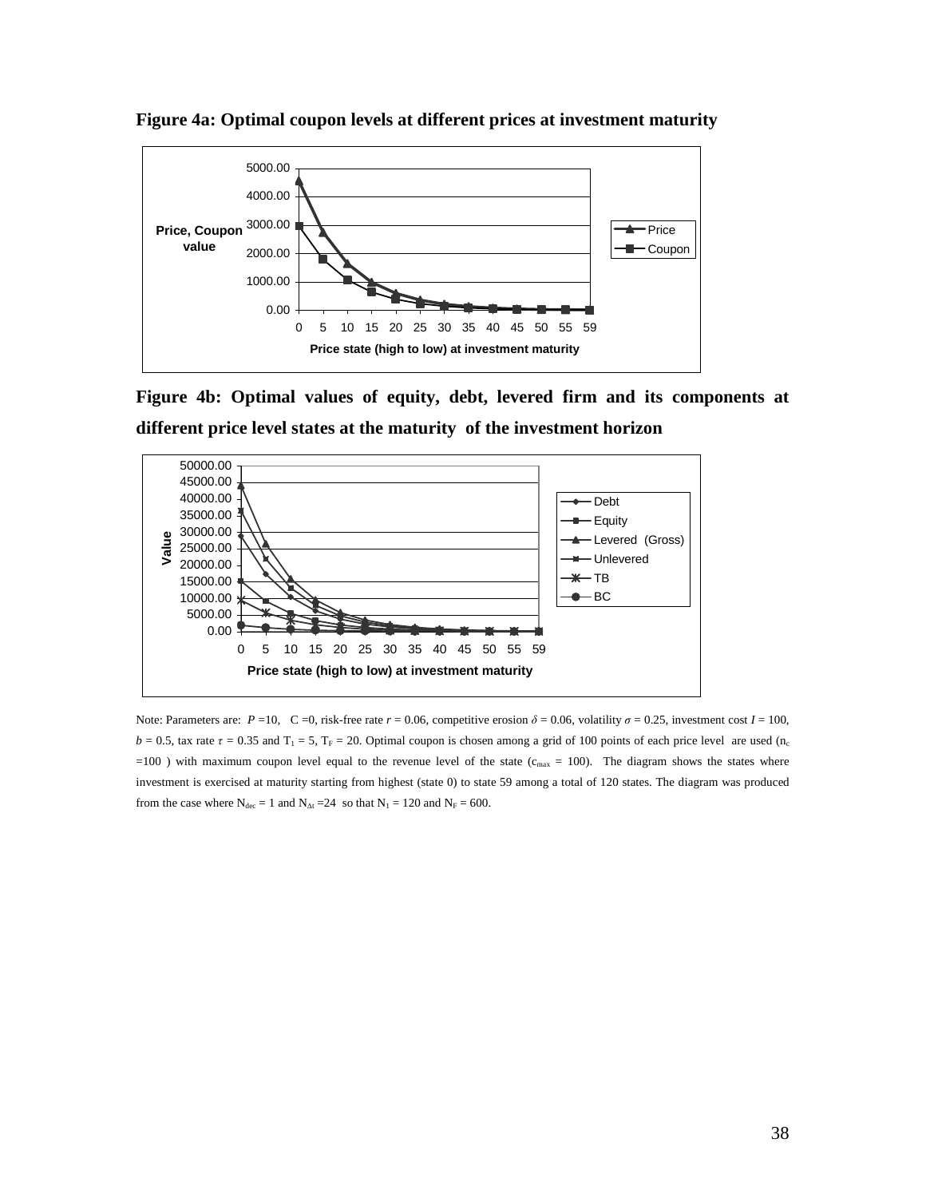**Figure 4a: Optimal coupon levels at different prices at investment maturity**

**Figure 4b: Optimal values of equity, debt, levered firm and its components at different price level states at the maturity of the investment horizon**

Note: Parameters are: $P$ =10, C =0, risk-free rate $r$ = 0.06, competitive erosion $\delta$ = 0.06, volatility $\sigma$ = 0.25, investment cost $I$ = 100, $b$ = 0.5, tax rate $\tau$ = 0.35 and $T_1$ = 5, $T_F$ = 20. Optimal coupon is chosen among a grid of 100 points of each price level are used ($n_c$ =100 ) with maximum coupon level equal to the revenue level of the state ($c_{max}$ = 100). The diagram shows the states where investment is exercised at maturity starting from highest (state 0) to state 59 among a total of 120 states. The diagram was produced from the case where $N_{dec}$ = 1 and $N_{\Delta t}$ =24 so that $N_1$ = 120 and $N_F$ = 600.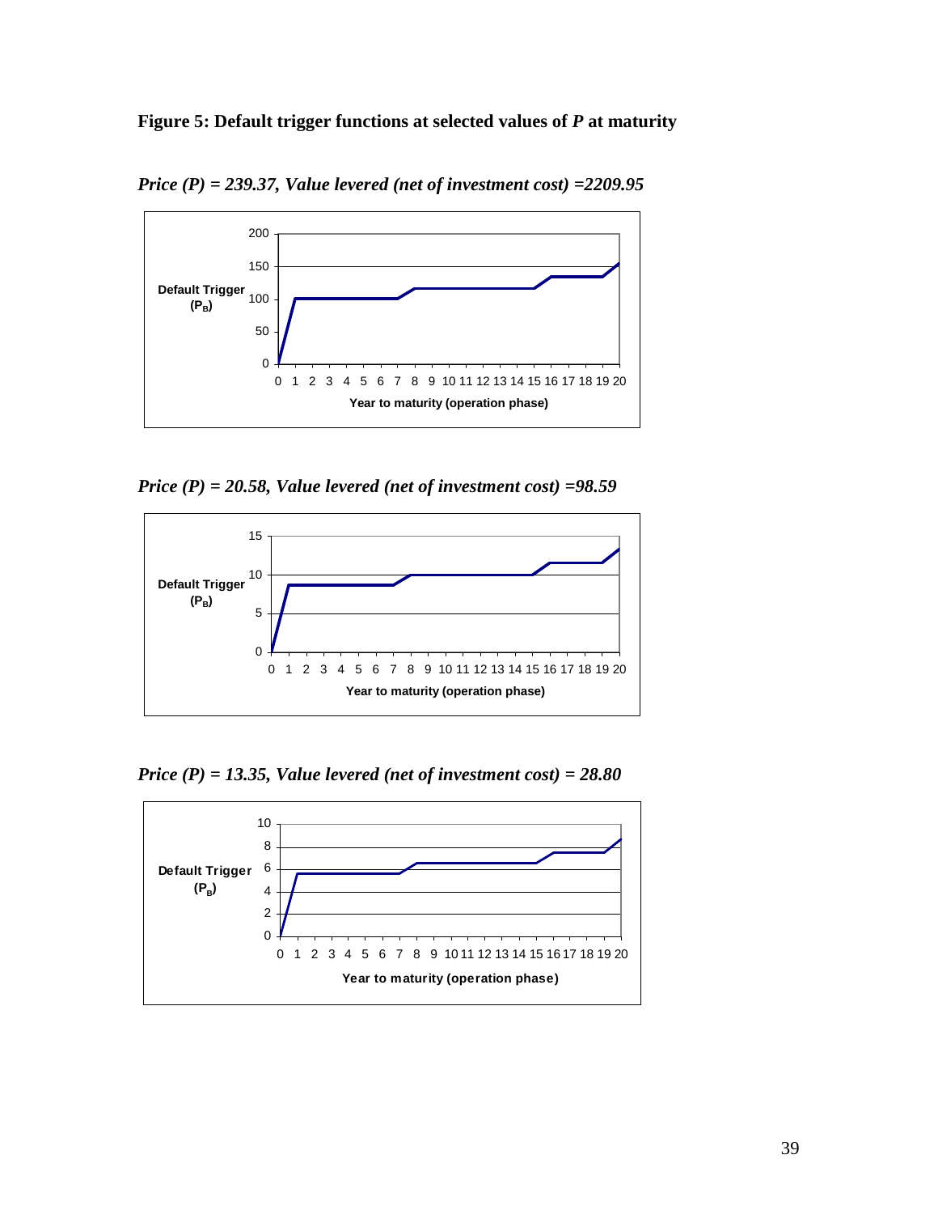**Figure 5: Default trigger functions at selected values of *P* at maturity**

***Price (P) = 239.37, Value levered (net of investment cost) =2209.95***

***Price (P) = 20.58, Value levered (net of investment cost) =98.59***

***Price (P) = 13.35, Value levered (net of investment cost) = 28.80***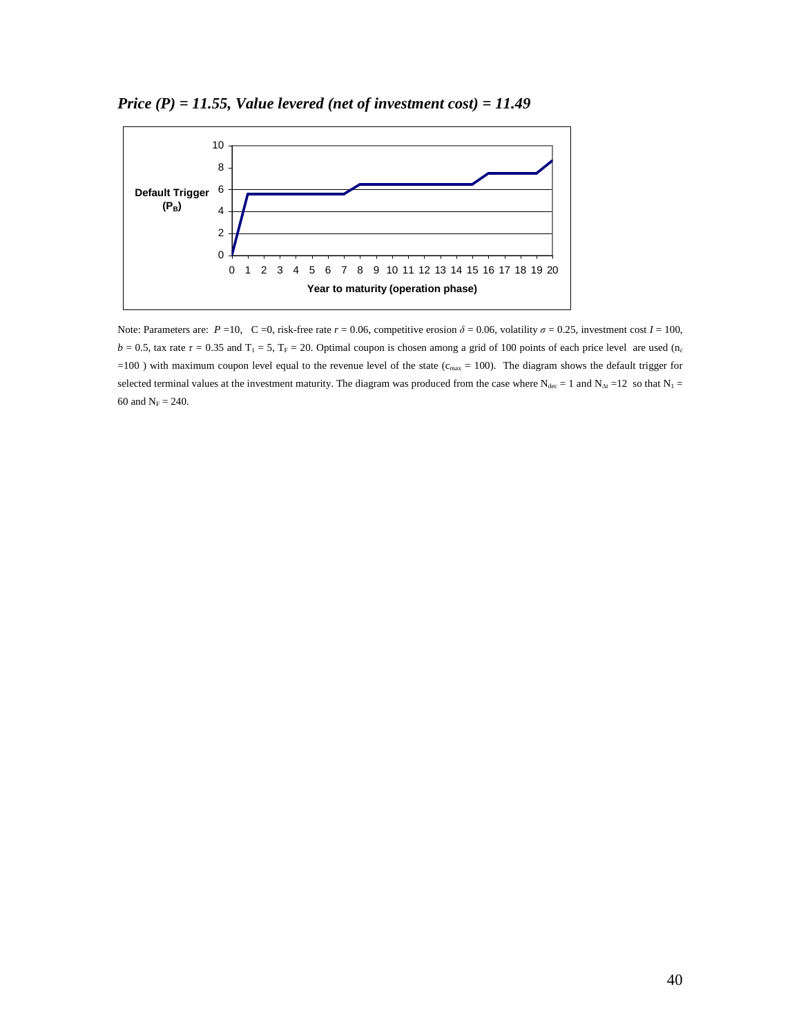***Price (P) = 11.55, Value levered (net of investment cost) = 11.49***

Note: Parameters are: $P = 10$, $C = 0$, risk-free rate $r = 0.06$, competitive erosion $\delta = 0.06$, volatility $\sigma = 0.25$, investment cost $I = 100$, $b = 0.5$, tax rate $\tau = 0.35$ and $T_1 = 5$, $T_F = 20$. Optimal coupon is chosen among a grid of 100 points of each price level are used ($n_c = 100$) with maximum coupon level equal to the revenue level of the state ($c_{max} = 100$). The diagram shows the default trigger for selected terminal values at the investment maturity. The diagram was produced from the case where $N_{dec} = 1$ and $N_{\Delta t} = 12$ so that $N_1 = 60$ and $N_F = 240$.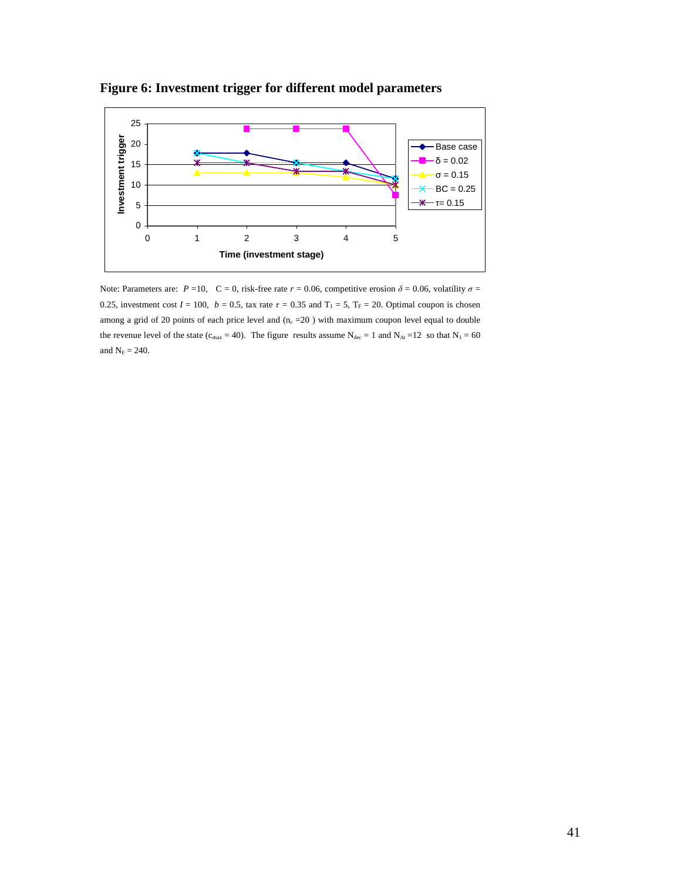**Figure 6: Investment trigger for different model parameters**

Note: Parameters are: $P$ =10, C = 0, risk-free rate $r$ = 0.06, competitive erosion $\delta$ = 0.06, volatility $\sigma$ = 0.25, investment cost $I$ = 100, $b$ = 0.5, tax rate $\tau$ = 0.35 and $T_1$ = 5, $T_F$ = 20. Optimal coupon is chosen among a grid of 20 points of each price level and ($n_c$ =20 ) with maximum coupon level equal to double the revenue level of the state ($c_{max}$ = 40). The figure results assume $N_{dec}$ = 1 and $N_{\Delta t}$ =12 so that $N_1$ = 60 and $N_F$ = 240.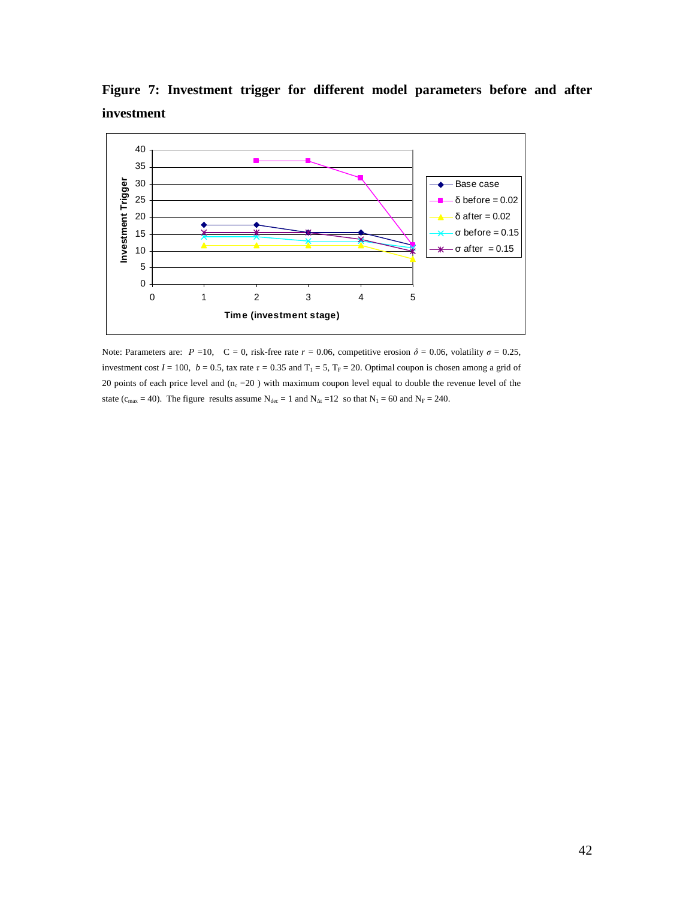**Figure 7: Investment trigger for different model parameters before and after investment**

Note: Parameters are: $P$ =10, C = 0, risk-free rate $r$ = 0.06, competitive erosion $\delta$ = 0.06, volatility $\sigma$ = 0.25, investment cost $I$ = 100, $b$ = 0.5, tax rate $\tau$ = 0.35 and $T_1$ = 5, $T_F$ = 20. Optimal coupon is chosen among a grid of 20 points of each price level and ($n_c$ =20 ) with maximum coupon level equal to double the revenue level of the state ($c_{max}$ = 40). The figure results assume $N_{dec}$ = 1 and $N_{\Delta t}$ =12 so that $N_1$ = 60 and $N_F$ = 240.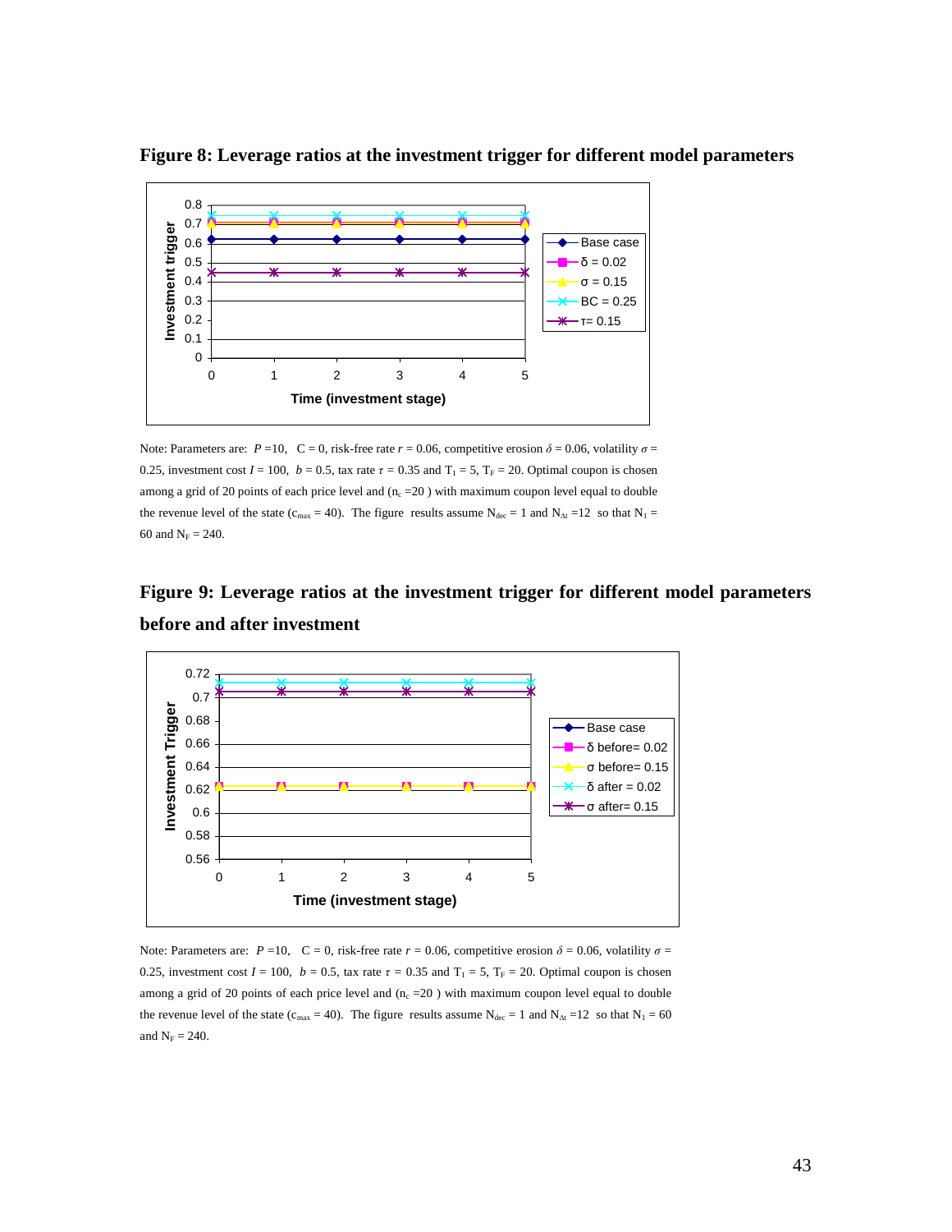**Figure 8: Leverage ratios at the investment trigger for different model parameters**

Note: Parameters are: $P$ =10, C = 0, risk-free rate $r$ = 0.06, competitive erosion $\delta$ = 0.06, volatility $\sigma$ = 0.25, investment cost $I$ = 100, $b$ = 0.5, tax rate $\tau$ = 0.35 and $T_1$ = 5, $T_F$ = 20. Optimal coupon is chosen among a grid of 20 points of each price level and ($n_c$ =20 ) with maximum coupon level equal to double the revenue level of the state ($c_{max}$ = 40). The figure results assume $N_{dec}$ = 1 and $N_{\Delta t}$ =12 so that $N_1$ = 60 and $N_F$ = 240.

**Figure 9: Leverage ratios at the investment trigger for different model parameters before and after investment**

Note: Parameters are: $P$ =10, C = 0, risk-free rate $r$ = 0.06, competitive erosion $\delta$ = 0.06, volatility $\sigma$ = 0.25, investment cost $I$ = 100, $b$ = 0.5, tax rate $\tau$ = 0.35 and $T_1$ = 5, $T_F$ = 20. Optimal coupon is chosen among a grid of 20 points of each price level and ($n_c$ =20 ) with maximum coupon level equal to double the revenue level of the state ($c_{max}$ = 40). The figure results assume $N_{dec}$ = 1 and $N_{\Delta t}$ =12 so that $N_1$ = 60 and $N_F$ = 240.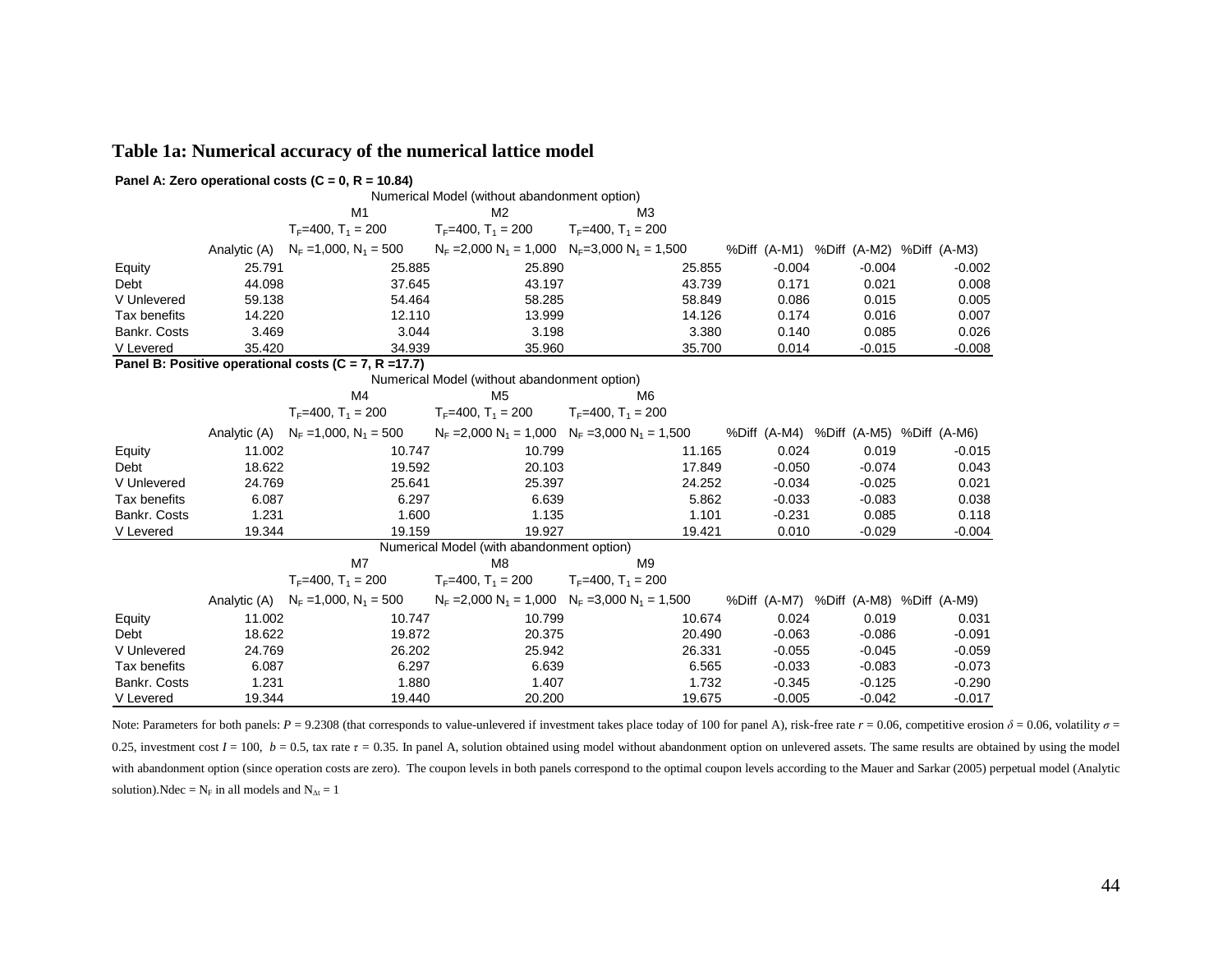## Table 1a: Numerical accuracy of the numerical lattice model

**Panel A: Zero operational costs (C = 0, R = 10.84)**

| | | Numerical Model (without abandonment option) | | | | | |
|---|---|---|---|---|---|---|---|
| | | M1 | M2 | M3 | | | |
| | | $T_F$=400, $T_1$ = 200 | $T_F$=400, $T_1$ = 200 | $T_F$=400, $T_1$ = 200 | | | |
| | Analytic (A) | $N_F$ =1,000, $N_1$ = 500 | $N_F$ =2,000 $N_1$ = 1,000 | $N_F$=3,000 $N_1$ = 1,500 | %Diff (A-M1) | %Diff (A-M2) | %Diff (A-M3) |
| Equity | 25.791 | 25.885 | 25.890 | 25.855 | -0.004 | -0.004 | -0.002 |
| Debt | 44.098 | 37.645 | 43.197 | 43.739 | 0.171 | 0.021 | 0.008 |
| V Unlevered | 59.138 | 54.464 | 58.285 | 58.849 | 0.086 | 0.015 | 0.005 |
| Tax benefits | 14.220 | 12.110 | 13.999 | 14.126 | 0.174 | 0.016 | 0.007 |
| Bankr. Costs | 3.469 | 3.044 | 3.198 | 3.380 | 0.140 | 0.085 | 0.026 |
| V Levered | 35.420 | 34.939 | 35.960 | 35.700 | 0.014 | -0.015 | -0.008 |

**Panel B: Positive operational costs (C = 7, R =17.7)**

| | | Numerical Model (without abandonment option) | | | | | |
|---|---|---|---|---|---|---|---|
| | | M4 | M5 | M6 | | | |
| | | $T_F$=400, $T_1$ = 200 | $T_F$=400, $T_1$ = 200 | $T_F$=400, $T_1$ = 200 | | | |
| | Analytic (A) | $N_F$ =1,000, $N_1$ = 500 | $N_F$ =2,000 $N_1$ = 1,000 | $N_F$ =3,000 $N_1$ = 1,500 | %Diff (A-M4) | %Diff (A-M5) | %Diff (A-M6) |
| Equity | 11.002 | 10.747 | 10.799 | 11.165 | 0.024 | 0.019 | -0.015 |
| Debt | 18.622 | 19.592 | 20.103 | 17.849 | -0.050 | -0.074 | 0.043 |
| V Unlevered | 24.769 | 25.641 | 25.397 | 24.252 | -0.034 | -0.025 | 0.021 |
| Tax benefits | 6.087 | 6.297 | 6.639 | 5.862 | -0.033 | -0.083 | 0.038 |
| Bankr. Costs | 1.231 | 1.600 | 1.135 | 1.101 | -0.231 | 0.085 | 0.118 |
| V Levered | 19.344 | 19.159 | 19.927 | 19.421 | 0.010 | -0.029 | -0.004 |
| | | **Numerical Model (with abandonment option)** | | | | | |
| | | M7 | M8 | M9 | | | |
| | | $T_F$=400, $T_1$ = 200 | $T_F$=400, $T_1$ = 200 | $T_F$=400, $T_1$ = 200 | | | |
| | Analytic (A) | $N_F$ =1,000, $N_1$ = 500 | $N_F$ =2,000 $N_1$ = 1,000 | $N_F$ =3,000 $N_1$ = 1,500 | %Diff (A-M7) | %Diff (A-M8) | %Diff (A-M9) |
| Equity | 11.002 | 10.747 | 10.799 | 10.674 | 0.024 | 0.019 | 0.031 |
| Debt | 18.622 | 19.872 | 20.375 | 20.490 | -0.063 | -0.086 | -0.091 |
| V Unlevered | 24.769 | 26.202 | 25.942 | 26.331 | -0.055 | -0.045 | -0.059 |
| Tax benefits | 6.087 | 6.297 | 6.639 | 6.565 | -0.033 | -0.083 | -0.073 |
| Bankr. Costs | 1.231 | 1.880 | 1.407 | 1.732 | -0.345 | -0.125 | -0.290 |
| V Levered | 19.344 | 19.440 | 20.200 | 19.675 | -0.005 | -0.042 | -0.017 |

Note: Parameters for both panels: $P$ = 9.2308 (that corresponds to value-unlevered if investment takes place today of 100 for panel A), risk-free rate $r$ = 0.06, competitive erosion $\delta$ = 0.06, volatility $\sigma$ = 0.25, investment cost $I$ = 100, $b$ = 0.5, tax rate $\tau$ = 0.35. In panel A, solution obtained using model without abandonment option on unlevered assets. The same results are obtained by using the model with abandonment option (since operation costs are zero). The coupon levels in both panels correspond to the optimal coupon levels according to the Mauer and Sarkar (2005) perpetual model (Analytic solution).Ndec = $N_F$ in all models and $N_{\Delta t}$ = 1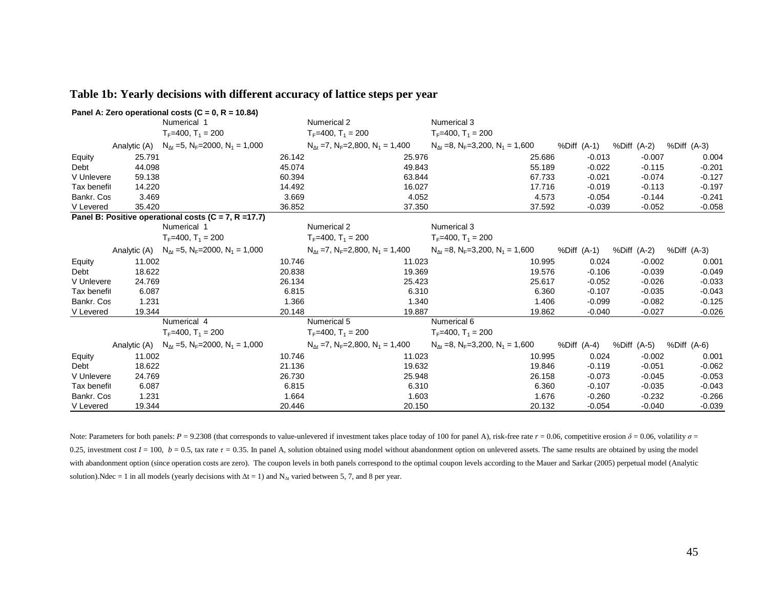### Table 1b: Yearly decisions with different accuracy of lattice steps per year

**Panel A: Zero operational costs (C = 0, R = 10.84)**

| | Analytic (A) | Numerical 1 $T_F$=400, $T_1$ = 200 $N_{\Delta t}$ =5, $N_F$=2000, $N_1$ = 1,000 | Numerical 2 $T_F$=400, $T_1$ = 200 $N_{\Delta t}$ =7, $N_F$=2,800, $N_1$ = 1,400 | Numerical 3 $T_F$=400, $T_1$ = 200 $N_{\Delta t}$ =8, $N_F$=3,200, $N_1$ = 1,600 | %Diff (A-1) | %Diff (A-2) | %Diff (A-3) |
|---|---|---|---|---|---|---|---|
| Equity | 25.791 | 26.142 | 25.976 | 25.686 | -0.013 | -0.007 | 0.004 |
| Debt | 44.098 | 45.074 | 49.843 | 55.189 | -0.022 | -0.115 | -0.201 |
| V Unlevere | 59.138 | 60.394 | 63.844 | 67.733 | -0.021 | -0.074 | -0.127 |
| Tax benefit | 14.220 | 14.492 | 16.027 | 17.716 | -0.019 | -0.113 | -0.197 |
| Bankr. Cos | 3.469 | 3.669 | 4.052 | 4.573 | -0.054 | -0.144 | -0.241 |
| V Levered | 35.420 | 36.852 | 37.350 | 37.592 | -0.039 | -0.052 | -0.058 |

**Panel B: Positive operational costs (C = 7, R =17.7)**

| | Analytic (A) | Numerical 1 $T_F$=400, $T_1$ = 200 $N_{\Delta t}$ =5, $N_F$=2000, $N_1$ = 1,000 | Numerical 2 $T_F$=400, $T_1$ = 200 $N_{\Delta t}$ =7, $N_F$=2,800, $N_1$ = 1,400 | Numerical 3 $T_F$=400, $T_1$ = 200 $N_{\Delta t}$ =8, $N_F$=3,200, $N_1$ = 1,600 | %Diff (A-1) | %Diff (A-2) | %Diff (A-3) |
|---|---|---|---|---|---|---|---|
| Equity | 11.002 | 10.746 | 11.023 | 10.995 | 0.024 | -0.002 | 0.001 |
| Debt | 18.622 | 20.838 | 19.369 | 19.576 | -0.106 | -0.039 | -0.049 |
| V Unlevere | 24.769 | 26.134 | 25.423 | 25.617 | -0.052 | -0.026 | -0.033 |
| Tax benefit | 6.087 | 6.815 | 6.310 | 6.360 | -0.107 | -0.035 | -0.043 |
| Bankr. Cos | 1.231 | 1.366 | 1.340 | 1.406 | -0.099 | -0.082 | -0.125 |
| V Levered | 19.344 | 20.148 | 19.887 | 19.862 | -0.040 | -0.027 | -0.026 |

| | Analytic (A) | Numerical 4 $T_F$=400, $T_1$ = 200 $N_{\Delta t}$ =5, $N_F$=2000, $N_1$ = 1,000 | Numerical 5 $T_F$=400, $T_1$ = 200 $N_{\Delta t}$ =7, $N_F$=2,800, $N_1$ = 1,400 | Numerical 6 $T_F$=400, $T_1$ = 200 $N_{\Delta t}$ =8, $N_F$=3,200, $N_1$ = 1,600 | %Diff (A-4) | %Diff (A-5) | %Diff (A-6) |
|---|---|---|---|---|---|---|---|
| Equity | 11.002 | 10.746 | 11.023 | 10.995 | 0.024 | -0.002 | 0.001 |
| Debt | 18.622 | 21.136 | 19.632 | 19.846 | -0.119 | -0.051 | -0.062 |
| V Unlevere | 24.769 | 26.730 | 25.948 | 26.158 | -0.073 | -0.045 | -0.053 |
| Tax benefit | 6.087 | 6.815 | 6.310 | 6.360 | -0.107 | -0.035 | -0.043 |
| Bankr. Cos | 1.231 | 1.664 | 1.603 | 1.676 | -0.260 | -0.232 | -0.266 |
| V Levered | 19.344 | 20.446 | 20.150 | 20.132 | -0.054 | -0.040 | -0.039 |

Note: Parameters for both panels: $P$ = 9.2308 (that corresponds to value-unlevered if investment takes place today of 100 for panel A), risk-free rate $r$ = 0.06, competitive erosion $\delta$ = 0.06, volatility $\sigma$ = 0.25, investment cost $I$ = 100, $b$ = 0.5, tax rate $\tau$ = 0.35. In panel A, solution obtained using model without abandonment option on unlevered assets. The same results are obtained by using the model with abandonment option (since operation costs are zero). The coupon levels in both panels correspond to the optimal coupon levels according to the Mauer and Sarkar (2005) perpetual model (Analytic solution).Ndec = 1 in all models (yearly decisions with $\Delta$t = 1) and $N_{\Delta t}$ varied between 5, 7, and 8 per year.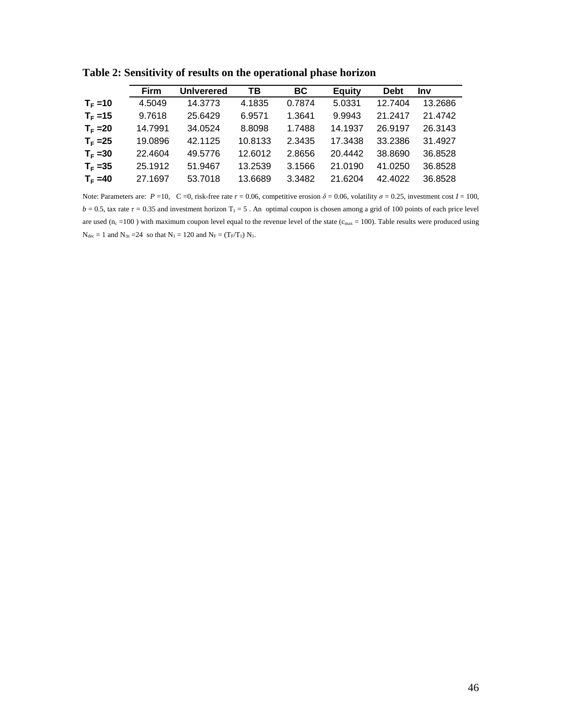**Table 2: Sensitivity of results on the operational phase horizon**

| | Firm | Unlverered | TB | BC | Equity | Debt | Inv |
|---|---|---|---|---|---|---|---|
| $T_F$ =10 | 4.5049 | 14.3773 | 4.1835 | 0.7874 | 5.0331 | 12.7404 | 13.2686 |
| $T_F$ =15 | 9.7618 | 25.6429 | 6.9571 | 1.3641 | 9.9943 | 21.2417 | 21.4742 |
| $T_F$ =20 | 14.7991 | 34.0524 | 8.8098 | 1.7488 | 14.1937 | 26.9197 | 26.3143 |
| $T_F$ =25 | 19.0896 | 42.1125 | 10.8133 | 2.3435 | 17.3438 | 33.2386 | 31.4927 |
| $T_F$ =30 | 22.4604 | 49.5776 | 12.6012 | 2.8656 | 20.4442 | 38.8690 | 36.8528 |
| $T_F$ =35 | 25.1912 | 51.9467 | 13.2539 | 3.1566 | 21.0190 | 41.0250 | 36.8528 |
| $T_F$ =40 | 27.1697 | 53.7018 | 13.6689 | 3.3482 | 21.6204 | 42.4022 | 36.8528 |

Note: Parameters are: $P$ =10, C =0, risk-free rate $r$ = 0.06, competitive erosion $\delta$ = 0.06, volatility $\sigma$ = 0.25, investment cost $I$ = 100, $b$ = 0.5, tax rate $\tau$ = 0.35 and investment horizon $T_1$ = 5 . An optimal coupon is chosen among a grid of 100 points of each price level are used ($n_c$ =100 ) with maximum coupon level equal to the revenue level of the state ($c_{max}$ = 100). Table results were produced using $N_{dec}$ = 1 and $N_{\Delta t}$ =24 so that $N_1$ = 120 and $N_F$ = ($T_F$/$T_1$) $N_1$.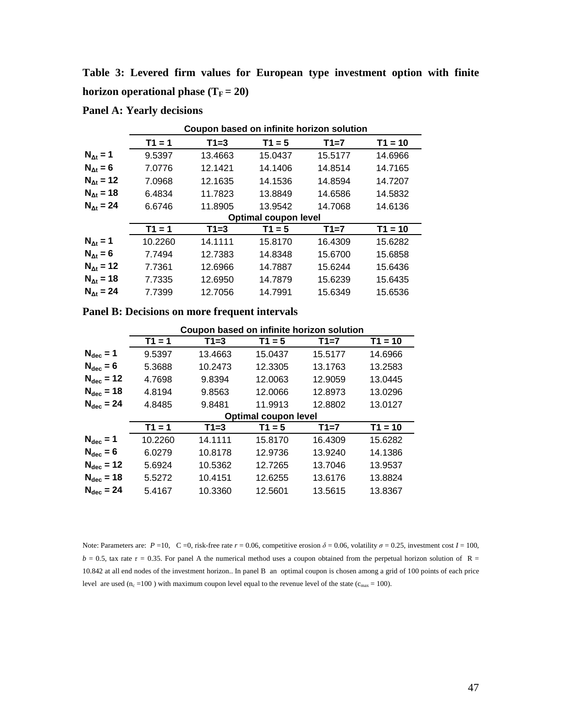**Table 3: Levered firm values for European type investment option with finite horizon operational phase ($T_F = 20$)**

**Panel A: Yearly decisions**

| | Coupon based on infinite horizon solution | | | | |
|---|---|---|---|---|---|
| | T1 = 1 | T1=3 | T1 = 5 | T1=7 | T1 = 10 |
| $N_{\Delta t} = 1$ | 9.5397 | 13.4663 | 15.0437 | 15.5177 | 14.6966 |
| $N_{\Delta t} = 6$ | 7.0776 | 12.1421 | 14.1406 | 14.8514 | 14.7165 |
| $N_{\Delta t} = 12$ | 7.0968 | 12.1635 | 14.1536 | 14.8594 | 14.7207 |
| $N_{\Delta t} = 18$ | 6.4834 | 11.7823 | 13.8849 | 14.6586 | 14.5832 |
| $N_{\Delta t} = 24$ | 6.6746 | 11.8905 | 13.9542 | 14.7068 | 14.6136 |
| | **Optimal coupon level** | | | | |
| | T1 = 1 | T1=3 | T1 = 5 | T1=7 | T1 = 10 |
| $N_{\Delta t} = 1$ | 10.2260 | 14.1111 | 15.8170 | 16.4309 | 15.6282 |
| $N_{\Delta t} = 6$ | 7.7494 | 12.7383 | 14.8348 | 15.6700 | 15.6858 |
| $N_{\Delta t} = 12$ | 7.7361 | 12.6966 | 14.7887 | 15.6244 | 15.6436 |
| $N_{\Delta t} = 18$ | 7.7335 | 12.6950 | 14.7879 | 15.6239 | 15.6435 |
| $N_{\Delta t} = 24$ | 7.7399 | 12.7056 | 14.7991 | 15.6349 | 15.6536 |

**Panel B: Decisions on more frequent intervals**

| | Coupon based on infinite horizon solution | | | | |
|---|---|---|---|---|---|
| | T1 = 1 | T1=3 | T1 = 5 | T1=7 | T1 = 10 |
| $N_{dec} = 1$ | 9.5397 | 13.4663 | 15.0437 | 15.5177 | 14.6966 |
| $N_{dec} = 6$ | 5.3688 | 10.2473 | 12.3305 | 13.1763 | 13.2583 |
| $N_{dec} = 12$ | 4.7698 | 9.8394 | 12.0063 | 12.9059 | 13.0445 |
| $N_{dec} = 18$ | 4.8194 | 9.8563 | 12.0066 | 12.8973 | 13.0296 |
| $N_{dec} = 24$ | 4.8485 | 9.8481 | 11.9913 | 12.8802 | 13.0127 |
| | **Optimal coupon level** | | | | |
| | T1 = 1 | T1=3 | T1 = 5 | T1=7 | T1 = 10 |
| $N_{dec} = 1$ | 10.2260 | 14.1111 | 15.8170 | 16.4309 | 15.6282 |
| $N_{dec} = 6$ | 6.0279 | 10.8178 | 12.9736 | 13.9240 | 14.1386 |
| $N_{dec} = 12$ | 5.6924 | 10.5362 | 12.7265 | 13.7046 | 13.9537 |
| $N_{dec} = 18$ | 5.5272 | 10.4151 | 12.6255 | 13.6176 | 13.8824 |
| $N_{dec} = 24$ | 5.4167 | 10.3360 | 12.5601 | 13.5615 | 13.8367 |

Note: Parameters are: $P$ =10, C =0, risk-free rate $r$ = 0.06, competitive erosion $\delta$ = 0.06, volatility $\sigma$ = 0.25, investment cost $I$ = 100, $b$ = 0.5, tax rate $\tau$ = 0.35. For panel A the numerical method uses a coupon obtained from the perpetual horizon solution of R = 10.842 at all end nodes of the investment horizon.. In panel B an optimal coupon is chosen among a grid of 100 points of each price level are used ($n_c$ =100 ) with maximum coupon level equal to the revenue level of the state ($c_{max}$ = 100).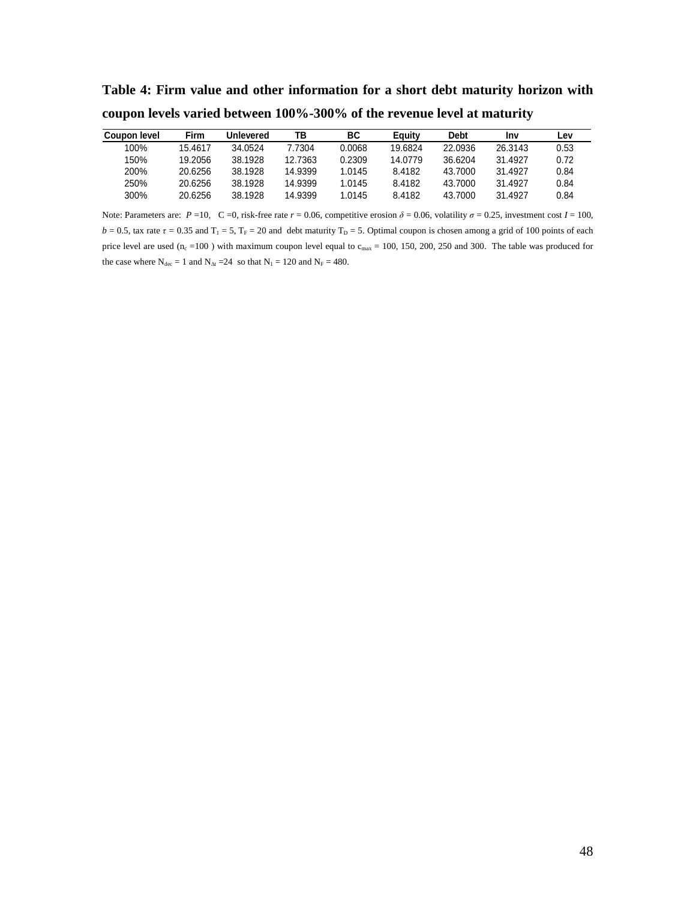**Table 4: Firm value and other information for a short debt maturity horizon with coupon levels varied between 100%-300% of the revenue level at maturity**

| Coupon level | Firm | Unlevered | TB | BC | Equity | Debt | Inv | Lev |
|---|---|---|---|---|---|---|---|---|
| 100% | 15.4617 | 34.0524 | 7.7304 | 0.0068 | 19.6824 | 22.0936 | 26.3143 | 0.53 |
| 150% | 19.2056 | 38.1928 | 12.7363 | 0.2309 | 14.0779 | 36.6204 | 31.4927 | 0.72 |
| 200% | 20.6256 | 38.1928 | 14.9399 | 1.0145 | 8.4182 | 43.7000 | 31.4927 | 0.84 |
| 250% | 20.6256 | 38.1928 | 14.9399 | 1.0145 | 8.4182 | 43.7000 | 31.4927 | 0.84 |
| 300% | 20.6256 | 38.1928 | 14.9399 | 1.0145 | 8.4182 | 43.7000 | 31.4927 | 0.84 |

Note: Parameters are: $P$ =10, C =0, risk-free rate $r$ = 0.06, competitive erosion $\delta$ = 0.06, volatility $\sigma$ = 0.25, investment cost $I$ = 100, $b$ = 0.5, tax rate $\tau$ = 0.35 and $T_1$ = 5, $T_F$ = 20 and debt maturity $T_D$ = 5. Optimal coupon is chosen among a grid of 100 points of each price level are used ($n_c$ =100 ) with maximum coupon level equal to $c_{max}$ = 100, 150, 200, 250 and 300. The table was produced for the case where $N_{dec}$ = 1 and $N_{\Delta t}$ =24 so that $N_I$ = 120 and $N_F$ = 480.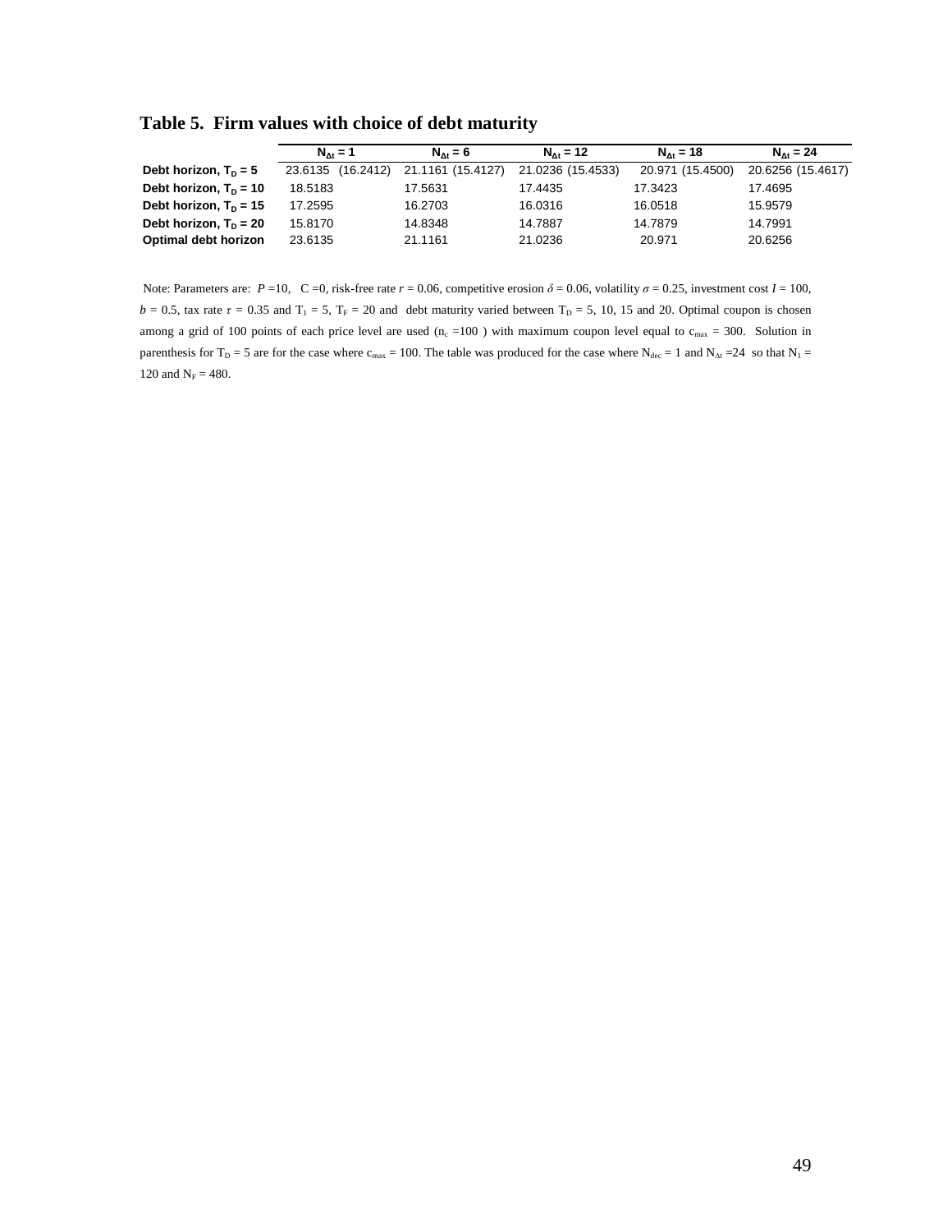## Table 5. Firm values with choice of debt maturity

| | $N_{\Delta t} = 1$ | $N_{\Delta t} = 6$ | $N_{\Delta t} = 12$ | $N_{\Delta t} = 18$ | $N_{\Delta t} = 24$ |
|---|---|---|---|---|---|
| **Debt horizon, $T_D = 5$** | 23.6135 (16.2412) | 21.1161 (15.4127) | 21.0236 (15.4533) | 20.971 (15.4500) | 20.6256 (15.4617) |
| **Debt horizon, $T_D = 10$** | 18.5183 | 17.5631 | 17.4435 | 17.3423 | 17.4695 |
| **Debt horizon, $T_D = 15$** | 17.2595 | 16.2703 | 16.0316 | 16.0518 | 15.9579 |
| **Debt horizon, $T_D = 20$** | 15.8170 | 14.8348 | 14.7887 | 14.7879 | 14.7991 |
| **Optimal debt horizon** | 23.6135 | 21.1161 | 21.0236 | 20.971 | 20.6256 |

Note: Parameters are: $P = 10$, $C = 0$, risk-free rate $r = 0.06$, competitive erosion $\delta = 0.06$, volatility $\sigma = 0.25$, investment cost $I = 100$, $b = 0.5$, tax rate $\tau = 0.35$ and $T_1 = 5$, $T_F = 20$ and debt maturity varied between $T_D = 5$, 10, 15 and 20. Optimal coupon is chosen among a grid of 100 points of each price level are used ($n_c = 100$ ) with maximum coupon level equal to $c_{max} = 300$. Solution in parenthesis for $T_D = 5$ are for the case where $c_{max} = 100$. The table was produced for the case where $N_{dec} = 1$ and $N_{\Delta t} = 24$ so that $N_1 = 120$ and $N_F = 480$.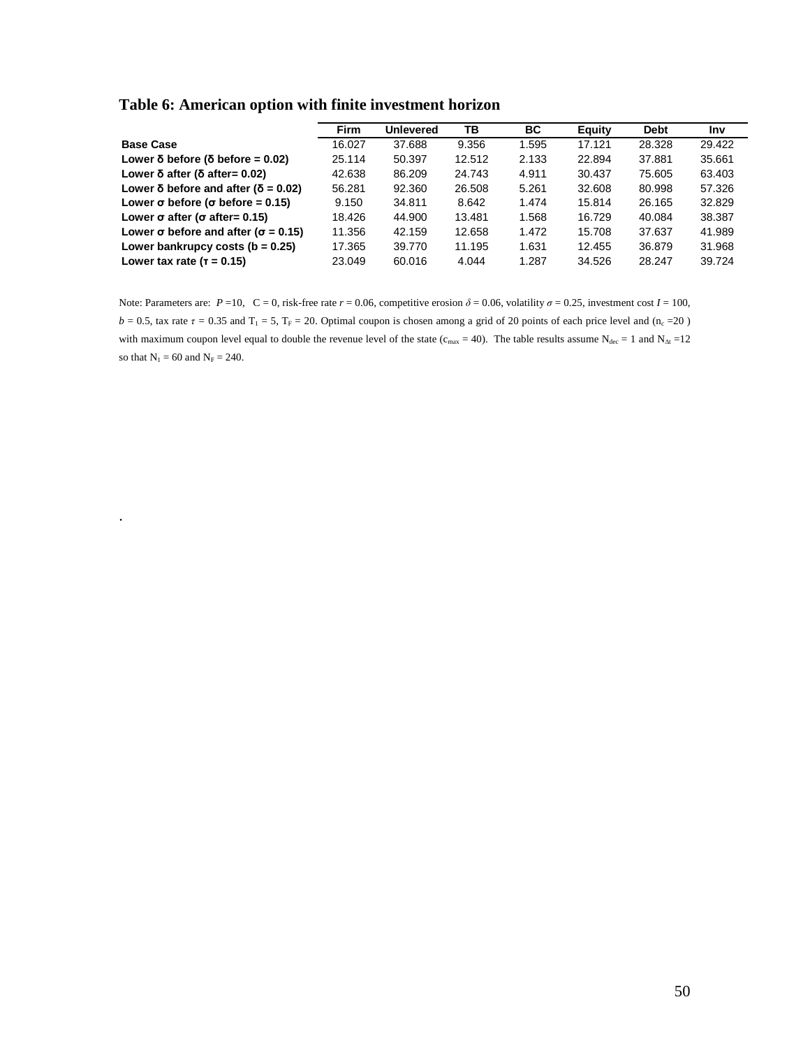**Table 6: American option with finite investment horizon**

| | Firm | Unlevered | TB | BC | Equity | Debt | Inv |
|---|---|---|---|---|---|---|---|
| **Base Case** | 16.027 | 37.688 | 9.356 | 1.595 | 17.121 | 28.328 | 29.422 |
| **Lower δ before (δ before = 0.02)** | 25.114 | 50.397 | 12.512 | 2.133 | 22.894 | 37.881 | 35.661 |
| **Lower δ after (δ after= 0.02)** | 42.638 | 86.209 | 24.743 | 4.911 | 30.437 | 75.605 | 63.403 |
| **Lower δ before and after (δ = 0.02)** | 56.281 | 92.360 | 26.508 | 5.261 | 32.608 | 80.998 | 57.326 |
| **Lower σ before (σ before = 0.15)** | 9.150 | 34.811 | 8.642 | 1.474 | 15.814 | 26.165 | 32.829 |
| **Lower σ after (σ after= 0.15)** | 18.426 | 44.900 | 13.481 | 1.568 | 16.729 | 40.084 | 38.387 |
| **Lower σ before and after (σ = 0.15)** | 11.356 | 42.159 | 12.658 | 1.472 | 15.708 | 37.637 | 41.989 |
| **Lower bankrupcy costs (b = 0.25)** | 17.365 | 39.770 | 11.195 | 1.631 | 12.455 | 36.879 | 31.968 |
| **Lower tax rate (τ = 0.15)** | 23.049 | 60.016 | 4.044 | 1.287 | 34.526 | 28.247 | 39.724 |

Note: Parameters are: $P = 10$, $C = 0$, risk-free rate $r = 0.06$, competitive erosion $\delta = 0.06$, volatility $\sigma = 0.25$, investment cost $I = 100$, $b = 0.5$, tax rate $\tau = 0.35$ and $T_I = 5$, $T_F = 20$. Optimal coupon is chosen among a grid of 20 points of each price level and ($n_c = 20$) with maximum coupon level equal to double the revenue level of the state ($c_{max} = 40$). The table results assume $N_{dec} = 1$ and $N_{\Delta t} = 12$ so that $N_I = 60$ and $N_F = 240$.

.